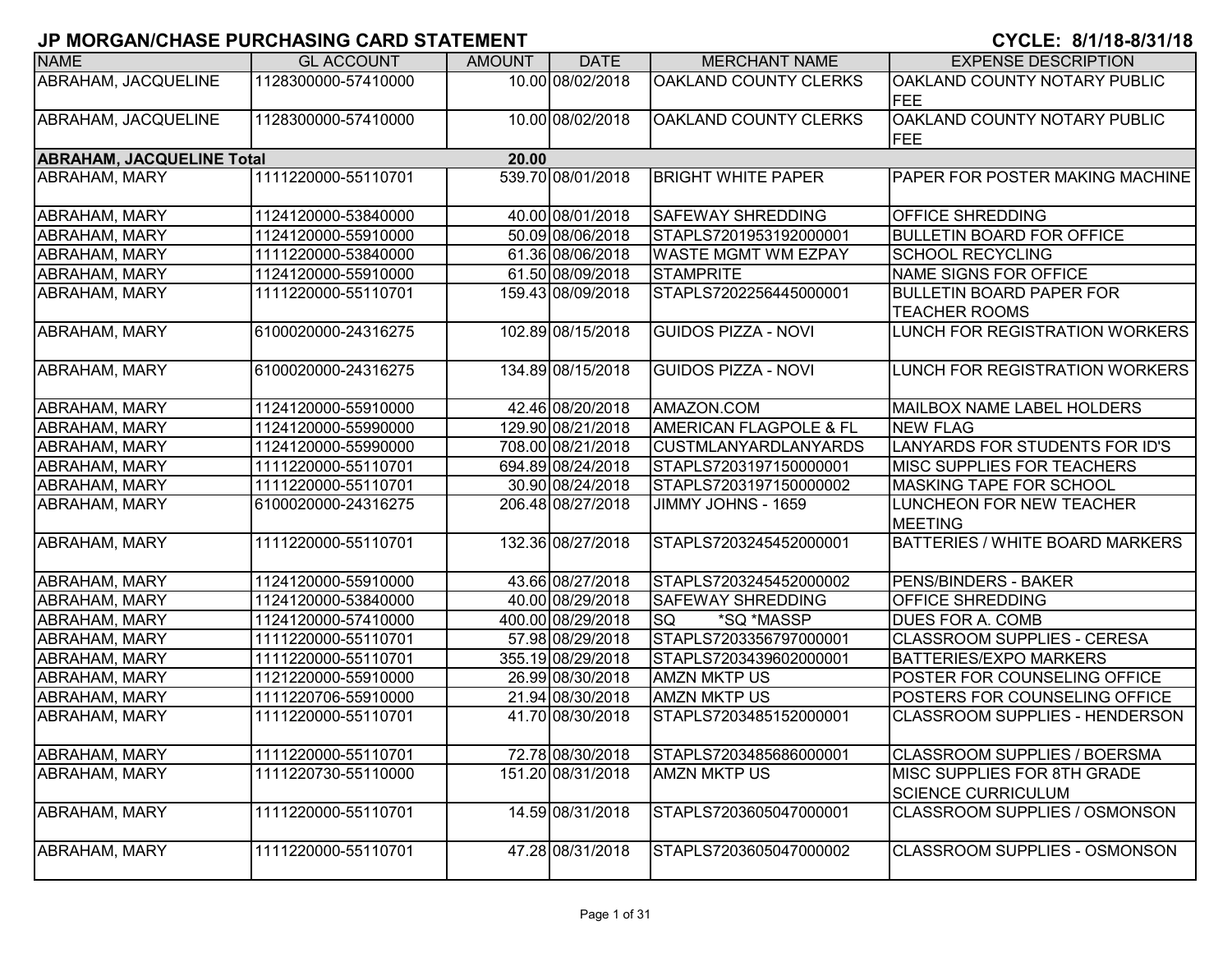# JP MORGAN/CHASE PURCHASING CARD STATEMENT

**CYCLE: 8/1/18-8/31/18**

| NAME | GL ACCOUNT | AMOUNT | DATE | MERCHANT NAME | EXPENSE DESCRIPTION |
|---|---|---|---|---|---|
| ABRAHAM, JACQUELINE | 1128300000-57410000 | 10.00 | 08/02/2018 | OAKLAND COUNTY CLERKS | OAKLAND COUNTY NOTARY PUBLIC FEE |
| ABRAHAM, JACQUELINE | 1128300000-57410000 | 10.00 | 08/02/2018 | OAKLAND COUNTY CLERKS | OAKLAND COUNTY NOTARY PUBLIC FEE |
| **ABRAHAM, JACQUELINE Total** | | **20.00** | | | |
| ABRAHAM, MARY | 1111220000-55110701 | 539.70 | 08/01/2018 | BRIGHT WHITE PAPER | PAPER FOR POSTER MAKING MACHINE |
| ABRAHAM, MARY | 1124120000-53840000 | 40.00 | 08/01/2018 | SAFEWAY SHREDDING | OFFICE SHREDDING |
| ABRAHAM, MARY | 1124120000-55910000 | 50.09 | 08/06/2018 | STAPLS7201953192000001 | BULLETIN BOARD FOR OFFICE |
| ABRAHAM, MARY | 1111220000-53840000 | 61.36 | 08/06/2018 | WASTE MGMT WM EZPAY | SCHOOL RECYCLING |
| ABRAHAM, MARY | 1124120000-55910000 | 61.50 | 08/09/2018 | STAMPRITE | NAME SIGNS FOR OFFICE |
| ABRAHAM, MARY | 1111220000-55110701 | 159.43 | 08/09/2018 | STAPLS7202256445000001 | BULLETIN BOARD PAPER FOR TEACHER ROOMS |
| ABRAHAM, MARY | 6100020000-24316275 | 102.89 | 08/15/2018 | GUIDOS PIZZA - NOVI | LUNCH FOR REGISTRATION WORKERS |
| ABRAHAM, MARY | 6100020000-24316275 | 134.89 | 08/15/2018 | GUIDOS PIZZA - NOVI | LUNCH FOR REGISTRATION WORKERS |
| ABRAHAM, MARY | 1124120000-55910000 | 42.46 | 08/20/2018 | AMAZON.COM | MAILBOX NAME LABEL HOLDERS |
| ABRAHAM, MARY | 1124120000-55990000 | 129.90 | 08/21/2018 | AMERICAN FLAGPOLE & FL | NEW FLAG |
| ABRAHAM, MARY | 1124120000-55990000 | 708.00 | 08/21/2018 | CUSTMLANYARDLANYARDS | LANYARDS FOR STUDENTS FOR ID'S |
| ABRAHAM, MARY | 1111220000-55110701 | 694.89 | 08/24/2018 | STAPLS7203197150000001 | MISC SUPPLIES FOR TEACHERS |
| ABRAHAM, MARY | 1111220000-55110701 | 30.90 | 08/24/2018 | STAPLS7203197150000002 | MASKING TAPE FOR SCHOOL |
| ABRAHAM, MARY | 6100020000-24316275 | 206.48 | 08/27/2018 | JIMMY JOHNS - 1659 | LUNCHEON FOR NEW TEACHER MEETING |
| ABRAHAM, MARY | 1111220000-55110701 | 132.36 | 08/27/2018 | STAPLS7203245452000001 | BATTERIES / WHITE BOARD MARKERS |
| ABRAHAM, MARY | 1124120000-55910000 | 43.66 | 08/27/2018 | STAPLS7203245452000002 | PENS/BINDERS - BAKER |
| ABRAHAM, MARY | 1124120000-53840000 | 40.00 | 08/29/2018 | SAFEWAY SHREDDING | OFFICE SHREDDING |
| ABRAHAM, MARY | 1124120000-57410000 | 400.00 | 08/29/2018 | SQ *SQ *MASSP | DUES FOR A. COMB |
| ABRAHAM, MARY | 1111220000-55110701 | 57.98 | 08/29/2018 | STAPLS7203356797000001 | CLASSROOM SUPPLIES - CERESA |
| ABRAHAM, MARY | 1111220000-55110701 | 355.19 | 08/29/2018 | STAPLS7203439602000001 | BATTERIES/EXPO MARKERS |
| ABRAHAM, MARY | 1121220000-55910000 | 26.99 | 08/30/2018 | AMZN MKTP US | POSTER FOR COUNSELING OFFICE |
| ABRAHAM, MARY | 1111220706-55910000 | 21.94 | 08/30/2018 | AMZN MKTP US | POSTERS FOR COUNSELING OFFICE |
| ABRAHAM, MARY | 1111220000-55110701 | 41.70 | 08/30/2018 | STAPLS7203485152000001 | CLASSROOM SUPPLIES - HENDERSON |
| ABRAHAM, MARY | 1111220000-55110701 | 72.78 | 08/30/2018 | STAPLS7203485686000001 | CLASSROOM SUPPLIES / BOERSMA |
| ABRAHAM, MARY | 1111220730-55110000 | 151.20 | 08/31/2018 | AMZN MKTP US | MISC SUPPLIES FOR 8TH GRADE SCIENCE CURRICULUM |
| ABRAHAM, MARY | 1111220000-55110701 | 14.59 | 08/31/2018 | STAPLS7203605047000001 | CLASSROOM SUPPLIES / OSMONSON |
| ABRAHAM, MARY | 1111220000-55110701 | 47.28 | 08/31/2018 | STAPLS7203605047000002 | CLASSROOM SUPPLIES - OSMONSON |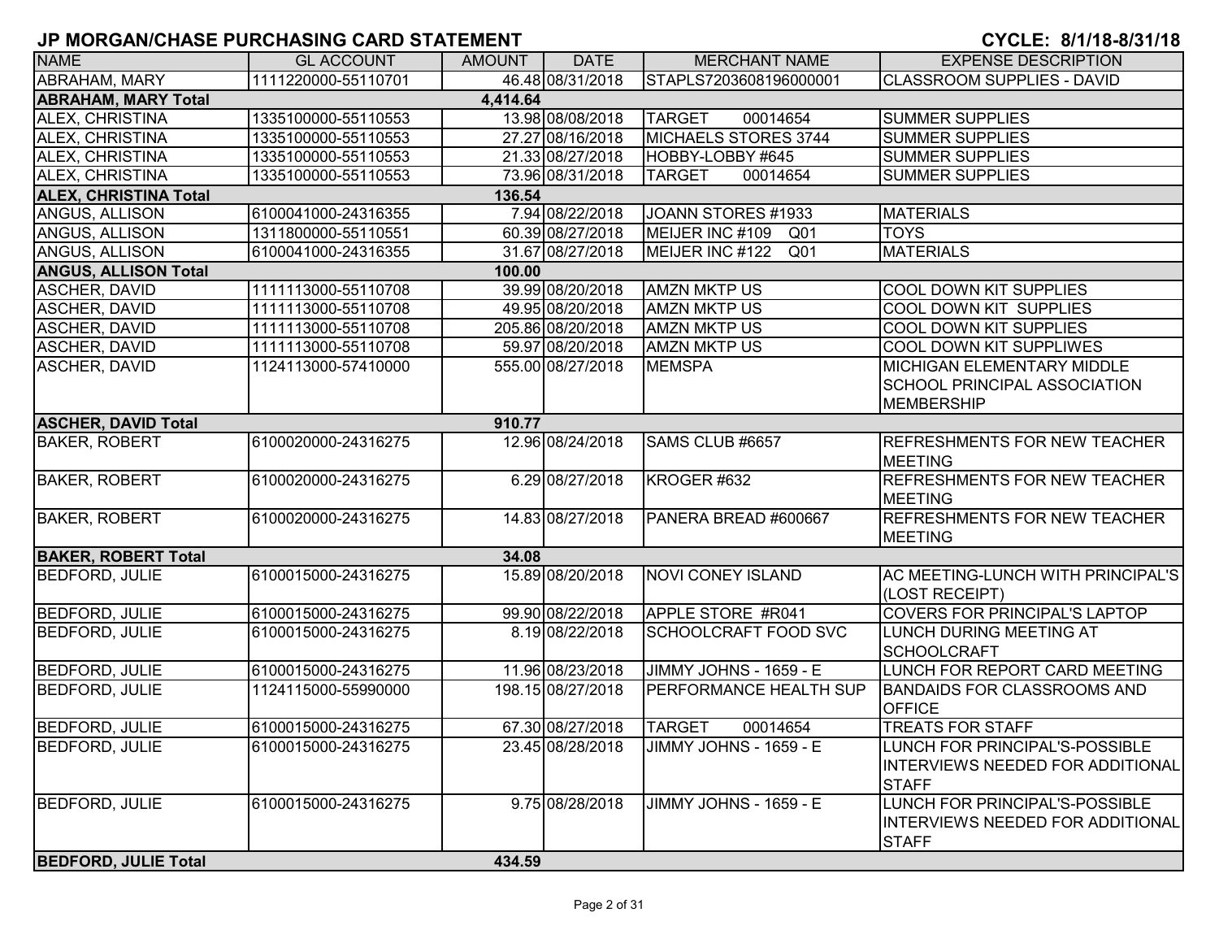# JP MORGAN/CHASE PURCHASING CARD STATEMENT

CYCLE: 8/1/18-8/31/18

| NAME | GL ACCOUNT | AMOUNT | DATE | MERCHANT NAME | EXPENSE DESCRIPTION |
|---|---|---|---|---|---|
| ABRAHAM, MARY | 1111220000-55110701 | 46.48 | 08/31/2018 | STAPLS7203608196000001 | CLASSROOM SUPPLIES - DAVID |
| **ABRAHAM, MARY Total** | | **4,414.64** | | | |
| ALEX, CHRISTINA | 1335100000-55110553 | 13.98 | 08/08/2018 | TARGET 00014654 | SUMMER SUPPLIES |
| ALEX, CHRISTINA | 1335100000-55110553 | 27.27 | 08/16/2018 | MICHAELS STORES 3744 | SUMMER SUPPLIES |
| ALEX, CHRISTINA | 1335100000-55110553 | 21.33 | 08/27/2018 | HOBBY-LOBBY #645 | SUMMER SUPPLIES |
| ALEX, CHRISTINA | 1335100000-55110553 | 73.96 | 08/31/2018 | TARGET 00014654 | SUMMER SUPPLIES |
| **ALEX, CHRISTINA Total** | | **136.54** | | | |
| ANGUS, ALLISON | 6100041000-24316355 | 7.94 | 08/22/2018 | JOANN STORES #1933 | MATERIALS |
| ANGUS, ALLISON | 1311800000-55110551 | 60.39 | 08/27/2018 | MEIJER INC #109 Q01 | TOYS |
| ANGUS, ALLISON | 6100041000-24316355 | 31.67 | 08/27/2018 | MEIJER INC #122 Q01 | MATERIALS |
| **ANGUS, ALLISON Total** | | **100.00** | | | |
| ASCHER, DAVID | 1111113000-55110708 | 39.99 | 08/20/2018 | AMZN MKTP US | COOL DOWN KIT SUPPLIES |
| ASCHER, DAVID | 1111113000-55110708 | 49.95 | 08/20/2018 | AMZN MKTP US | COOL DOWN KIT SUPPLIES |
| ASCHER, DAVID | 1111113000-55110708 | 205.86 | 08/20/2018 | AMZN MKTP US | COOL DOWN KIT SUPPLIES |
| ASCHER, DAVID | 1111113000-55110708 | 59.97 | 08/20/2018 | AMZN MKTP US | COOL DOWN KIT SUPPLIWES |
| ASCHER, DAVID | 1124113000-57410000 | 555.00 | 08/27/2018 | MEMSPA | MICHIGAN ELEMENTARY MIDDLE SCHOOL PRINCIPAL ASSOCIATION MEMBERSHIP |
| **ASCHER, DAVID Total** | | **910.77** | | | |
| BAKER, ROBERT | 6100020000-24316275 | 12.96 | 08/24/2018 | SAMS CLUB #6657 | REFRESHMENTS FOR NEW TEACHER MEETING |
| BAKER, ROBERT | 6100020000-24316275 | 6.29 | 08/27/2018 | KROGER #632 | REFRESHMENTS FOR NEW TEACHER MEETING |
| BAKER, ROBERT | 6100020000-24316275 | 14.83 | 08/27/2018 | PANERA BREAD #600667 | REFRESHMENTS FOR NEW TEACHER MEETING |
| **BAKER, ROBERT Total** | | **34.08** | | | |
| BEDFORD, JULIE | 6100015000-24316275 | 15.89 | 08/20/2018 | NOVI CONEY ISLAND | AC MEETING-LUNCH WITH PRINCIPAL'S (LOST RECEIPT) |
| BEDFORD, JULIE | 6100015000-24316275 | 99.90 | 08/22/2018 | APPLE STORE #R041 | COVERS FOR PRINCIPAL'S LAPTOP |
| BEDFORD, JULIE | 6100015000-24316275 | 8.19 | 08/22/2018 | SCHOOLCRAFT FOOD SVC | LUNCH DURING MEETING AT SCHOOLCRAFT |
| BEDFORD, JULIE | 6100015000-24316275 | 11.96 | 08/23/2018 | JIMMY JOHNS - 1659 - E | LUNCH FOR REPORT CARD MEETING |
| BEDFORD, JULIE | 1124115000-55990000 | 198.15 | 08/27/2018 | PERFORMANCE HEALTH SUP | BANDAIDS FOR CLASSROOMS AND OFFICE |
| BEDFORD, JULIE | 6100015000-24316275 | 67.30 | 08/27/2018 | TARGET 00014654 | TREATS FOR STAFF |
| BEDFORD, JULIE | 6100015000-24316275 | 23.45 | 08/28/2018 | JIMMY JOHNS - 1659 - E | LUNCH FOR PRINCIPAL'S-POSSIBLE INTERVIEWS NEEDED FOR ADDITIONAL STAFF |
| BEDFORD, JULIE | 6100015000-24316275 | 9.75 | 08/28/2018 | JIMMY JOHNS - 1659 - E | LUNCH FOR PRINCIPAL'S-POSSIBLE INTERVIEWS NEEDED FOR ADDITIONAL STAFF |
| **BEDFORD, JULIE Total** | | **434.59** | | | |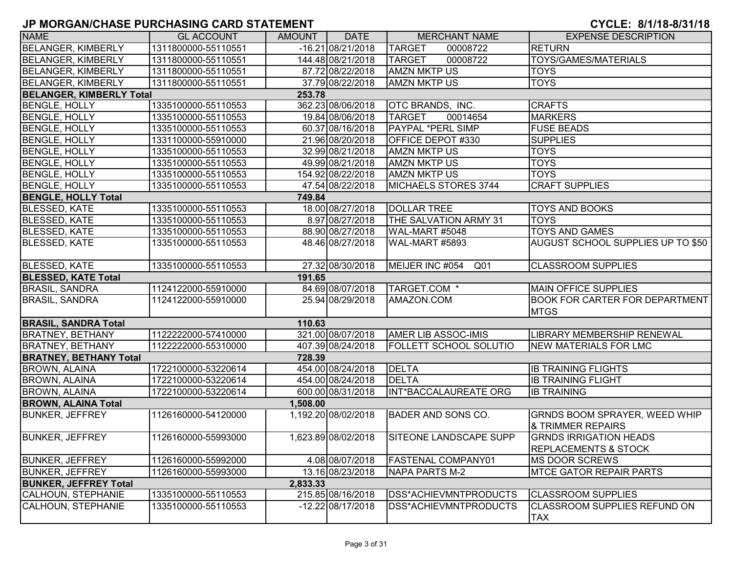# JP MORGAN/CHASE PURCHASING CARD STATEMENT

**CYCLE: 8/1/18-8/31/18**

| NAME | GL ACCOUNT | AMOUNT | DATE | MERCHANT NAME | EXPENSE DESCRIPTION |
|---|---|---|---|---|---|
| BELANGER, KIMBERLY | 1311800000-55110551 | -16.21 | 08/21/2018 | TARGET 00008722 | RETURN |
| BELANGER, KIMBERLY | 1311800000-55110551 | 144.48 | 08/21/2018 | TARGET 00008722 | TOYS/GAMES/MATERIALS |
| BELANGER, KIMBERLY | 1311800000-55110551 | 87.72 | 08/22/2018 | AMZN MKTP US | TOYS |
| BELANGER, KIMBERLY | 1311800000-55110551 | 37.79 | 08/22/2018 | AMZN MKTP US | TOYS |
| **BELANGER, KIMBERLY Total** | | **253.78** | | | |
| BENGLE, HOLLY | 1335100000-55110553 | 362.23 | 08/06/2018 | OTC BRANDS, INC. | CRAFTS |
| BENGLE, HOLLY | 1335100000-55110553 | 19.84 | 08/06/2018 | TARGET 00014654 | MARKERS |
| BENGLE, HOLLY | 1335100000-55110553 | 60.37 | 08/16/2018 | PAYPAL *PERL SIMP | FUSE BEADS |
| BENGLE, HOLLY | 1331100000-55910000 | 21.96 | 08/20/2018 | OFFICE DEPOT #330 | SUPPLIES |
| BENGLE, HOLLY | 1335100000-55110553 | 32.99 | 08/21/2018 | AMZN MKTP US | TOYS |
| BENGLE, HOLLY | 1335100000-55110553 | 49.99 | 08/21/2018 | AMZN MKTP US | TOYS |
| BENGLE, HOLLY | 1335100000-55110553 | 154.92 | 08/22/2018 | AMZN MKTP US | TOYS |
| BENGLE, HOLLY | 1335100000-55110553 | 47.54 | 08/22/2018 | MICHAELS STORES 3744 | CRAFT SUPPLIES |
| **BENGLE, HOLLY Total** | | **749.84** | | | |
| BLESSED, KATE | 1335100000-55110553 | 18.00 | 08/27/2018 | DOLLAR TREE | TOYS AND BOOKS |
| BLESSED, KATE | 1335100000-55110553 | 8.97 | 08/27/2018 | THE SALVATION ARMY 31 | TOYS |
| BLESSED, KATE | 1335100000-55110553 | 88.90 | 08/27/2018 | WAL-MART #5048 | TOYS AND GAMES |
| BLESSED, KATE | 1335100000-55110553 | 48.46 | 08/27/2018 | WAL-MART #5893 | AUGUST SCHOOL SUPPLIES UP TO $50 |
| BLESSED, KATE | 1335100000-55110553 | 27.32 | 08/30/2018 | MEIJER INC #054 Q01 | CLASSROOM SUPPLIES |
| **BLESSED, KATE Total** | | **191.65** | | | |
| BRASIL, SANDRA | 1124122000-55910000 | 84.69 | 08/07/2018 | TARGET.COM * | MAIN OFFICE SUPPLIES |
| BRASIL, SANDRA | 1124122000-55910000 | 25.94 | 08/29/2018 | AMAZON.COM | BOOK FOR CARTER FOR DEPARTMENT MTGS |
| **BRASIL, SANDRA Total** | | **110.63** | | | |
| BRATNEY, BETHANY | 1122222000-57410000 | 321.00 | 08/07/2018 | AMER LIB ASSOC-IMIS | LIBRARY MEMBERSHIP RENEWAL |
| BRATNEY, BETHANY | 1122222000-55310000 | 407.39 | 08/24/2018 | FOLLETT SCHOOL SOLUTIO | NEW MATERIALS FOR LMC |
| **BRATNEY, BETHANY Total** | | **728.39** | | | |
| BROWN, ALAINA | 1722100000-53220614 | 454.00 | 08/24/2018 | DELTA | IB TRAINING FLIGHTS |
| BROWN, ALAINA | 1722100000-53220614 | 454.00 | 08/24/2018 | DELTA | IB TRAINING FLIGHT |
| BROWN, ALAINA | 1722100000-53220614 | 600.00 | 08/31/2018 | INT*BACCALAUREATE ORG | IB TRAINING |
| **BROWN, ALAINA Total** | | **1,508.00** | | | |
| BUNKER, JEFFREY | 1126160000-54120000 | 1,192.20 | 08/02/2018 | BADER AND SONS CO. | GRNDS BOOM SPRAYER, WEED WHIP & TRIMMER REPAIRS |
| BUNKER, JEFFREY | 1126160000-55993000 | 1,623.89 | 08/02/2018 | SITEONE LANDSCAPE SUPP | GRNDS IRRIGATION HEADS REPLACEMENTS & STOCK |
| BUNKER, JEFFREY | 1126160000-55992000 | 4.08 | 08/07/2018 | FASTENAL COMPANY01 | MS DOOR SCREWS |
| BUNKER, JEFFREY | 1126160000-55993000 | 13.16 | 08/23/2018 | NAPA PARTS M-2 | MTCE GATOR REPAIR PARTS |
| **BUNKER, JEFFREY Total** | | **2,833.33** | | | |
| CALHOUN, STEPHANIE | 1335100000-55110553 | 215.85 | 08/16/2018 | DSS*ACHIEVMNTPRODUCTS | CLASSROOM SUPPLIES |
| CALHOUN, STEPHANIE | 1335100000-55110553 | -12.22 | 08/17/2018 | DSS*ACHIEVMNTPRODUCTS | CLASSROOM SUPPLIES REFUND ON TAX |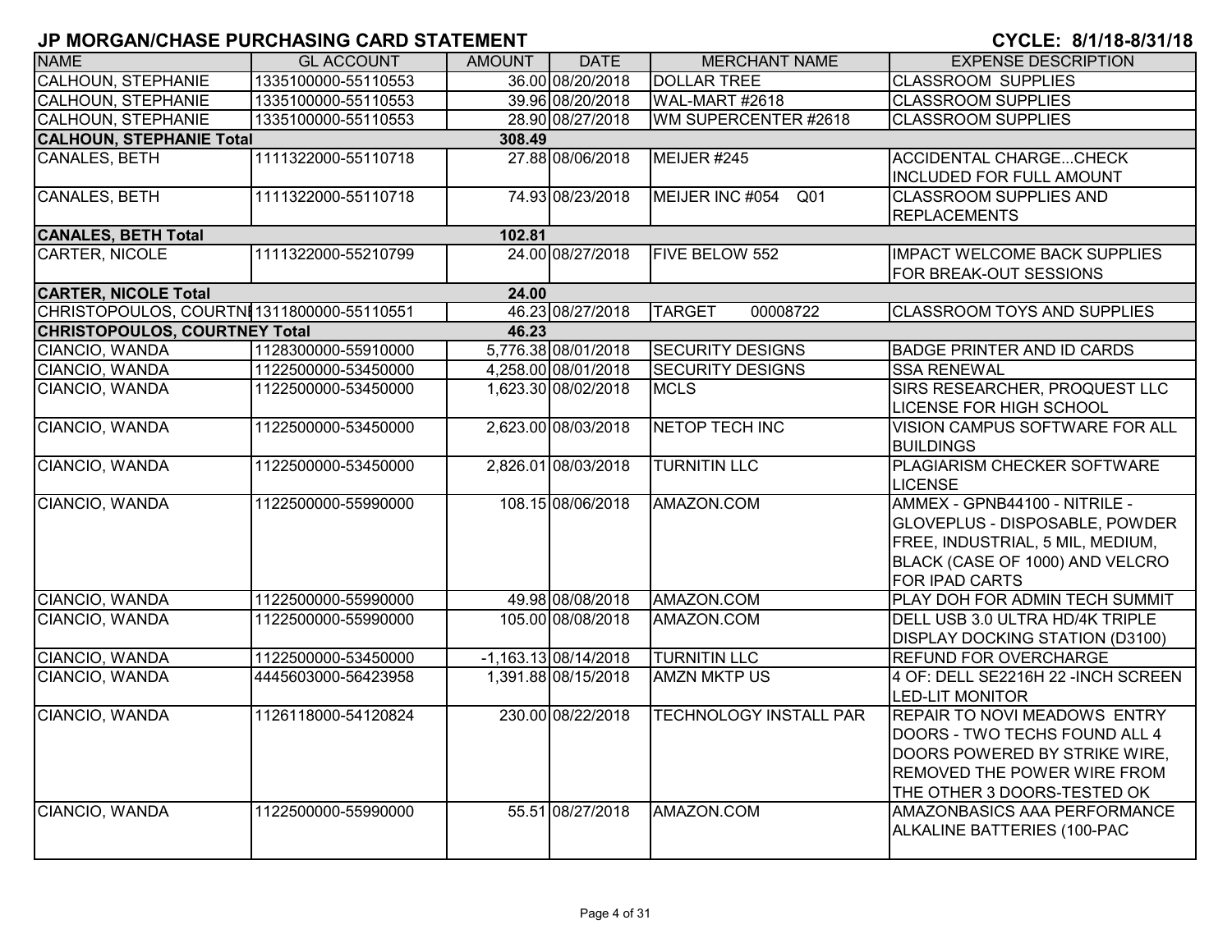# JP MORGAN/CHASE PURCHASING CARD STATEMENT

**CYCLE: 8/1/18-8/31/18**

| NAME | GL ACCOUNT | AMOUNT | DATE | MERCHANT NAME | EXPENSE DESCRIPTION |
|---|---|---|---|---|---|
| CALHOUN, STEPHANIE | 1335100000-55110553 | 36.00 | 08/20/2018 | DOLLAR TREE | CLASSROOM SUPPLIES |
| CALHOUN, STEPHANIE | 1335100000-55110553 | 39.96 | 08/20/2018 | WAL-MART #2618 | CLASSROOM SUPPLIES |
| CALHOUN, STEPHANIE | 1335100000-55110553 | 28.90 | 08/27/2018 | WM SUPERCENTER #2618 | CLASSROOM SUPPLIES |
| **CALHOUN, STEPHANIE Total** | | **308.49** | | | |
| CANALES, BETH | 1111322000-55110718 | 27.88 | 08/06/2018 | MEIJER #245 | ACCIDENTAL CHARGE...CHECK INCLUDED FOR FULL AMOUNT |
| CANALES, BETH | 1111322000-55110718 | 74.93 | 08/23/2018 | MEIJER INC #054 Q01 | CLASSROOM SUPPLIES AND REPLACEMENTS |
| **CANALES, BETH Total** | | **102.81** | | | |
| CARTER, NICOLE | 1111322000-55210799 | 24.00 | 08/27/2018 | FIVE BELOW 552 | IMPACT WELCOME BACK SUPPLIES FOR BREAK-OUT SESSIONS |
| **CARTER, NICOLE Total** | | **24.00** | | | |
| CHRISTOPOULOS, COURTNEY | 1311800000-55110551 | 46.23 | 08/27/2018 | TARGET 00008722 | CLASSROOM TOYS AND SUPPLIES |
| **CHRISTOPOULOS, COURTNEY Total** | | **46.23** | | | |
| CIANCIO, WANDA | 1128300000-55910000 | 5,776.38 | 08/01/2018 | SECURITY DESIGNS | BADGE PRINTER AND ID CARDS |
| CIANCIO, WANDA | 1122500000-53450000 | 4,258.00 | 08/01/2018 | SECURITY DESIGNS | SSA RENEWAL |
| CIANCIO, WANDA | 1122500000-53450000 | 1,623.30 | 08/02/2018 | MCLS | SIRS RESEARCHER, PROQUEST LLC LICENSE FOR HIGH SCHOOL |
| CIANCIO, WANDA | 1122500000-53450000 | 2,623.00 | 08/03/2018 | NETOP TECH INC | VISION CAMPUS SOFTWARE FOR ALL BUILDINGS |
| CIANCIO, WANDA | 1122500000-53450000 | 2,826.01 | 08/03/2018 | TURNITIN LLC | PLAGIARISM CHECKER SOFTWARE LICENSE |
| CIANCIO, WANDA | 1122500000-55990000 | 108.15 | 08/06/2018 | AMAZON.COM | AMMEX - GPNB44100 - NITRILE - GLOVEPLUS - DISPOSABLE, POWDER FREE, INDUSTRIAL, 5 MIL, MEDIUM, BLACK (CASE OF 1000) AND VELCRO FOR IPAD CARTS |
| CIANCIO, WANDA | 1122500000-55990000 | 49.98 | 08/08/2018 | AMAZON.COM | PLAY DOH FOR ADMIN TECH SUMMIT |
| CIANCIO, WANDA | 1122500000-55990000 | 105.00 | 08/08/2018 | AMAZON.COM | DELL USB 3.0 ULTRA HD/4K TRIPLE DISPLAY DOCKING STATION (D3100) |
| CIANCIO, WANDA | 1122500000-53450000 | -1,163.13 | 08/14/2018 | TURNITIN LLC | REFUND FOR OVERCHARGE |
| CIANCIO, WANDA | 4445603000-56423958 | 1,391.88 | 08/15/2018 | AMZN MKTP US | 4 OF: DELL SE2216H 22 -INCH SCREEN LED-LIT MONITOR |
| CIANCIO, WANDA | 1126118000-54120824 | 230.00 | 08/22/2018 | TECHNOLOGY INSTALL PAR | REPAIR TO NOVI MEADOWS ENTRY DOORS - TWO TECHS FOUND ALL 4 DOORS POWERED BY STRIKE WIRE, REMOVED THE POWER WIRE FROM THE OTHER 3 DOORS-TESTED OK |
| CIANCIO, WANDA | 1122500000-55990000 | 55.51 | 08/27/2018 | AMAZON.COM | AMAZONBASICS AAA PERFORMANCE ALKALINE BATTERIES (100-PAC |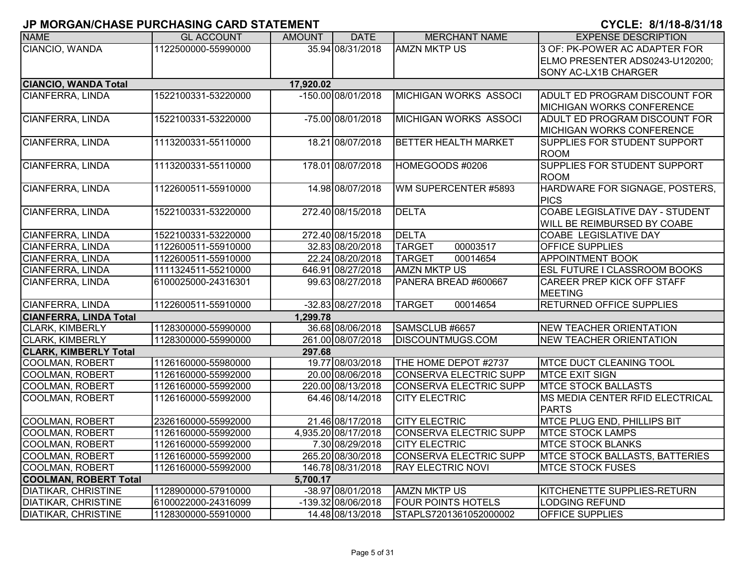## JP MORGAN/CHASE PURCHASING CARD STATEMENT

**CYCLE: 8/1/18-8/31/18**

| NAME | GL ACCOUNT | AMOUNT | DATE | MERCHANT NAME | EXPENSE DESCRIPTION |
|---|---|---|---|---|---|
| CIANCIO, WANDA | 1122500000-55990000 | 35.94 | 08/31/2018 | AMZN MKTP US | 3 OF: PK-POWER AC ADAPTER FOR ELMO PRESENTER ADS0243-U120200; SONY AC-LX1B CHARGER |
| **CIANCIO, WANDA Total** | | **17,920.02** | | | |
| CIANFERRA, LINDA | 1522100331-53220000 | -150.00 | 08/01/2018 | MICHIGAN WORKS ASSOCI | ADULT ED PROGRAM DISCOUNT FOR MICHIGAN WORKS CONFERENCE |
| CIANFERRA, LINDA | 1522100331-53220000 | -75.00 | 08/01/2018 | MICHIGAN WORKS ASSOCI | ADULT ED PROGRAM DISCOUNT FOR MICHIGAN WORKS CONFERENCE |
| CIANFERRA, LINDA | 1113200331-55110000 | 18.21 | 08/07/2018 | BETTER HEALTH MARKET | SUPPLIES FOR STUDENT SUPPORT ROOM |
| CIANFERRA, LINDA | 1113200331-55110000 | 178.01 | 08/07/2018 | HOMEGOODS #0206 | SUPPLIES FOR STUDENT SUPPORT ROOM |
| CIANFERRA, LINDA | 1122600511-55910000 | 14.98 | 08/07/2018 | WM SUPERCENTER #5893 | HARDWARE FOR SIGNAGE, POSTERS, PICS |
| CIANFERRA, LINDA | 1522100331-53220000 | 272.40 | 08/15/2018 | DELTA | COABE LEGISLATIVE DAY - STUDENT WILL BE REIMBURSED BY COABE |
| CIANFERRA, LINDA | 1522100331-53220000 | 272.40 | 08/15/2018 | DELTA | COABE LEGISLATIVE DAY |
| CIANFERRA, LINDA | 1122600511-55910000 | 32.83 | 08/20/2018 | TARGET 00003517 | OFFICE SUPPLIES |
| CIANFERRA, LINDA | 1122600511-55910000 | 22.24 | 08/20/2018 | TARGET 00014654 | APPOINTMENT BOOK |
| CIANFERRA, LINDA | 1111324511-55210000 | 646.91 | 08/27/2018 | AMZN MKTP US | ESL FUTURE I CLASSROOM BOOKS |
| CIANFERRA, LINDA | 6100025000-24316301 | 99.63 | 08/27/2018 | PANERA BREAD #600667 | CAREER PREP KICK OFF STAFF MEETING |
| CIANFERRA, LINDA | 1122600511-55910000 | -32.83 | 08/27/2018 | TARGET 00014654 | RETURNED OFFICE SUPPLIES |
| **CIANFERRA, LINDA Total** | | **1,299.78** | | | |
| CLARK, KIMBERLY | 1128300000-55990000 | 36.68 | 08/06/2018 | SAMSCLUB #6657 | NEW TEACHER ORIENTATION |
| CLARK, KIMBERLY | 1128300000-55990000 | 261.00 | 08/07/2018 | DISCOUNTMUGS.COM | NEW TEACHER ORIENTATION |
| **CLARK, KIMBERLY Total** | | **297.68** | | | |
| COOLMAN, ROBERT | 1126160000-55980000 | 19.77 | 08/03/2018 | THE HOME DEPOT #2737 | MTCE DUCT CLEANING TOOL |
| COOLMAN, ROBERT | 1126160000-55992000 | 20.00 | 08/06/2018 | CONSERVA ELECTRIC SUPP | MTCE EXIT SIGN |
| COOLMAN, ROBERT | 1126160000-55992000 | 220.00 | 08/13/2018 | CONSERVA ELECTRIC SUPP | MTCE STOCK BALLASTS |
| COOLMAN, ROBERT | 1126160000-55992000 | 64.46 | 08/14/2018 | CITY ELECTRIC | MS MEDIA CENTER RFID ELECTRICAL PARTS |
| COOLMAN, ROBERT | 2326160000-55992000 | 21.46 | 08/17/2018 | CITY ELECTRIC | MTCE PLUG END, PHILLIPS BIT |
| COOLMAN, ROBERT | 1126160000-55992000 | 4,935.20 | 08/17/2018 | CONSERVA ELECTRIC SUPP | MTCE STOCK LAMPS |
| COOLMAN, ROBERT | 1126160000-55992000 | 7.30 | 08/29/2018 | CITY ELECTRIC | MTCE STOCK BLANKS |
| COOLMAN, ROBERT | 1126160000-55992000 | 265.20 | 08/30/2018 | CONSERVA ELECTRIC SUPP | MTCE STOCK BALLASTS, BATTERIES |
| COOLMAN, ROBERT | 1126160000-55992000 | 146.78 | 08/31/2018 | RAY ELECTRIC NOVI | MTCE STOCK FUSES |
| **COOLMAN, ROBERT Total** | | **5,700.17** | | | |
| DIATIKAR, CHRISTINE | 1128900000-57910000 | -38.97 | 08/01/2018 | AMZN MKTP US | KITCHENETTE SUPPLIES-RETURN |
| DIATIKAR, CHRISTINE | 6100022000-24316099 | -139.32 | 08/06/2018 | FOUR POINTS HOTELS | LODGING REFUND |
| DIATIKAR, CHRISTINE | 1128300000-55910000 | 14.48 | 08/13/2018 | STAPLS7201361052000002 | OFFICE SUPPLIES |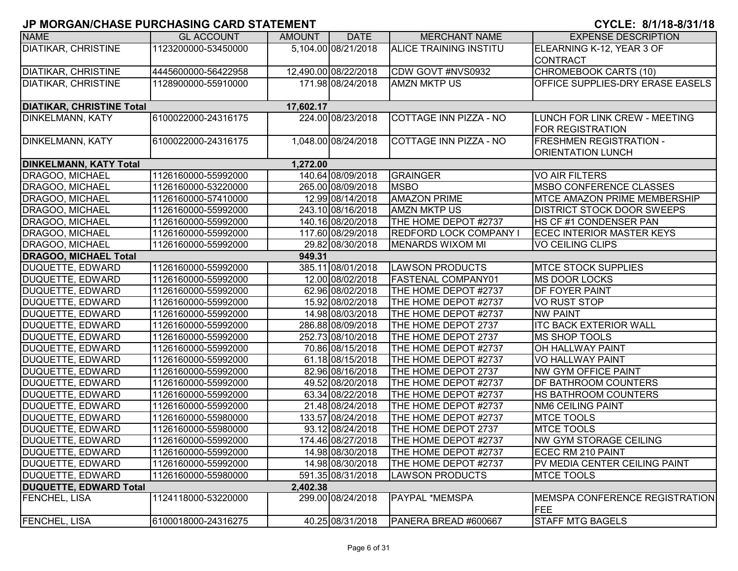# JP MORGAN/CHASE PURCHASING CARD STATEMENT

**CYCLE: 8/1/18-8/31/18**

| NAME | GL ACCOUNT | AMOUNT | DATE | MERCHANT NAME | EXPENSE DESCRIPTION |
|---|---|---|---|---|---|
| DIATIKAR, CHRISTINE | 1123200000-53450000 | 5,104.00 | 08/21/2018 | ALICE TRAINING INSTITU | ELEARNING K-12, YEAR 3 OF CONTRACT |
| DIATIKAR, CHRISTINE | 4445600000-56422958 | 12,490.00 | 08/22/2018 | CDW GOVT #NVS0932 | CHROMEBOOK CARTS (10) |
| DIATIKAR, CHRISTINE | 1128900000-55910000 | 171.98 | 08/24/2018 | AMZN MKTP US | OFFICE SUPPLIES-DRY ERASE EASELS |
| **DIATIKAR, CHRISTINE Total** | | **17,602.17** | | | |
| DINKELMANN, KATY | 6100022000-24316175 | 224.00 | 08/23/2018 | COTTAGE INN PIZZA - NO | LUNCH FOR LINK CREW - MEETING FOR REGISTRATION |
| DINKELMANN, KATY | 6100022000-24316175 | 1,048.00 | 08/24/2018 | COTTAGE INN PIZZA - NO | FRESHMEN REGISTRATION - ORIENTATION LUNCH |
| **DINKELMANN, KATY Total** | | **1,272.00** | | | |
| DRAGOO, MICHAEL | 1126160000-55992000 | 140.64 | 08/09/2018 | GRAINGER | VO AIR FILTERS |
| DRAGOO, MICHAEL | 1126160000-53220000 | 265.00 | 08/09/2018 | MSBO | MSBO CONFERENCE CLASSES |
| DRAGOO, MICHAEL | 1126160000-57410000 | 12.99 | 08/14/2018 | AMAZON PRIME | MTCE AMAZON PRIME MEMBERSHIP |
| DRAGOO, MICHAEL | 1126160000-55992000 | 243.10 | 08/16/2018 | AMZN MKTP US | DISTRICT STOCK DOOR SWEEPS |
| DRAGOO, MICHAEL | 1126160000-55992000 | 140.16 | 08/20/2018 | THE HOME DEPOT #2737 | HS CF #1 CONDENSER PAN |
| DRAGOO, MICHAEL | 1126160000-55992000 | 117.60 | 08/29/2018 | REDFORD LOCK COMPANY I | ECEC INTERIOR MASTER KEYS |
| DRAGOO, MICHAEL | 1126160000-55992000 | 29.82 | 08/30/2018 | MENARDS WIXOM MI | VO CEILING CLIPS |
| **DRAGOO, MICHAEL Total** | | **949.31** | | | |
| DUQUETTE, EDWARD | 1126160000-55992000 | 385.11 | 08/01/2018 | LAWSON PRODUCTS | MTCE STOCK SUPPLIES |
| DUQUETTE, EDWARD | 1126160000-55992000 | 12.00 | 08/02/2018 | FASTENAL COMPANY01 | MS DOOR LOCKS |
| DUQUETTE, EDWARD | 1126160000-55992000 | 62.96 | 08/02/2018 | THE HOME DEPOT #2737 | DF FOYER PAINT |
| DUQUETTE, EDWARD | 1126160000-55992000 | 15.92 | 08/02/2018 | THE HOME DEPOT #2737 | VO RUST STOP |
| DUQUETTE, EDWARD | 1126160000-55992000 | 14.98 | 08/03/2018 | THE HOME DEPOT #2737 | NW PAINT |
| DUQUETTE, EDWARD | 1126160000-55992000 | 286.88 | 08/09/2018 | THE HOME DEPOT 2737 | ITC BACK EXTERIOR WALL |
| DUQUETTE, EDWARD | 1126160000-55992000 | 252.73 | 08/10/2018 | THE HOME DEPOT 2737 | MS SHOP TOOLS |
| DUQUETTE, EDWARD | 1126160000-55992000 | 70.86 | 08/15/2018 | THE HOME DEPOT #2737 | OH HALLWAY PAINT |
| DUQUETTE, EDWARD | 1126160000-55992000 | 61.18 | 08/15/2018 | THE HOME DEPOT #2737 | VO HALLWAY PAINT |
| DUQUETTE, EDWARD | 1126160000-55992000 | 82.96 | 08/16/2018 | THE HOME DEPOT 2737 | NW GYM OFFICE PAINT |
| DUQUETTE, EDWARD | 1126160000-55992000 | 49.52 | 08/20/2018 | THE HOME DEPOT #2737 | DF BATHROOM COUNTERS |
| DUQUETTE, EDWARD | 1126160000-55992000 | 63.34 | 08/22/2018 | THE HOME DEPOT #2737 | HS BATHROOM COUNTERS |
| DUQUETTE, EDWARD | 1126160000-55992000 | 21.48 | 08/24/2018 | THE HOME DEPOT #2737 | NM6 CEILING PAINT |
| DUQUETTE, EDWARD | 1126160000-55980000 | 133.57 | 08/24/2018 | THE HOME DEPOT #2737 | MTCE TOOLS |
| DUQUETTE, EDWARD | 1126160000-55980000 | 93.12 | 08/24/2018 | THE HOME DEPOT 2737 | MTCE TOOLS |
| DUQUETTE, EDWARD | 1126160000-55992000 | 174.46 | 08/27/2018 | THE HOME DEPOT #2737 | NW GYM STORAGE CEILING |
| DUQUETTE, EDWARD | 1126160000-55992000 | 14.98 | 08/30/2018 | THE HOME DEPOT #2737 | ECEC RM 210 PAINT |
| DUQUETTE, EDWARD | 1126160000-55992000 | 14.98 | 08/30/2018 | THE HOME DEPOT #2737 | PV MEDIA CENTER CEILING PAINT |
| DUQUETTE, EDWARD | 1126160000-55980000 | 591.35 | 08/31/2018 | LAWSON PRODUCTS | MTCE TOOLS |
| **DUQUETTE, EDWARD Total** | | **2,402.38** | | | |
| FENCHEL, LISA | 1124118000-53220000 | 299.00 | 08/24/2018 | PAYPAL *MEMSPA | MEMSPA CONFERENCE REGISTRATION FEE |
| FENCHEL, LISA | 6100018000-24316275 | 40.25 | 08/31/2018 | PANERA BREAD #600667 | STAFF MTG BAGELS |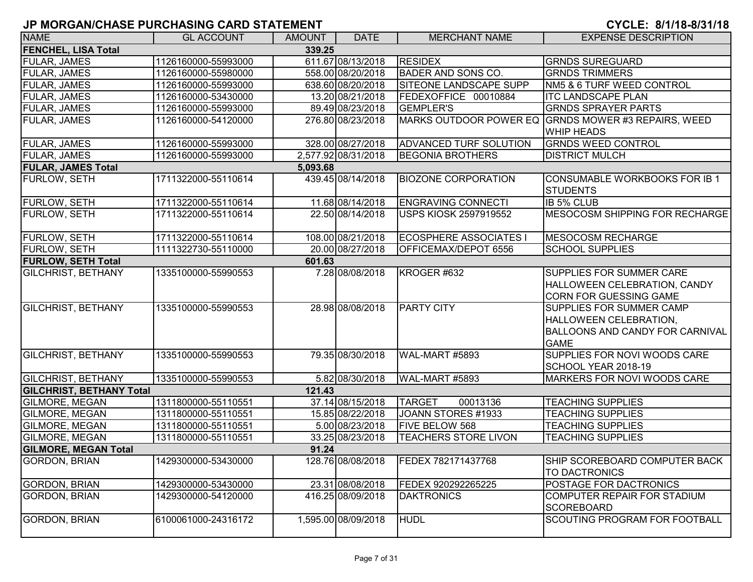# JP MORGAN/CHASE PURCHASING CARD STATEMENT

**CYCLE: 8/1/18-8/31/18**

| NAME | GL ACCOUNT | AMOUNT | DATE | MERCHANT NAME | EXPENSE DESCRIPTION |
|---|---|---|---|---|---|
| **FENCHEL, LISA Total** | | **339.25** | | | |
| FULAR, JAMES | 1126160000-55993000 | 611.67 | 08/13/2018 | RESIDEX | GRNDS SUREGUARD |
| FULAR, JAMES | 1126160000-55980000 | 558.00 | 08/20/2018 | BADER AND SONS CO. | GRNDS TRIMMERS |
| FULAR, JAMES | 1126160000-55993000 | 638.60 | 08/20/2018 | SITEONE LANDSCAPE SUPP | NM5 & 6 TURF WEED CONTROL |
| FULAR, JAMES | 1126160000-53430000 | 13.20 | 08/21/2018 | FEDEXOFFICE 00010884 | ITC LANDSCAPE PLAN |
| FULAR, JAMES | 1126160000-55993000 | 89.49 | 08/23/2018 | GEMPLER'S | GRNDS SPRAYER PARTS |
| FULAR, JAMES | 1126160000-54120000 | 276.80 | 08/23/2018 | MARKS OUTDOOR POWER EQ | GRNDS MOWER #3 REPAIRS, WEED WHIP HEADS |
| FULAR, JAMES | 1126160000-55993000 | 328.00 | 08/27/2018 | ADVANCED TURF SOLUTION | GRNDS WEED CONTROL |
| FULAR, JAMES | 1126160000-55993000 | 2,577.92 | 08/31/2018 | BEGONIA BROTHERS | DISTRICT MULCH |
| **FULAR, JAMES Total** | | **5,093.68** | | | |
| FURLOW, SETH | 1711322000-55110614 | 439.45 | 08/14/2018 | BIOZONE CORPORATION | CONSUMABLE WORKBOOKS FOR IB 1 STUDENTS |
| FURLOW, SETH | 1711322000-55110614 | 11.68 | 08/14/2018 | ENGRAVING CONNECTI | IB 5% CLUB |
| FURLOW, SETH | 1711322000-55110614 | 22.50 | 08/14/2018 | USPS KIOSK 2597919552 | MESOCOSM SHIPPING FOR RECHARGE |
| FURLOW, SETH | 1711322000-55110614 | 108.00 | 08/21/2018 | ECOSPHERE ASSOCIATES I | MESOCOSM RECHARGE |
| FURLOW, SETH | 1111322730-55110000 | 20.00 | 08/27/2018 | OFFICEMAX/DEPOT 6556 | SCHOOL SUPPLIES |
| **FURLOW, SETH Total** | | **601.63** | | | |
| GILCHRIST, BETHANY | 1335100000-55990553 | 7.28 | 08/08/2018 | KROGER #632 | SUPPLIES FOR SUMMER CARE HALLOWEEN CELEBRATION, CANDY CORN FOR GUESSING GAME |
| GILCHRIST, BETHANY | 1335100000-55990553 | 28.98 | 08/08/2018 | PARTY CITY | SUPPLIES FOR SUMMER CAMP HALLOWEEN CELEBRATION, BALLOONS AND CANDY FOR CARNIVAL GAME |
| GILCHRIST, BETHANY | 1335100000-55990553 | 79.35 | 08/30/2018 | WAL-MART #5893 | SUPPLIES FOR NOVI WOODS CARE SCHOOL YEAR 2018-19 |
| GILCHRIST, BETHANY | 1335100000-55990553 | 5.82 | 08/30/2018 | WAL-MART #5893 | MARKERS FOR NOVI WOODS CARE |
| **GILCHRIST, BETHANY Total** | | **121.43** | | | |
| GILMORE, MEGAN | 1311800000-55110551 | 37.14 | 08/15/2018 | TARGET 00013136 | TEACHING SUPPLIES |
| GILMORE, MEGAN | 1311800000-55110551 | 15.85 | 08/22/2018 | JOANN STORES #1933 | TEACHING SUPPLIES |
| GILMORE, MEGAN | 1311800000-55110551 | 5.00 | 08/23/2018 | FIVE BELOW 568 | TEACHING SUPPLIES |
| GILMORE, MEGAN | 1311800000-55110551 | 33.25 | 08/23/2018 | TEACHERS STORE LIVON | TEACHING SUPPLIES |
| **GILMORE, MEGAN Total** | | **91.24** | | | |
| GORDON, BRIAN | 1429300000-53430000 | 128.76 | 08/08/2018 | FEDEX 782171437768 | SHIP SCOREBOARD COMPUTER BACK TO DACTRONICS |
| GORDON, BRIAN | 1429300000-53430000 | 23.31 | 08/08/2018 | FEDEX 920292265225 | POSTAGE FOR DACTRONICS |
| GORDON, BRIAN | 1429300000-54120000 | 416.25 | 08/09/2018 | DAKTRONICS | COMPUTER REPAIR FOR STADIUM SCOREBOARD |
| GORDON, BRIAN | 6100061000-24316172 | 1,595.00 | 08/09/2018 | HUDL | SCOUTING PROGRAM FOR FOOTBALL |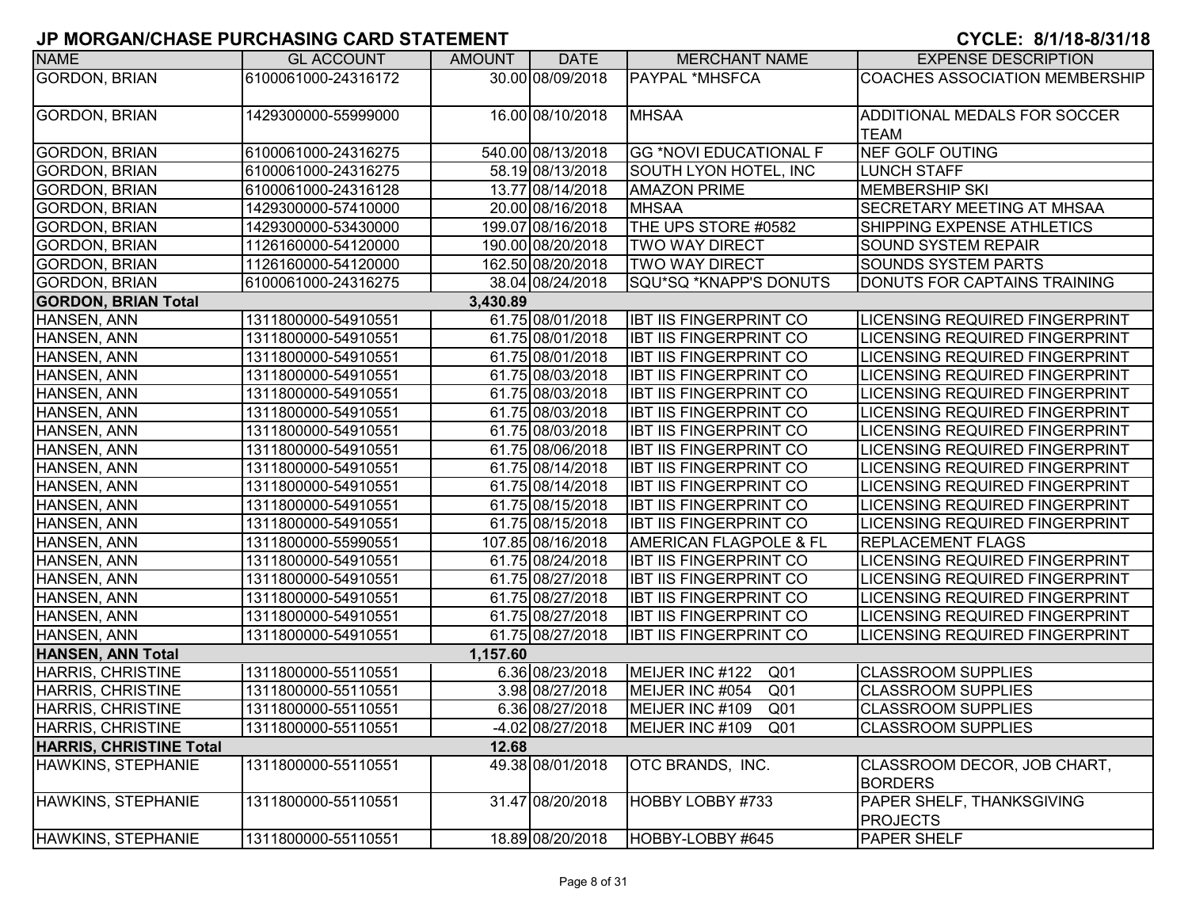## JP MORGAN/CHASE PURCHASING CARD STATEMENT

**CYCLE: 8/1/18-8/31/18**

| NAME | GL ACCOUNT | AMOUNT | DATE | MERCHANT NAME | EXPENSE DESCRIPTION |
|---|---|---|---|---|---|
| GORDON, BRIAN | 6100061000-24316172 | 30.00 | 08/09/2018 | PAYPAL *MHSFCA | COACHES ASSOCIATION MEMBERSHIP |
| GORDON, BRIAN | 1429300000-55999000 | 16.00 | 08/10/2018 | MHSAA | ADDITIONAL MEDALS FOR SOCCER TEAM |
| GORDON, BRIAN | 6100061000-24316275 | 540.00 | 08/13/2018 | GG *NOVI EDUCATIONAL F | NEF GOLF OUTING |
| GORDON, BRIAN | 6100061000-24316275 | 58.19 | 08/13/2018 | SOUTH LYON HOTEL, INC | LUNCH STAFF |
| GORDON, BRIAN | 6100061000-24316128 | 13.77 | 08/14/2018 | AMAZON PRIME | MEMBERSHIP SKI |
| GORDON, BRIAN | 1429300000-57410000 | 20.00 | 08/16/2018 | MHSAA | SECRETARY MEETING AT MHSAA |
| GORDON, BRIAN | 1429300000-53430000 | 199.07 | 08/16/2018 | THE UPS STORE #0582 | SHIPPING EXPENSE ATHLETICS |
| GORDON, BRIAN | 1126160000-54120000 | 190.00 | 08/20/2018 | TWO WAY DIRECT | SOUND SYSTEM REPAIR |
| GORDON, BRIAN | 1126160000-54120000 | 162.50 | 08/20/2018 | TWO WAY DIRECT | SOUNDS SYSTEM PARTS |
| GORDON, BRIAN | 6100061000-24316275 | 38.04 | 08/24/2018 | SQU*SQ *KNAPP'S DONUTS | DONUTS FOR CAPTAINS TRAINING |
| **GORDON, BRIAN Total** | | **3,430.89** | | | |
| HANSEN, ANN | 1311800000-54910551 | 61.75 | 08/01/2018 | IBT IIS FINGERPRINT CO | LICENSING REQUIRED FINGERPRINT |
| HANSEN, ANN | 1311800000-54910551 | 61.75 | 08/01/2018 | IBT IIS FINGERPRINT CO | LICENSING REQUIRED FINGERPRINT |
| HANSEN, ANN | 1311800000-54910551 | 61.75 | 08/01/2018 | IBT IIS FINGERPRINT CO | LICENSING REQUIRED FINGERPRINT |
| HANSEN, ANN | 1311800000-54910551 | 61.75 | 08/03/2018 | IBT IIS FINGERPRINT CO | LICENSING REQUIRED FINGERPRINT |
| HANSEN, ANN | 1311800000-54910551 | 61.75 | 08/03/2018 | IBT IIS FINGERPRINT CO | LICENSING REQUIRED FINGERPRINT |
| HANSEN, ANN | 1311800000-54910551 | 61.75 | 08/03/2018 | IBT IIS FINGERPRINT CO | LICENSING REQUIRED FINGERPRINT |
| HANSEN, ANN | 1311800000-54910551 | 61.75 | 08/03/2018 | IBT IIS FINGERPRINT CO | LICENSING REQUIRED FINGERPRINT |
| HANSEN, ANN | 1311800000-54910551 | 61.75 | 08/06/2018 | IBT IIS FINGERPRINT CO | LICENSING REQUIRED FINGERPRINT |
| HANSEN, ANN | 1311800000-54910551 | 61.75 | 08/14/2018 | IBT IIS FINGERPRINT CO | LICENSING REQUIRED FINGERPRINT |
| HANSEN, ANN | 1311800000-54910551 | 61.75 | 08/14/2018 | IBT IIS FINGERPRINT CO | LICENSING REQUIRED FINGERPRINT |
| HANSEN, ANN | 1311800000-54910551 | 61.75 | 08/15/2018 | IBT IIS FINGERPRINT CO | LICENSING REQUIRED FINGERPRINT |
| HANSEN, ANN | 1311800000-54910551 | 61.75 | 08/15/2018 | IBT IIS FINGERPRINT CO | LICENSING REQUIRED FINGERPRINT |
| HANSEN, ANN | 1311800000-55990551 | 107.85 | 08/16/2018 | AMERICAN FLAGPOLE & FL | REPLACEMENT FLAGS |
| HANSEN, ANN | 1311800000-54910551 | 61.75 | 08/24/2018 | IBT IIS FINGERPRINT CO | LICENSING REQUIRED FINGERPRINT |
| HANSEN, ANN | 1311800000-54910551 | 61.75 | 08/27/2018 | IBT IIS FINGERPRINT CO | LICENSING REQUIRED FINGERPRINT |
| HANSEN, ANN | 1311800000-54910551 | 61.75 | 08/27/2018 | IBT IIS FINGERPRINT CO | LICENSING REQUIRED FINGERPRINT |
| HANSEN, ANN | 1311800000-54910551 | 61.75 | 08/27/2018 | IBT IIS FINGERPRINT CO | LICENSING REQUIRED FINGERPRINT |
| HANSEN, ANN | 1311800000-54910551 | 61.75 | 08/27/2018 | IBT IIS FINGERPRINT CO | LICENSING REQUIRED FINGERPRINT |
| **HANSEN, ANN Total** | | **1,157.60** | | | |
| HARRIS, CHRISTINE | 1311800000-55110551 | 6.36 | 08/23/2018 | MEIJER INC #122 Q01 | CLASSROOM SUPPLIES |
| HARRIS, CHRISTINE | 1311800000-55110551 | 3.98 | 08/27/2018 | MEIJER INC #054 Q01 | CLASSROOM SUPPLIES |
| HARRIS, CHRISTINE | 1311800000-55110551 | 6.36 | 08/27/2018 | MEIJER INC #109 Q01 | CLASSROOM SUPPLIES |
| HARRIS, CHRISTINE | 1311800000-55110551 | -4.02 | 08/27/2018 | MEIJER INC #109 Q01 | CLASSROOM SUPPLIES |
| **HARRIS, CHRISTINE Total** | | **12.68** | | | |
| HAWKINS, STEPHANIE | 1311800000-55110551 | 49.38 | 08/01/2018 | OTC BRANDS, INC. | CLASSROOM DECOR, JOB CHART, BORDERS |
| HAWKINS, STEPHANIE | 1311800000-55110551 | 31.47 | 08/20/2018 | HOBBY LOBBY #733 | PAPER SHELF, THANKSGIVING PROJECTS |
| HAWKINS, STEPHANIE | 1311800000-55110551 | 18.89 | 08/20/2018 | HOBBY-LOBBY #645 | PAPER SHELF |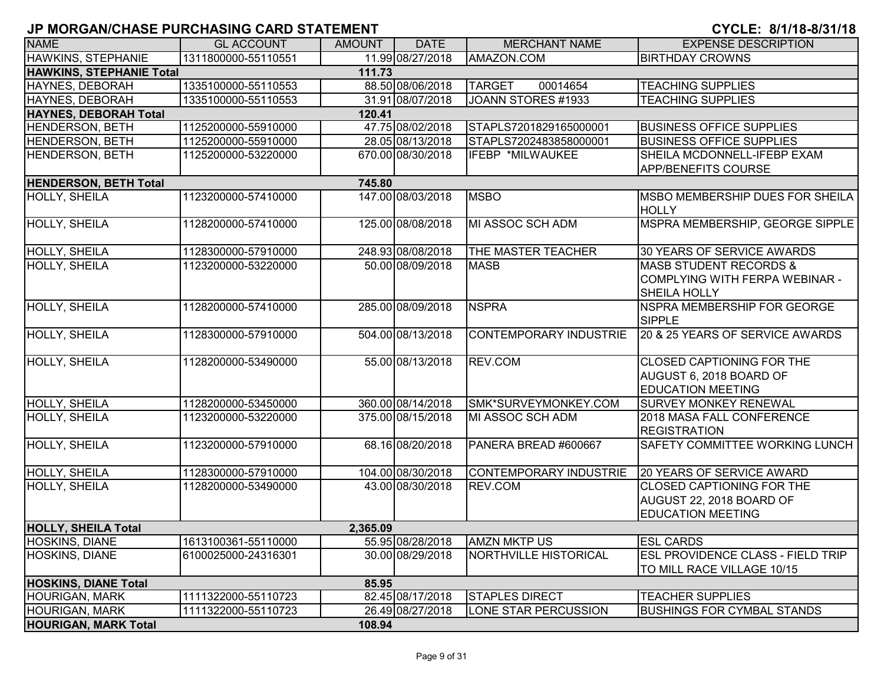# JP MORGAN/CHASE PURCHASING CARD STATEMENT

**CYCLE: 8/1/18-8/31/18**

| NAME | GL ACCOUNT | AMOUNT | DATE | MERCHANT NAME | EXPENSE DESCRIPTION |
|---|---|---|---|---|---|
| HAWKINS, STEPHANIE | 1311800000-55110551 | 11.99 | 08/27/2018 | AMAZON.COM | BIRTHDAY CROWNS |
| **HAWKINS, STEPHANIE Total** | | **111.73** | | | |
| HAYNES, DEBORAH | 1335100000-55110553 | 88.50 | 08/06/2018 | TARGET 00014654 | TEACHING SUPPLIES |
| HAYNES, DEBORAH | 1335100000-55110553 | 31.91 | 08/07/2018 | JOANN STORES #1933 | TEACHING SUPPLIES |
| **HAYNES, DEBORAH Total** | | **120.41** | | | |
| HENDERSON, BETH | 1125200000-55910000 | 47.75 | 08/02/2018 | STAPLS7201829165000001 | BUSINESS OFFICE SUPPLIES |
| HENDERSON, BETH | 1125200000-55910000 | 28.05 | 08/13/2018 | STAPLS7202483858000001 | BUSINESS OFFICE SUPPLIES |
| HENDERSON, BETH | 1125200000-53220000 | 670.00 | 08/30/2018 | IFEBP *MILWAUKEE | SHEILA MCDONNELL-IFEBP EXAM APP/BENEFITS COURSE |
| **HENDERSON, BETH Total** | | **745.80** | | | |
| HOLLY, SHEILA | 1123200000-57410000 | 147.00 | 08/03/2018 | MSBO | MSBO MEMBERSHIP DUES FOR SHEILA HOLLY |
| HOLLY, SHEILA | 1128200000-57410000 | 125.00 | 08/08/2018 | MI ASSOC SCH ADM | MSPRA MEMBERSHIP, GEORGE SIPPLE |
| HOLLY, SHEILA | 1128300000-57910000 | 248.93 | 08/08/2018 | THE MASTER TEACHER | 30 YEARS OF SERVICE AWARDS |
| HOLLY, SHEILA | 1123200000-53220000 | 50.00 | 08/09/2018 | MASB | MASB STUDENT RECORDS & COMPLYING WITH FERPA WEBINAR - SHEILA HOLLY |
| HOLLY, SHEILA | 1128200000-57410000 | 285.00 | 08/09/2018 | NSPRA | NSPRA MEMBERSHIP FOR GEORGE SIPPLE |
| HOLLY, SHEILA | 1128300000-57910000 | 504.00 | 08/13/2018 | CONTEMPORARY INDUSTRIE | 20 & 25 YEARS OF SERVICE AWARDS |
| HOLLY, SHEILA | 1128200000-53490000 | 55.00 | 08/13/2018 | REV.COM | CLOSED CAPTIONING FOR THE AUGUST 6, 2018 BOARD OF EDUCATION MEETING |
| HOLLY, SHEILA | 1128200000-53450000 | 360.00 | 08/14/2018 | SMK*SURVEYMONKEY.COM | SURVEY MONKEY RENEWAL |
| HOLLY, SHEILA | 1123200000-53220000 | 375.00 | 08/15/2018 | MI ASSOC SCH ADM | 2018 MASA FALL CONFERENCE REGISTRATION |
| HOLLY, SHEILA | 1123200000-57910000 | 68.16 | 08/20/2018 | PANERA BREAD #600667 | SAFETY COMMITTEE WORKING LUNCH |
| HOLLY, SHEILA | 1128300000-57910000 | 104.00 | 08/30/2018 | CONTEMPORARY INDUSTRIE | 20 YEARS OF SERVICE AWARD |
| HOLLY, SHEILA | 1128200000-53490000 | 43.00 | 08/30/2018 | REV.COM | CLOSED CAPTIONING FOR THE AUGUST 22, 2018 BOARD OF EDUCATION MEETING |
| **HOLLY, SHEILA Total** | | **2,365.09** | | | |
| HOSKINS, DIANE | 1613100361-55110000 | 55.95 | 08/28/2018 | AMZN MKTP US | ESL CARDS |
| HOSKINS, DIANE | 6100025000-24316301 | 30.00 | 08/29/2018 | NORTHVILLE HISTORICAL | ESL PROVIDENCE CLASS - FIELD TRIP TO MILL RACE VILLAGE 10/15 |
| **HOSKINS, DIANE Total** | | **85.95** | | | |
| HOURIGAN, MARK | 1111322000-55110723 | 82.45 | 08/17/2018 | STAPLES DIRECT | TEACHER SUPPLIES |
| HOURIGAN, MARK | 1111322000-55110723 | 26.49 | 08/27/2018 | LONE STAR PERCUSSION | BUSHINGS FOR CYMBAL STANDS |
| **HOURIGAN, MARK Total** | | **108.94** | | | |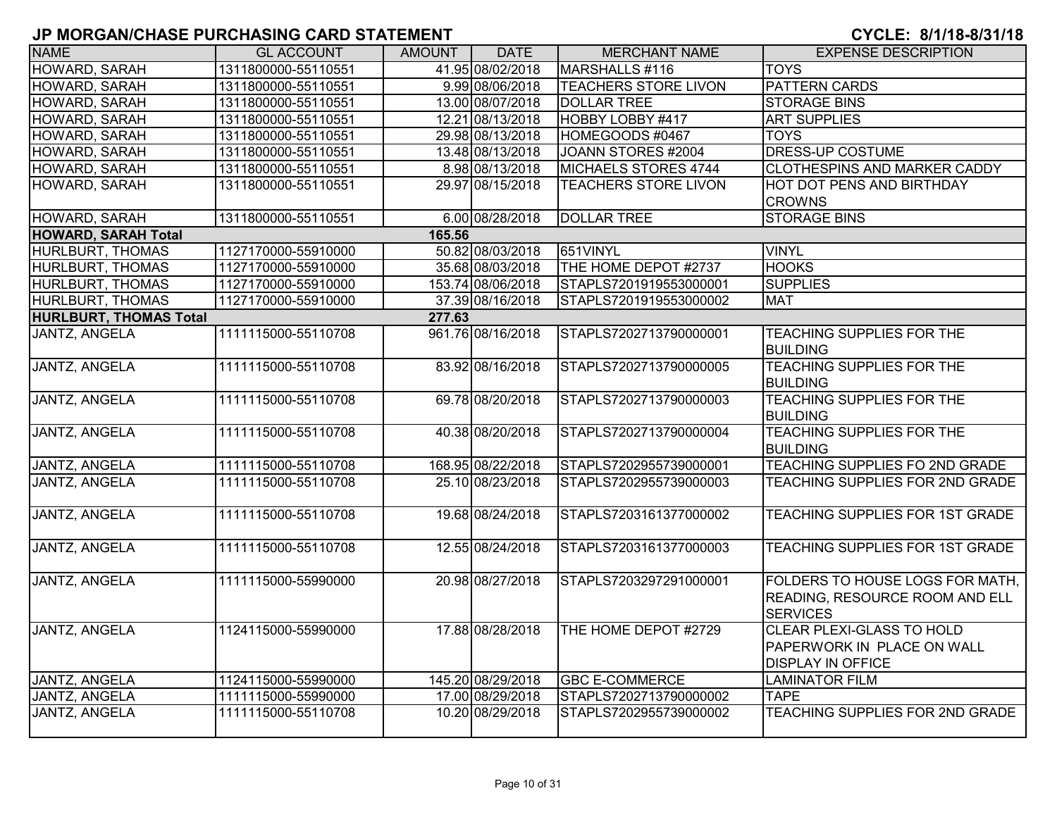## JP MORGAN/CHASE PURCHASING CARD STATEMENT

**CYCLE: 8/1/18-8/31/18**

| NAME | GL ACCOUNT | AMOUNT | DATE | MERCHANT NAME | EXPENSE DESCRIPTION |
|---|---|---|---|---|---|
| HOWARD, SARAH | 1311800000-55110551 | 41.95 | 08/02/2018 | MARSHALLS #116 | TOYS |
| HOWARD, SARAH | 1311800000-55110551 | 9.99 | 08/06/2018 | TEACHERS STORE LIVON | PATTERN CARDS |
| HOWARD, SARAH | 1311800000-55110551 | 13.00 | 08/07/2018 | DOLLAR TREE | STORAGE BINS |
| HOWARD, SARAH | 1311800000-55110551 | 12.21 | 08/13/2018 | HOBBY LOBBY #417 | ART SUPPLIES |
| HOWARD, SARAH | 1311800000-55110551 | 29.98 | 08/13/2018 | HOMEGOODS #0467 | TOYS |
| HOWARD, SARAH | 1311800000-55110551 | 13.48 | 08/13/2018 | JOANN STORES #2004 | DRESS-UP COSTUME |
| HOWARD, SARAH | 1311800000-55110551 | 8.98 | 08/13/2018 | MICHAELS STORES 4744 | CLOTHESPINS AND MARKER CADDY |
| HOWARD, SARAH | 1311800000-55110551 | 29.97 | 08/15/2018 | TEACHERS STORE LIVON | HOT DOT PENS AND BIRTHDAY CROWNS |
| HOWARD, SARAH | 1311800000-55110551 | 6.00 | 08/28/2018 | DOLLAR TREE | STORAGE BINS |
| **HOWARD, SARAH Total** | | **165.56** | | | |
| HURLBURT, THOMAS | 1127170000-55910000 | 50.82 | 08/03/2018 | 651VINYL | VINYL |
| HURLBURT, THOMAS | 1127170000-55910000 | 35.68 | 08/03/2018 | THE HOME DEPOT #2737 | HOOKS |
| HURLBURT, THOMAS | 1127170000-55910000 | 153.74 | 08/06/2018 | STAPLS7201919553000001 | SUPPLIES |
| HURLBURT, THOMAS | 1127170000-55910000 | 37.39 | 08/16/2018 | STAPLS7201919553000002 | MAT |
| **HURLBURT, THOMAS Total** | | **277.63** | | | |
| JANTZ, ANGELA | 1111115000-55110708 | 961.76 | 08/16/2018 | STAPLS7202713790000001 | TEACHING SUPPLIES FOR THE BUILDING |
| JANTZ, ANGELA | 1111115000-55110708 | 83.92 | 08/16/2018 | STAPLS7202713790000005 | TEACHING SUPPLIES FOR THE BUILDING |
| JANTZ, ANGELA | 1111115000-55110708 | 69.78 | 08/20/2018 | STAPLS7202713790000003 | TEACHING SUPPLIES FOR THE BUILDING |
| JANTZ, ANGELA | 1111115000-55110708 | 40.38 | 08/20/2018 | STAPLS7202713790000004 | TEACHING SUPPLIES FOR THE BUILDING |
| JANTZ, ANGELA | 1111115000-55110708 | 168.95 | 08/22/2018 | STAPLS7202955739000001 | TEACHING SUPPLIES FO 2ND GRADE |
| JANTZ, ANGELA | 1111115000-55110708 | 25.10 | 08/23/2018 | STAPLS7202955739000003 | TEACHING SUPPLIES FOR 2ND GRADE |
| JANTZ, ANGELA | 1111115000-55110708 | 19.68 | 08/24/2018 | STAPLS7203161377000002 | TEACHING SUPPLIES FOR 1ST GRADE |
| JANTZ, ANGELA | 1111115000-55110708 | 12.55 | 08/24/2018 | STAPLS7203161377000003 | TEACHING SUPPLIES FOR 1ST GRADE |
| JANTZ, ANGELA | 1111115000-55990000 | 20.98 | 08/27/2018 | STAPLS7203297291000001 | FOLDERS TO HOUSE LOGS FOR MATH, READING, RESOURCE ROOM AND ELL SERVICES |
| JANTZ, ANGELA | 1124115000-55990000 | 17.88 | 08/28/2018 | THE HOME DEPOT #2729 | CLEAR PLEXI-GLASS TO HOLD PAPERWORK IN PLACE ON WALL DISPLAY IN OFFICE |
| JANTZ, ANGELA | 1124115000-55990000 | 145.20 | 08/29/2018 | GBC E-COMMERCE | LAMINATOR FILM |
| JANTZ, ANGELA | 1111115000-55990000 | 17.00 | 08/29/2018 | STAPLS7202713790000002 | TAPE |
| JANTZ, ANGELA | 1111115000-55110708 | 10.20 | 08/29/2018 | STAPLS7202955739000002 | TEACHING SUPPLIES FOR 2ND GRADE |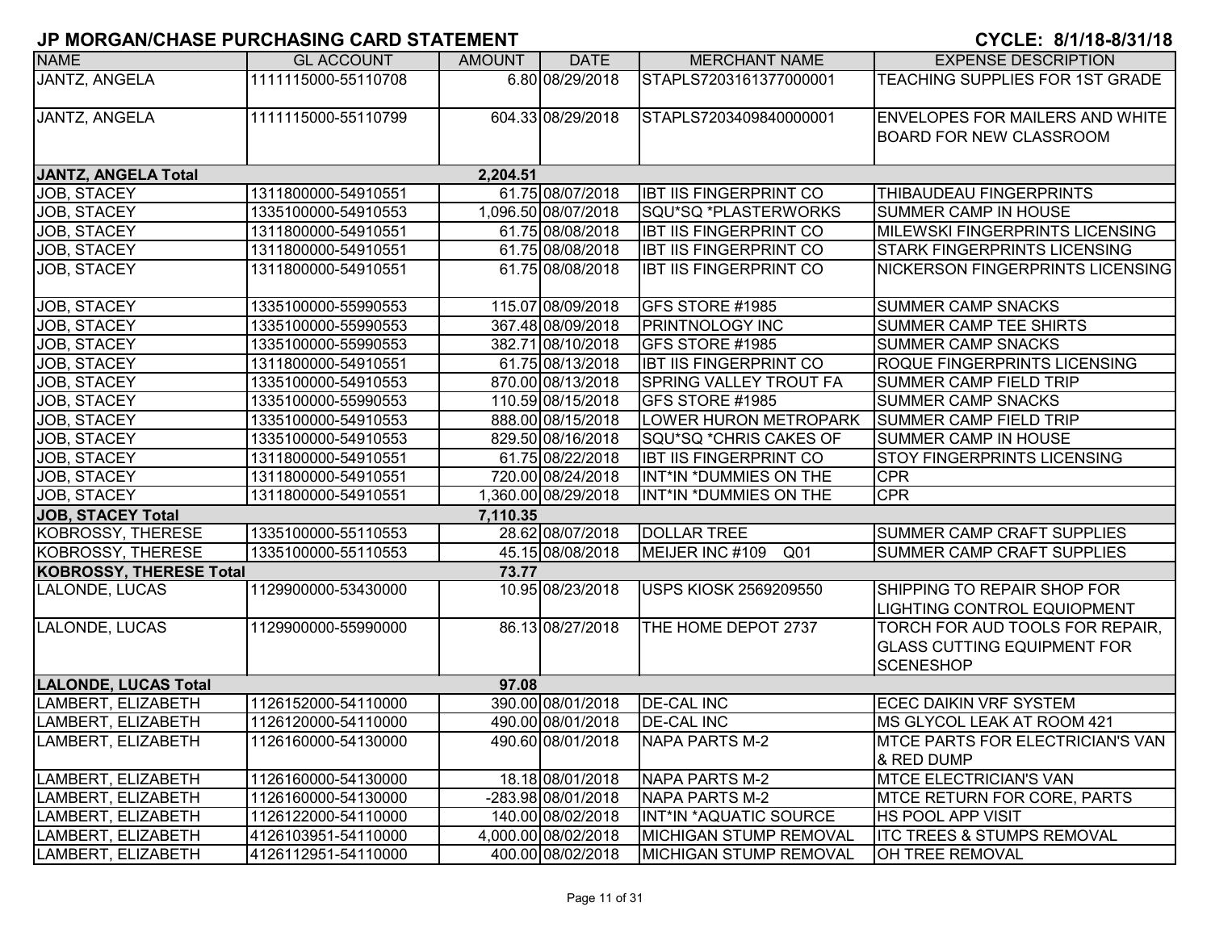# JP MORGAN/CHASE PURCHASING CARD STATEMENT

**CYCLE: 8/1/18-8/31/18**

| NAME | GL ACCOUNT | AMOUNT | DATE | MERCHANT NAME | EXPENSE DESCRIPTION |
|---|---|---|---|---|---|
| JANTZ, ANGELA | 1111115000-55110708 | 6.80 | 08/29/2018 | STAPLS7203161377000001 | TEACHING SUPPLIES FOR 1ST GRADE |
| JANTZ, ANGELA | 1111115000-55110799 | 604.33 | 08/29/2018 | STAPLS7203409840000001 | ENVELOPES FOR MAILERS AND WHITE BOARD FOR NEW CLASSROOM |
| **JANTZ, ANGELA Total** | | **2,204.51** | | | |
| JOB, STACEY | 1311800000-54910551 | 61.75 | 08/07/2018 | IBT IIS FINGERPRINT CO | THIBAUDEAU FINGERPRINTS |
| JOB, STACEY | 1335100000-54910553 | 1,096.50 | 08/07/2018 | SQU*SQ *PLASTERWORKS | SUMMER CAMP IN HOUSE |
| JOB, STACEY | 1311800000-54910551 | 61.75 | 08/08/2018 | IBT IIS FINGERPRINT CO | MILEWSKI FINGERPRINTS LICENSING |
| JOB, STACEY | 1311800000-54910551 | 61.75 | 08/08/2018 | IBT IIS FINGERPRINT CO | STARK FINGERPRINTS LICENSING |
| JOB, STACEY | 1311800000-54910551 | 61.75 | 08/08/2018 | IBT IIS FINGERPRINT CO | NICKERSON FINGERPRINTS LICENSING |
| JOB, STACEY | 1335100000-55990553 | 115.07 | 08/09/2018 | GFS STORE #1985 | SUMMER CAMP SNACKS |
| JOB, STACEY | 1335100000-55990553 | 367.48 | 08/09/2018 | PRINTNOLOGY INC | SUMMER CAMP TEE SHIRTS |
| JOB, STACEY | 1335100000-55990553 | 382.71 | 08/10/2018 | GFS STORE #1985 | SUMMER CAMP SNACKS |
| JOB, STACEY | 1311800000-54910551 | 61.75 | 08/13/2018 | IBT IIS FINGERPRINT CO | ROQUE FINGERPRINTS LICENSING |
| JOB, STACEY | 1335100000-54910553 | 870.00 | 08/13/2018 | SPRING VALLEY TROUT FA | SUMMER CAMP FIELD TRIP |
| JOB, STACEY | 1335100000-55990553 | 110.59 | 08/15/2018 | GFS STORE #1985 | SUMMER CAMP SNACKS |
| JOB, STACEY | 1335100000-54910553 | 888.00 | 08/15/2018 | LOWER HURON METROPARK | SUMMER CAMP FIELD TRIP |
| JOB, STACEY | 1335100000-54910553 | 829.50 | 08/16/2018 | SQU*SQ *CHRIS CAKES OF | SUMMER CAMP IN HOUSE |
| JOB, STACEY | 1311800000-54910551 | 61.75 | 08/22/2018 | IBT IIS FINGERPRINT CO | STOY FINGERPRINTS LICENSING |
| JOB, STACEY | 1311800000-54910551 | 720.00 | 08/24/2018 | INT*IN *DUMMIES ON THE | CPR |
| JOB, STACEY | 1311800000-54910551 | 1,360.00 | 08/29/2018 | INT*IN *DUMMIES ON THE | CPR |
| **JOB, STACEY Total** | | **7,110.35** | | | |
| KOBROSSY, THERESE | 1335100000-55110553 | 28.62 | 08/07/2018 | DOLLAR TREE | SUMMER CAMP CRAFT SUPPLIES |
| KOBROSSY, THERESE | 1335100000-55110553 | 45.15 | 08/08/2018 | MEIJER INC #109 Q01 | SUMMER CAMP CRAFT SUPPLIES |
| **KOBROSSY, THERESE Total** | | **73.77** | | | |
| LALONDE, LUCAS | 1129900000-53430000 | 10.95 | 08/23/2018 | USPS KIOSK 2569209550 | SHIPPING TO REPAIR SHOP FOR LIGHTING CONTROL EQUIOPMENT |
| LALONDE, LUCAS | 1129900000-55990000 | 86.13 | 08/27/2018 | THE HOME DEPOT 2737 | TORCH FOR AUD TOOLS FOR REPAIR, GLASS CUTTING EQUIPMENT FOR SCENESHOP |
| **LALONDE, LUCAS Total** | | **97.08** | | | |
| LAMBERT, ELIZABETH | 1126152000-54110000 | 390.00 | 08/01/2018 | DE-CAL INC | ECEC DAIKIN VRF SYSTEM |
| LAMBERT, ELIZABETH | 1126120000-54110000 | 490.00 | 08/01/2018 | DE-CAL INC | MS GLYCOL LEAK AT ROOM 421 |
| LAMBERT, ELIZABETH | 1126160000-54130000 | 490.60 | 08/01/2018 | NAPA PARTS M-2 | MTCE PARTS FOR ELECTRICIAN'S VAN & RED DUMP |
| LAMBERT, ELIZABETH | 1126160000-54130000 | 18.18 | 08/01/2018 | NAPA PARTS M-2 | MTCE ELECTRICIAN'S VAN |
| LAMBERT, ELIZABETH | 1126160000-54130000 | -283.98 | 08/01/2018 | NAPA PARTS M-2 | MTCE RETURN FOR CORE, PARTS |
| LAMBERT, ELIZABETH | 1126122000-54110000 | 140.00 | 08/02/2018 | INT*IN *AQUATIC SOURCE | HS POOL APP VISIT |
| LAMBERT, ELIZABETH | 4126103951-54110000 | 4,000.00 | 08/02/2018 | MICHIGAN STUMP REMOVAL | ITC TREES & STUMPS REMOVAL |
| LAMBERT, ELIZABETH | 4126112951-54110000 | 400.00 | 08/02/2018 | MICHIGAN STUMP REMOVAL | OH TREE REMOVAL |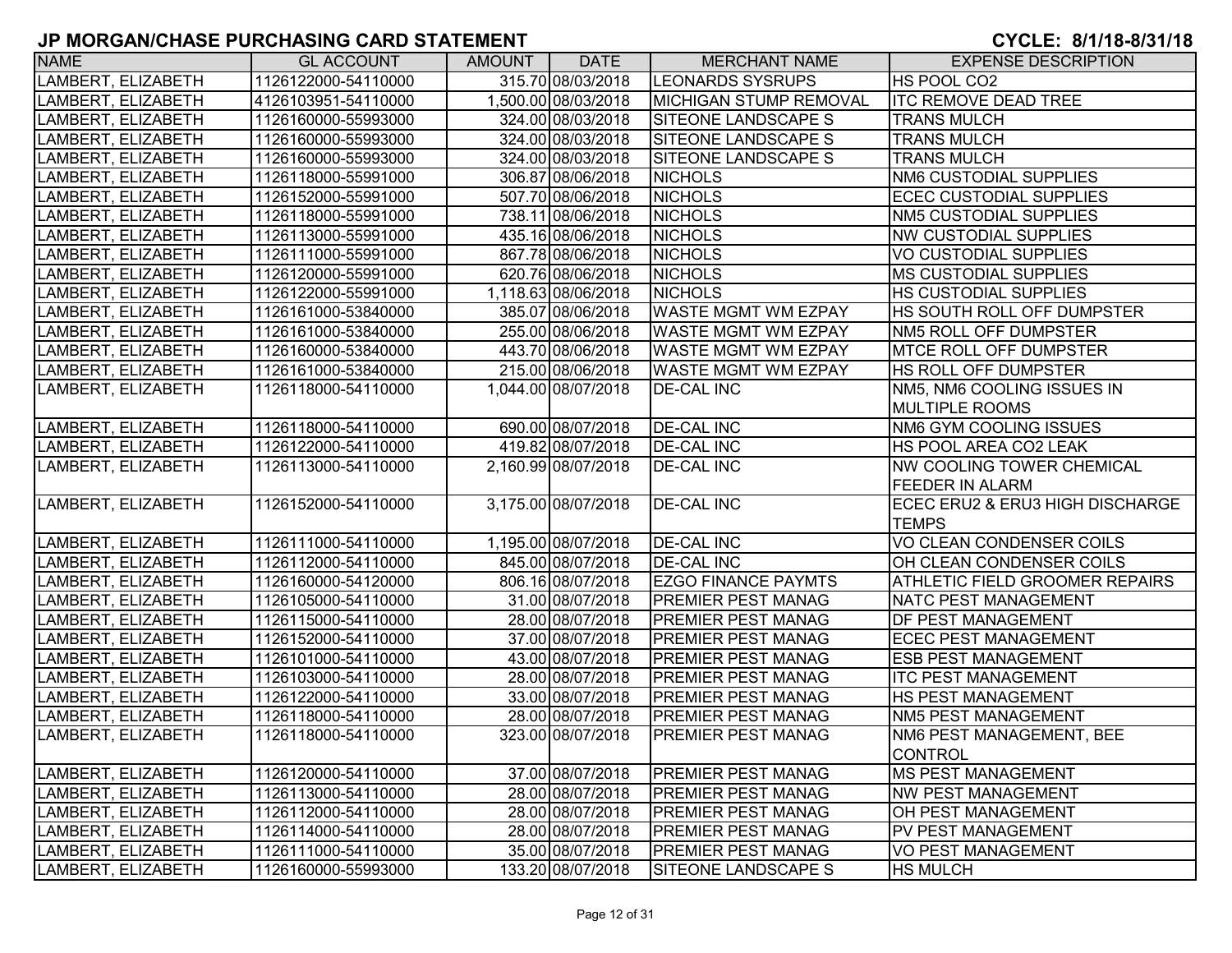# JP MORGAN/CHASE PURCHASING CARD STATEMENT

**CYCLE: 8/1/18-8/31/18**

| NAME | GL ACCOUNT | AMOUNT | DATE | MERCHANT NAME | EXPENSE DESCRIPTION |
|---|---|---|---|---|---|
| LAMBERT, ELIZABETH | 1126122000-54110000 | 315.70 | 08/03/2018 | LEONARDS SYSRUPS | HS POOL CO2 |
| LAMBERT, ELIZABETH | 4126103951-54110000 | 1,500.00 | 08/03/2018 | MICHIGAN STUMP REMOVAL | ITC REMOVE DEAD TREE |
| LAMBERT, ELIZABETH | 1126160000-55993000 | 324.00 | 08/03/2018 | SITEONE LANDSCAPE S | TRANS MULCH |
| LAMBERT, ELIZABETH | 1126160000-55993000 | 324.00 | 08/03/2018 | SITEONE LANDSCAPE S | TRANS MULCH |
| LAMBERT, ELIZABETH | 1126160000-55993000 | 324.00 | 08/03/2018 | SITEONE LANDSCAPE S | TRANS MULCH |
| LAMBERT, ELIZABETH | 1126118000-55991000 | 306.87 | 08/06/2018 | NICHOLS | NM6 CUSTODIAL SUPPLIES |
| LAMBERT, ELIZABETH | 1126152000-55991000 | 507.70 | 08/06/2018 | NICHOLS | ECEC CUSTODIAL SUPPLIES |
| LAMBERT, ELIZABETH | 1126118000-55991000 | 738.11 | 08/06/2018 | NICHOLS | NM5 CUSTODIAL SUPPLIES |
| LAMBERT, ELIZABETH | 1126113000-55991000 | 435.16 | 08/06/2018 | NICHOLS | NW CUSTODIAL SUPPLIES |
| LAMBERT, ELIZABETH | 1126111000-55991000 | 867.78 | 08/06/2018 | NICHOLS | VO CUSTODIAL SUPPLIES |
| LAMBERT, ELIZABETH | 1126120000-55991000 | 620.76 | 08/06/2018 | NICHOLS | MS CUSTODIAL SUPPLIES |
| LAMBERT, ELIZABETH | 1126122000-55991000 | 1,118.63 | 08/06/2018 | NICHOLS | HS CUSTODIAL SUPPLIES |
| LAMBERT, ELIZABETH | 1126161000-53840000 | 385.07 | 08/06/2018 | WASTE MGMT WM EZPAY | HS SOUTH ROLL OFF DUMPSTER |
| LAMBERT, ELIZABETH | 1126161000-53840000 | 255.00 | 08/06/2018 | WASTE MGMT WM EZPAY | NM5 ROLL OFF DUMPSTER |
| LAMBERT, ELIZABETH | 1126160000-53840000 | 443.70 | 08/06/2018 | WASTE MGMT WM EZPAY | MTCE ROLL OFF DUMPSTER |
| LAMBERT, ELIZABETH | 1126161000-53840000 | 215.00 | 08/06/2018 | WASTE MGMT WM EZPAY | HS ROLL OFF DUMPSTER |
| LAMBERT, ELIZABETH | 1126118000-54110000 | 1,044.00 | 08/07/2018 | DE-CAL INC | NM5, NM6 COOLING ISSUES IN MULTIPLE ROOMS |
| LAMBERT, ELIZABETH | 1126118000-54110000 | 690.00 | 08/07/2018 | DE-CAL INC | NM6 GYM COOLING ISSUES |
| LAMBERT, ELIZABETH | 1126122000-54110000 | 419.82 | 08/07/2018 | DE-CAL INC | HS POOL AREA CO2 LEAK |
| LAMBERT, ELIZABETH | 1126113000-54110000 | 2,160.99 | 08/07/2018 | DE-CAL INC | NW COOLING TOWER CHEMICAL FEEDER IN ALARM |
| LAMBERT, ELIZABETH | 1126152000-54110000 | 3,175.00 | 08/07/2018 | DE-CAL INC | ECEC ERU2 & ERU3 HIGH DISCHARGE TEMPS |
| LAMBERT, ELIZABETH | 1126111000-54110000 | 1,195.00 | 08/07/2018 | DE-CAL INC | VO CLEAN CONDENSER COILS |
| LAMBERT, ELIZABETH | 1126112000-54110000 | 845.00 | 08/07/2018 | DE-CAL INC | OH CLEAN CONDENSER COILS |
| LAMBERT, ELIZABETH | 1126160000-54120000 | 806.16 | 08/07/2018 | EZGO FINANCE PAYMTS | ATHLETIC FIELD GROOMER REPAIRS |
| LAMBERT, ELIZABETH | 1126105000-54110000 | 31.00 | 08/07/2018 | PREMIER PEST MANAG | NATC PEST MANAGEMENT |
| LAMBERT, ELIZABETH | 1126115000-54110000 | 28.00 | 08/07/2018 | PREMIER PEST MANAG | DF PEST MANAGEMENT |
| LAMBERT, ELIZABETH | 1126152000-54110000 | 37.00 | 08/07/2018 | PREMIER PEST MANAG | ECEC PEST MANAGEMENT |
| LAMBERT, ELIZABETH | 1126101000-54110000 | 43.00 | 08/07/2018 | PREMIER PEST MANAG | ESB PEST MANAGEMENT |
| LAMBERT, ELIZABETH | 1126103000-54110000 | 28.00 | 08/07/2018 | PREMIER PEST MANAG | ITC PEST MANAGEMENT |
| LAMBERT, ELIZABETH | 1126122000-54110000 | 33.00 | 08/07/2018 | PREMIER PEST MANAG | HS PEST MANAGEMENT |
| LAMBERT, ELIZABETH | 1126118000-54110000 | 28.00 | 08/07/2018 | PREMIER PEST MANAG | NM5 PEST MANAGEMENT |
| LAMBERT, ELIZABETH | 1126118000-54110000 | 323.00 | 08/07/2018 | PREMIER PEST MANAG | NM6 PEST MANAGEMENT, BEE CONTROL |
| LAMBERT, ELIZABETH | 1126120000-54110000 | 37.00 | 08/07/2018 | PREMIER PEST MANAG | MS PEST MANAGEMENT |
| LAMBERT, ELIZABETH | 1126113000-54110000 | 28.00 | 08/07/2018 | PREMIER PEST MANAG | NW PEST MANAGEMENT |
| LAMBERT, ELIZABETH | 1126112000-54110000 | 28.00 | 08/07/2018 | PREMIER PEST MANAG | OH PEST MANAGEMENT |
| LAMBERT, ELIZABETH | 1126114000-54110000 | 28.00 | 08/07/2018 | PREMIER PEST MANAG | PV PEST MANAGEMENT |
| LAMBERT, ELIZABETH | 1126111000-54110000 | 35.00 | 08/07/2018 | PREMIER PEST MANAG | VO PEST MANAGEMENT |
| LAMBERT, ELIZABETH | 1126160000-55993000 | 133.20 | 08/07/2018 | SITEONE LANDSCAPE S | HS MULCH |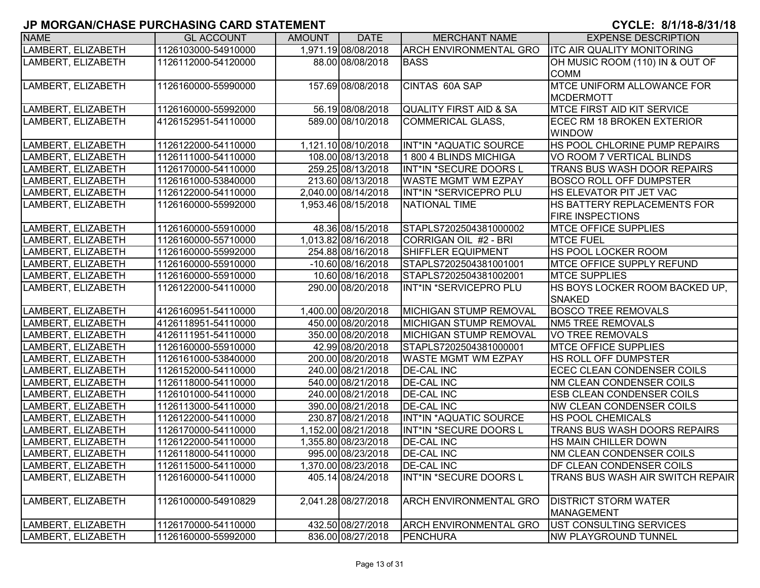## JP MORGAN/CHASE PURCHASING CARD STATEMENT

**CYCLE: 8/1/18-8/31/18**

| NAME | GL ACCOUNT | AMOUNT | DATE | MERCHANT NAME | EXPENSE DESCRIPTION |
|---|---|---|---|---|---|
| LAMBERT, ELIZABETH | 1126103000-54910000 | 1,971.19 | 08/08/2018 | ARCH ENVIRONMENTAL GRO | ITC AIR QUALITY MONITORING |
| LAMBERT, ELIZABETH | 1126112000-54120000 | 88.00 | 08/08/2018 | BASS | OH MUSIC ROOM (110) IN & OUT OF COMM |
| LAMBERT, ELIZABETH | 1126160000-55990000 | 157.69 | 08/08/2018 | CINTAS 60A SAP | MTCE UNIFORM ALLOWANCE FOR MCDERMOTT |
| LAMBERT, ELIZABETH | 1126160000-55992000 | 56.19 | 08/08/2018 | QUALITY FIRST AID & SA | MTCE FIRST AID KIT SERVICE |
| LAMBERT, ELIZABETH | 4126152951-54110000 | 589.00 | 08/10/2018 | COMMERICAL GLASS, | ECEC RM 18 BROKEN EXTERIOR WINDOW |
| LAMBERT, ELIZABETH | 1126122000-54110000 | 1,121.10 | 08/10/2018 | INT*IN *AQUATIC SOURCE | HS POOL CHLORINE PUMP REPAIRS |
| LAMBERT, ELIZABETH | 1126111000-54110000 | 108.00 | 08/13/2018 | 1 800 4 BLINDS MICHIGA | VO ROOM 7 VERTICAL BLINDS |
| LAMBERT, ELIZABETH | 1126170000-54110000 | 259.25 | 08/13/2018 | INT*IN *SECURE DOORS L | TRANS BUS WASH DOOR REPAIRS |
| LAMBERT, ELIZABETH | 1126161000-53840000 | 213.60 | 08/13/2018 | WASTE MGMT WM EZPAY | BOSCO ROLL OFF DUMPSTER |
| LAMBERT, ELIZABETH | 1126122000-54110000 | 2,040.00 | 08/14/2018 | INT*IN *SERVICEPRO PLU | HS ELEVATOR PIT JET VAC |
| LAMBERT, ELIZABETH | 1126160000-55992000 | 1,953.46 | 08/15/2018 | NATIONAL TIME | HS BATTERY REPLACEMENTS FOR FIRE INSPECTIONS |
| LAMBERT, ELIZABETH | 1126160000-55910000 | 48.36 | 08/15/2018 | STAPLS7202504381000002 | MTCE OFFICE SUPPLIES |
| LAMBERT, ELIZABETH | 1126160000-55710000 | 1,013.82 | 08/16/2018 | CORRIGAN OIL #2 - BRI | MTCE FUEL |
| LAMBERT, ELIZABETH | 1126160000-55992000 | 254.88 | 08/16/2018 | SHIFFLER EQUIPMENT | HS POOL LOCKER ROOM |
| LAMBERT, ELIZABETH | 1126160000-55910000 | -10.60 | 08/16/2018 | STAPLS7202504381001001 | MTCE OFFICE SUPPLY REFUND |
| LAMBERT, ELIZABETH | 1126160000-55910000 | 10.60 | 08/16/2018 | STAPLS7202504381002001 | MTCE SUPPLIES |
| LAMBERT, ELIZABETH | 1126122000-54110000 | 290.00 | 08/20/2018 | INT*IN *SERVICEPRO PLU | HS BOYS LOCKER ROOM BACKED UP, SNAKED |
| LAMBERT, ELIZABETH | 4126160951-54110000 | 1,400.00 | 08/20/2018 | MICHIGAN STUMP REMOVAL | BOSCO TREE REMOVALS |
| LAMBERT, ELIZABETH | 4126118951-54110000 | 450.00 | 08/20/2018 | MICHIGAN STUMP REMOVAL | NM5 TREE REMOVALS |
| LAMBERT, ELIZABETH | 4126111951-54110000 | 350.00 | 08/20/2018 | MICHIGAN STUMP REMOVAL | VO TREE REMOVALS |
| LAMBERT, ELIZABETH | 1126160000-55910000 | 42.99 | 08/20/2018 | STAPLS7202504381000001 | MTCE OFFICE SUPPLIES |
| LAMBERT, ELIZABETH | 1126161000-53840000 | 200.00 | 08/20/2018 | WASTE MGMT WM EZPAY | HS ROLL OFF DUMPSTER |
| LAMBERT, ELIZABETH | 1126152000-54110000 | 240.00 | 08/21/2018 | DE-CAL INC | ECEC CLEAN CONDENSER COILS |
| LAMBERT, ELIZABETH | 1126118000-54110000 | 540.00 | 08/21/2018 | DE-CAL INC | NM CLEAN CONDENSER COILS |
| LAMBERT, ELIZABETH | 1126101000-54110000 | 240.00 | 08/21/2018 | DE-CAL INC | ESB CLEAN CONDENSER COILS |
| LAMBERT, ELIZABETH | 1126113000-54110000 | 390.00 | 08/21/2018 | DE-CAL INC | NW CLEAN CONDENSER COILS |
| LAMBERT, ELIZABETH | 1126122000-54110000 | 230.87 | 08/21/2018 | INT*IN *AQUATIC SOURCE | HS POOL CHEMICALS |
| LAMBERT, ELIZABETH | 1126170000-54110000 | 1,152.00 | 08/21/2018 | INT*IN *SECURE DOORS L | TRANS BUS WASH DOORS REPAIRS |
| LAMBERT, ELIZABETH | 1126122000-54110000 | 1,355.80 | 08/23/2018 | DE-CAL INC | HS MAIN CHILLER DOWN |
| LAMBERT, ELIZABETH | 1126118000-54110000 | 995.00 | 08/23/2018 | DE-CAL INC | NM CLEAN CONDENSER COILS |
| LAMBERT, ELIZABETH | 1126115000-54110000 | 1,370.00 | 08/23/2018 | DE-CAL INC | DF CLEAN CONDENSER COILS |
| LAMBERT, ELIZABETH | 1126160000-54110000 | 405.14 | 08/24/2018 | INT*IN *SECURE DOORS L | TRANS BUS WASH AIR SWITCH REPAIR |
| LAMBERT, ELIZABETH | 1126100000-54910829 | 2,041.28 | 08/27/2018 | ARCH ENVIRONMENTAL GRO | DISTRICT STORM WATER MANAGEMENT |
| LAMBERT, ELIZABETH | 1126170000-54110000 | 432.50 | 08/27/2018 | ARCH ENVIRONMENTAL GRO | UST CONSULTING SERVICES |
| LAMBERT, ELIZABETH | 1126160000-55992000 | 836.00 | 08/27/2018 | PENCHURA | NW PLAYGROUND TUNNEL |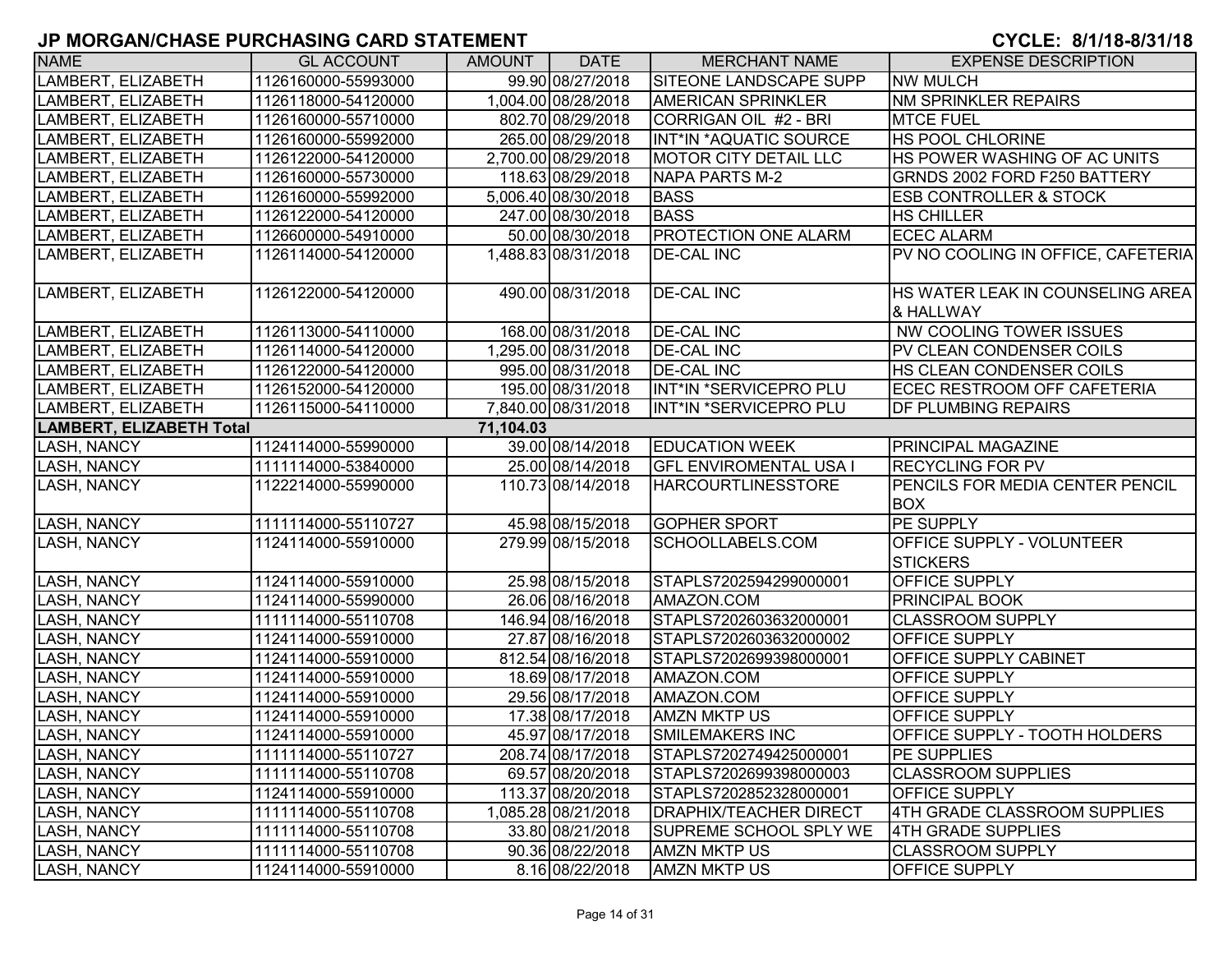# JP MORGAN/CHASE PURCHASING CARD STATEMENT

**CYCLE: 8/1/18-8/31/18**

| NAME | GL ACCOUNT | AMOUNT | DATE | MERCHANT NAME | EXPENSE DESCRIPTION |
|---|---|---|---|---|---|
| LAMBERT, ELIZABETH | 1126160000-55993000 | 99.90 | 08/27/2018 | SITEONE LANDSCAPE SUPP | NW MULCH |
| LAMBERT, ELIZABETH | 1126118000-54120000 | 1,004.00 | 08/28/2018 | AMERICAN SPRINKLER | NM SPRINKLER REPAIRS |
| LAMBERT, ELIZABETH | 1126160000-55710000 | 802.70 | 08/29/2018 | CORRIGAN OIL #2 - BRI | MTCE FUEL |
| LAMBERT, ELIZABETH | 1126160000-55992000 | 265.00 | 08/29/2018 | INT*IN *AQUATIC SOURCE | HS POOL CHLORINE |
| LAMBERT, ELIZABETH | 1126122000-54120000 | 2,700.00 | 08/29/2018 | MOTOR CITY DETAIL LLC | HS POWER WASHING OF AC UNITS |
| LAMBERT, ELIZABETH | 1126160000-55730000 | 118.63 | 08/29/2018 | NAPA PARTS M-2 | GRNDS 2002 FORD F250 BATTERY |
| LAMBERT, ELIZABETH | 1126160000-55992000 | 5,006.40 | 08/30/2018 | BASS | ESB CONTROLLER & STOCK |
| LAMBERT, ELIZABETH | 1126122000-54120000 | 247.00 | 08/30/2018 | BASS | HS CHILLER |
| LAMBERT, ELIZABETH | 1126600000-54910000 | 50.00 | 08/30/2018 | PROTECTION ONE ALARM | ECEC ALARM |
| LAMBERT, ELIZABETH | 1126114000-54120000 | 1,488.83 | 08/31/2018 | DE-CAL INC | PV NO COOLING IN OFFICE, CAFETERIA |
| LAMBERT, ELIZABETH | 1126122000-54120000 | 490.00 | 08/31/2018 | DE-CAL INC | HS WATER LEAK IN COUNSELING AREA & HALLWAY |
| LAMBERT, ELIZABETH | 1126113000-54110000 | 168.00 | 08/31/2018 | DE-CAL INC | NW COOLING TOWER ISSUES |
| LAMBERT, ELIZABETH | 1126114000-54120000 | 1,295.00 | 08/31/2018 | DE-CAL INC | PV CLEAN CONDENSER COILS |
| LAMBERT, ELIZABETH | 1126122000-54120000 | 995.00 | 08/31/2018 | DE-CAL INC | HS CLEAN CONDENSER COILS |
| LAMBERT, ELIZABETH | 1126152000-54120000 | 195.00 | 08/31/2018 | INT*IN *SERVICEPRO PLU | ECEC RESTROOM OFF CAFETERIA |
| LAMBERT, ELIZABETH | 1126115000-54110000 | 7,840.00 | 08/31/2018 | INT*IN *SERVICEPRO PLU | DF PLUMBING REPAIRS |
| **LAMBERT, ELIZABETH Total** | | **71,104.03** | | | |
| LASH, NANCY | 1124114000-55990000 | 39.00 | 08/14/2018 | EDUCATION WEEK | PRINCIPAL MAGAZINE |
| LASH, NANCY | 1111114000-53840000 | 25.00 | 08/14/2018 | GFL ENVIROMENTAL USA I | RECYCLING FOR PV |
| LASH, NANCY | 1122214000-55990000 | 110.73 | 08/14/2018 | HARCOURTLINESSTORE | PENCILS FOR MEDIA CENTER PENCIL BOX |
| LASH, NANCY | 1111114000-55110727 | 45.98 | 08/15/2018 | GOPHER SPORT | PE SUPPLY |
| LASH, NANCY | 1124114000-55910000 | 279.99 | 08/15/2018 | SCHOOLLABELS.COM | OFFICE SUPPLY - VOLUNTEER STICKERS |
| LASH, NANCY | 1124114000-55910000 | 25.98 | 08/15/2018 | STAPLS7202594299000001 | OFFICE SUPPLY |
| LASH, NANCY | 1124114000-55990000 | 26.06 | 08/16/2018 | AMAZON.COM | PRINCIPAL BOOK |
| LASH, NANCY | 1111114000-55110708 | 146.94 | 08/16/2018 | STAPLS7202603632000001 | CLASSROOM SUPPLY |
| LASH, NANCY | 1124114000-55910000 | 27.87 | 08/16/2018 | STAPLS7202603632000002 | OFFICE SUPPLY |
| LASH, NANCY | 1124114000-55910000 | 812.54 | 08/16/2018 | STAPLS7202699398000001 | OFFICE SUPPLY CABINET |
| LASH, NANCY | 1124114000-55910000 | 18.69 | 08/17/2018 | AMAZON.COM | OFFICE SUPPLY |
| LASH, NANCY | 1124114000-55910000 | 29.56 | 08/17/2018 | AMAZON.COM | OFFICE SUPPLY |
| LASH, NANCY | 1124114000-55910000 | 17.38 | 08/17/2018 | AMZN MKTP US | OFFICE SUPPLY |
| LASH, NANCY | 1124114000-55910000 | 45.97 | 08/17/2018 | SMILEMAKERS INC | OFFICE SUPPLY - TOOTH HOLDERS |
| LASH, NANCY | 1111114000-55110727 | 208.74 | 08/17/2018 | STAPLS7202749425000001 | PE SUPPLIES |
| LASH, NANCY | 1111114000-55110708 | 69.57 | 08/20/2018 | STAPLS7202699398000003 | CLASSROOM SUPPLIES |
| LASH, NANCY | 1124114000-55910000 | 113.37 | 08/20/2018 | STAPLS7202852328000001 | OFFICE SUPPLY |
| LASH, NANCY | 1111114000-55110708 | 1,085.28 | 08/21/2018 | DRAPHIX/TEACHER DIRECT | 4TH GRADE CLASSROOM SUPPLIES |
| LASH, NANCY | 1111114000-55110708 | 33.80 | 08/21/2018 | SUPREME SCHOOL SPLY WE | 4TH GRADE SUPPLIES |
| LASH, NANCY | 1111114000-55110708 | 90.36 | 08/22/2018 | AMZN MKTP US | CLASSROOM SUPPLY |
| LASH, NANCY | 1124114000-55910000 | 8.16 | 08/22/2018 | AMZN MKTP US | OFFICE SUPPLY |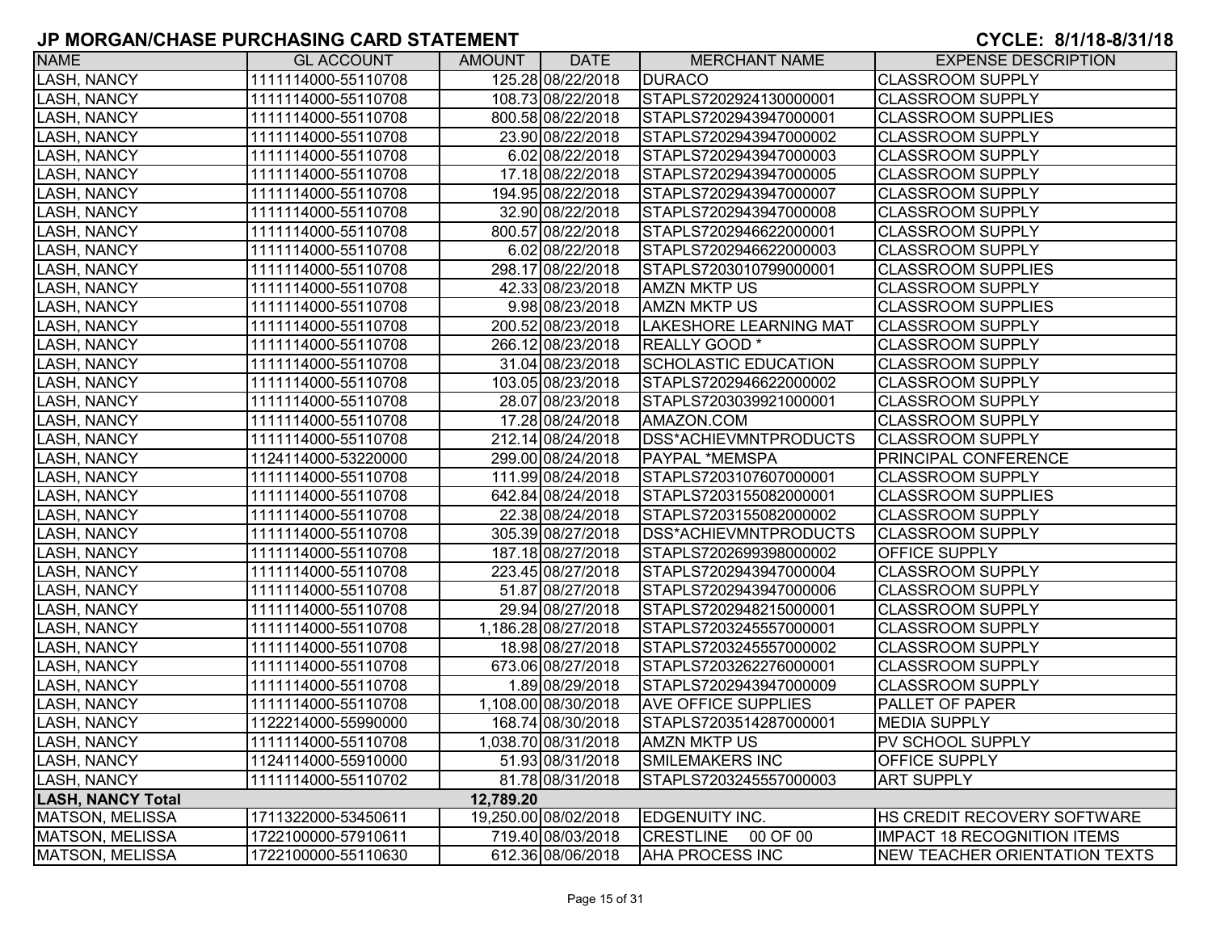## JP MORGAN/CHASE PURCHASING CARD STATEMENT

**CYCLE: 8/1/18-8/31/18**

| NAME | GL ACCOUNT | AMOUNT | DATE | MERCHANT NAME | EXPENSE DESCRIPTION |
|---|---|---|---|---|---|
| LASH, NANCY | 1111114000-55110708 | 125.28 | 08/22/2018 | DURACO | CLASSROOM SUPPLY |
| LASH, NANCY | 1111114000-55110708 | 108.73 | 08/22/2018 | STAPLS7202924130000001 | CLASSROOM SUPPLY |
| LASH, NANCY | 1111114000-55110708 | 800.58 | 08/22/2018 | STAPLS7202943947000001 | CLASSROOM SUPPLIES |
| LASH, NANCY | 1111114000-55110708 | 23.90 | 08/22/2018 | STAPLS7202943947000002 | CLASSROOM SUPPLY |
| LASH, NANCY | 1111114000-55110708 | 6.02 | 08/22/2018 | STAPLS7202943947000003 | CLASSROOM SUPPLY |
| LASH, NANCY | 1111114000-55110708 | 17.18 | 08/22/2018 | STAPLS7202943947000005 | CLASSROOM SUPPLY |
| LASH, NANCY | 1111114000-55110708 | 194.95 | 08/22/2018 | STAPLS7202943947000007 | CLASSROOM SUPPLY |
| LASH, NANCY | 1111114000-55110708 | 32.90 | 08/22/2018 | STAPLS7202943947000008 | CLASSROOM SUPPLY |
| LASH, NANCY | 1111114000-55110708 | 800.57 | 08/22/2018 | STAPLS7202946622000001 | CLASSROOM SUPPLY |
| LASH, NANCY | 1111114000-55110708 | 6.02 | 08/22/2018 | STAPLS7202946622000003 | CLASSROOM SUPPLY |
| LASH, NANCY | 1111114000-55110708 | 298.17 | 08/22/2018 | STAPLS7203010799000001 | CLASSROOM SUPPLIES |
| LASH, NANCY | 1111114000-55110708 | 42.33 | 08/23/2018 | AMZN MKTP US | CLASSROOM SUPPLY |
| LASH, NANCY | 1111114000-55110708 | 9.98 | 08/23/2018 | AMZN MKTP US | CLASSROOM SUPPLIES |
| LASH, NANCY | 1111114000-55110708 | 200.52 | 08/23/2018 | LAKESHORE LEARNING MAT | CLASSROOM SUPPLY |
| LASH, NANCY | 1111114000-55110708 | 266.12 | 08/23/2018 | REALLY GOOD * | CLASSROOM SUPPLY |
| LASH, NANCY | 1111114000-55110708 | 31.04 | 08/23/2018 | SCHOLASTIC EDUCATION | CLASSROOM SUPPLY |
| LASH, NANCY | 1111114000-55110708 | 103.05 | 08/23/2018 | STAPLS7202946622000002 | CLASSROOM SUPPLY |
| LASH, NANCY | 1111114000-55110708 | 28.07 | 08/23/2018 | STAPLS7203039921000001 | CLASSROOM SUPPLY |
| LASH, NANCY | 1111114000-55110708 | 17.28 | 08/24/2018 | AMAZON.COM | CLASSROOM SUPPLY |
| LASH, NANCY | 1111114000-55110708 | 212.14 | 08/24/2018 | DSS*ACHIEVMNTPRODUCTS | CLASSROOM SUPPLY |
| LASH, NANCY | 1124114000-53220000 | 299.00 | 08/24/2018 | PAYPAL *MEMSPA | PRINCIPAL CONFERENCE |
| LASH, NANCY | 1111114000-55110708 | 111.99 | 08/24/2018 | STAPLS7203107607000001 | CLASSROOM SUPPLY |
| LASH, NANCY | 1111114000-55110708 | 642.84 | 08/24/2018 | STAPLS7203155082000001 | CLASSROOM SUPPLIES |
| LASH, NANCY | 1111114000-55110708 | 22.38 | 08/24/2018 | STAPLS7203155082000002 | CLASSROOM SUPPLY |
| LASH, NANCY | 1111114000-55110708 | 305.39 | 08/27/2018 | DSS*ACHIEVMNTPRODUCTS | CLASSROOM SUPPLY |
| LASH, NANCY | 1111114000-55110708 | 187.18 | 08/27/2018 | STAPLS7202699398000002 | OFFICE SUPPLY |
| LASH, NANCY | 1111114000-55110708 | 223.45 | 08/27/2018 | STAPLS7202943947000004 | CLASSROOM SUPPLY |
| LASH, NANCY | 1111114000-55110708 | 51.87 | 08/27/2018 | STAPLS7202943947000006 | CLASSROOM SUPPLY |
| LASH, NANCY | 1111114000-55110708 | 29.94 | 08/27/2018 | STAPLS7202948215000001 | CLASSROOM SUPPLY |
| LASH, NANCY | 1111114000-55110708 | 1,186.28 | 08/27/2018 | STAPLS7203245557000001 | CLASSROOM SUPPLY |
| LASH, NANCY | 1111114000-55110708 | 18.98 | 08/27/2018 | STAPLS7203245557000002 | CLASSROOM SUPPLY |
| LASH, NANCY | 1111114000-55110708 | 673.06 | 08/27/2018 | STAPLS7203262276000001 | CLASSROOM SUPPLY |
| LASH, NANCY | 1111114000-55110708 | 1.89 | 08/29/2018 | STAPLS7202943947000009 | CLASSROOM SUPPLY |
| LASH, NANCY | 1111114000-55110708 | 1,108.00 | 08/30/2018 | AVE OFFICE SUPPLIES | PALLET OF PAPER |
| LASH, NANCY | 1122214000-55990000 | 168.74 | 08/30/2018 | STAPLS7203514287000001 | MEDIA SUPPLY |
| LASH, NANCY | 1111114000-55110708 | 1,038.70 | 08/31/2018 | AMZN MKTP US | PV SCHOOL SUPPLY |
| LASH, NANCY | 1124114000-55910000 | 51.93 | 08/31/2018 | SMILEMAKERS INC | OFFICE SUPPLY |
| LASH, NANCY | 1111114000-55110702 | 81.78 | 08/31/2018 | STAPLS7203245557000003 | ART SUPPLY |
| **LASH, NANCY Total** | | **12,789.20** | | | |
| MATSON, MELISSA | 1711322000-53450611 | 19,250.00 | 08/02/2018 | EDGENUITY INC. | HS CREDIT RECOVERY SOFTWARE |
| MATSON, MELISSA | 1722100000-57910611 | 719.40 | 08/03/2018 | CRESTLINE 00 OF 00 | IMPACT 18 RECOGNITION ITEMS |
| MATSON, MELISSA | 1722100000-55110630 | 612.36 | 08/06/2018 | AHA PROCESS INC | NEW TEACHER ORIENTATION TEXTS |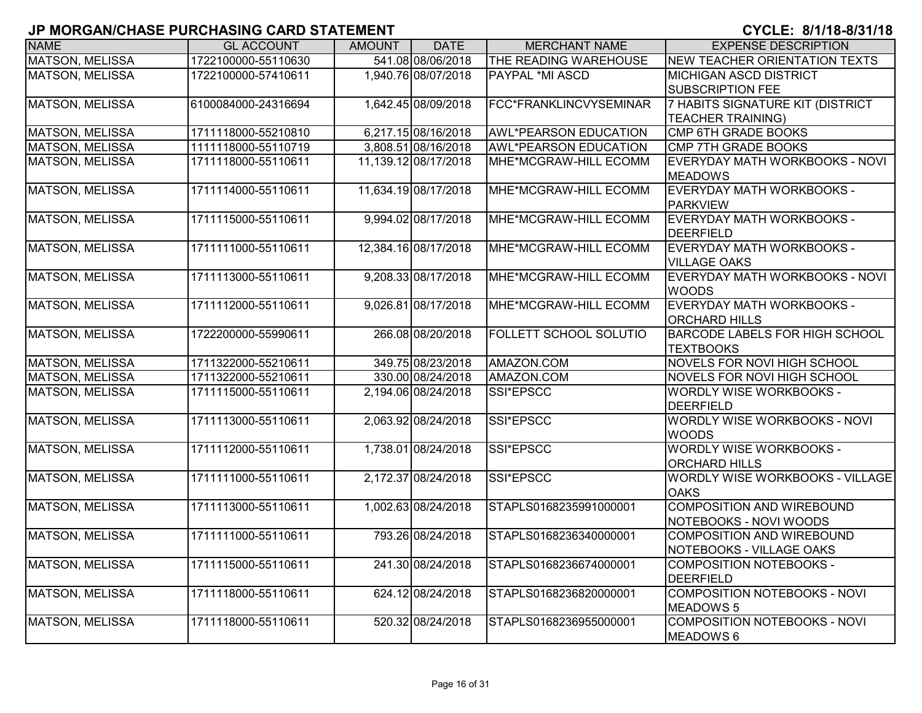## JP MORGAN/CHASE PURCHASING CARD STATEMENT

**CYCLE: 8/1/18-8/31/18**

| NAME | GL ACCOUNT | AMOUNT | DATE | MERCHANT NAME | EXPENSE DESCRIPTION |
|---|---|---|---|---|---|
| MATSON, MELISSA | 1722100000-55110630 | 541.08 | 08/06/2018 | THE READING WAREHOUSE | NEW TEACHER ORIENTATION TEXTS |
| MATSON, MELISSA | 1722100000-57410611 | 1,940.76 | 08/07/2018 | PAYPAL *MI ASCD | MICHIGAN ASCD DISTRICT SUBSCRIPTION FEE |
| MATSON, MELISSA | 6100084000-24316694 | 1,642.45 | 08/09/2018 | FCC*FRANKLINCVYSEMINAR | 7 HABITS SIGNATURE KIT (DISTRICT TEACHER TRAINING) |
| MATSON, MELISSA | 1711118000-55210810 | 6,217.15 | 08/16/2018 | AWL*PEARSON EDUCATION | CMP 6TH GRADE BOOKS |
| MATSON, MELISSA | 1111118000-55110719 | 3,808.51 | 08/16/2018 | AWL*PEARSON EDUCATION | CMP 7TH GRADE BOOKS |
| MATSON, MELISSA | 1711118000-55110611 | 11,139.12 | 08/17/2018 | MHE*MCGRAW-HILL ECOMM | EVERYDAY MATH WORKBOOKS - NOVI MEADOWS |
| MATSON, MELISSA | 1711114000-55110611 | 11,634.19 | 08/17/2018 | MHE*MCGRAW-HILL ECOMM | EVERYDAY MATH WORKBOOKS - PARKVIEW |
| MATSON, MELISSA | 1711115000-55110611 | 9,994.02 | 08/17/2018 | MHE*MCGRAW-HILL ECOMM | EVERYDAY MATH WORKBOOKS - DEERFIELD |
| MATSON, MELISSA | 1711111000-55110611 | 12,384.16 | 08/17/2018 | MHE*MCGRAW-HILL ECOMM | EVERYDAY MATH WORKBOOKS - VILLAGE OAKS |
| MATSON, MELISSA | 1711113000-55110611 | 9,208.33 | 08/17/2018 | MHE*MCGRAW-HILL ECOMM | EVERYDAY MATH WORKBOOKS - NOVI WOODS |
| MATSON, MELISSA | 1711112000-55110611 | 9,026.81 | 08/17/2018 | MHE*MCGRAW-HILL ECOMM | EVERYDAY MATH WORKBOOKS - ORCHARD HILLS |
| MATSON, MELISSA | 1722200000-55990611 | 266.08 | 08/20/2018 | FOLLETT SCHOOL SOLUTIO | BARCODE LABELS FOR HIGH SCHOOL TEXTBOOKS |
| MATSON, MELISSA | 1711322000-55210611 | 349.75 | 08/23/2018 | AMAZON.COM | NOVELS FOR NOVI HIGH SCHOOL |
| MATSON, MELISSA | 1711322000-55210611 | 330.00 | 08/24/2018 | AMAZON.COM | NOVELS FOR NOVI HIGH SCHOOL |
| MATSON, MELISSA | 1711115000-55110611 | 2,194.06 | 08/24/2018 | SSI*EPSCC | WORDLY WISE WORKBOOKS - DEERFIELD |
| MATSON, MELISSA | 1711113000-55110611 | 2,063.92 | 08/24/2018 | SSI*EPSCC | WORDLY WISE WORKBOOKS - NOVI WOODS |
| MATSON, MELISSA | 1711112000-55110611 | 1,738.01 | 08/24/2018 | SSI*EPSCC | WORDLY WISE WORKBOOKS - ORCHARD HILLS |
| MATSON, MELISSA | 1711111000-55110611 | 2,172.37 | 08/24/2018 | SSI*EPSCC | WORDLY WISE WORKBOOKS - VILLAGE OAKS |
| MATSON, MELISSA | 1711113000-55110611 | 1,002.63 | 08/24/2018 | STAPLS0168235991000001 | COMPOSITION AND WIREBOUND NOTEBOOKS - NOVI WOODS |
| MATSON, MELISSA | 1711111000-55110611 | 793.26 | 08/24/2018 | STAPLS0168236340000001 | COMPOSITION AND WIREBOUND NOTEBOOKS - VILLAGE OAKS |
| MATSON, MELISSA | 1711115000-55110611 | 241.30 | 08/24/2018 | STAPLS0168236674000001 | COMPOSITION NOTEBOOKS - DEERFIELD |
| MATSON, MELISSA | 1711118000-55110611 | 624.12 | 08/24/2018 | STAPLS0168236820000001 | COMPOSITION NOTEBOOKS - NOVI MEADOWS 5 |
| MATSON, MELISSA | 1711118000-55110611 | 520.32 | 08/24/2018 | STAPLS0168236955000001 | COMPOSITION NOTEBOOKS - NOVI MEADOWS 6 |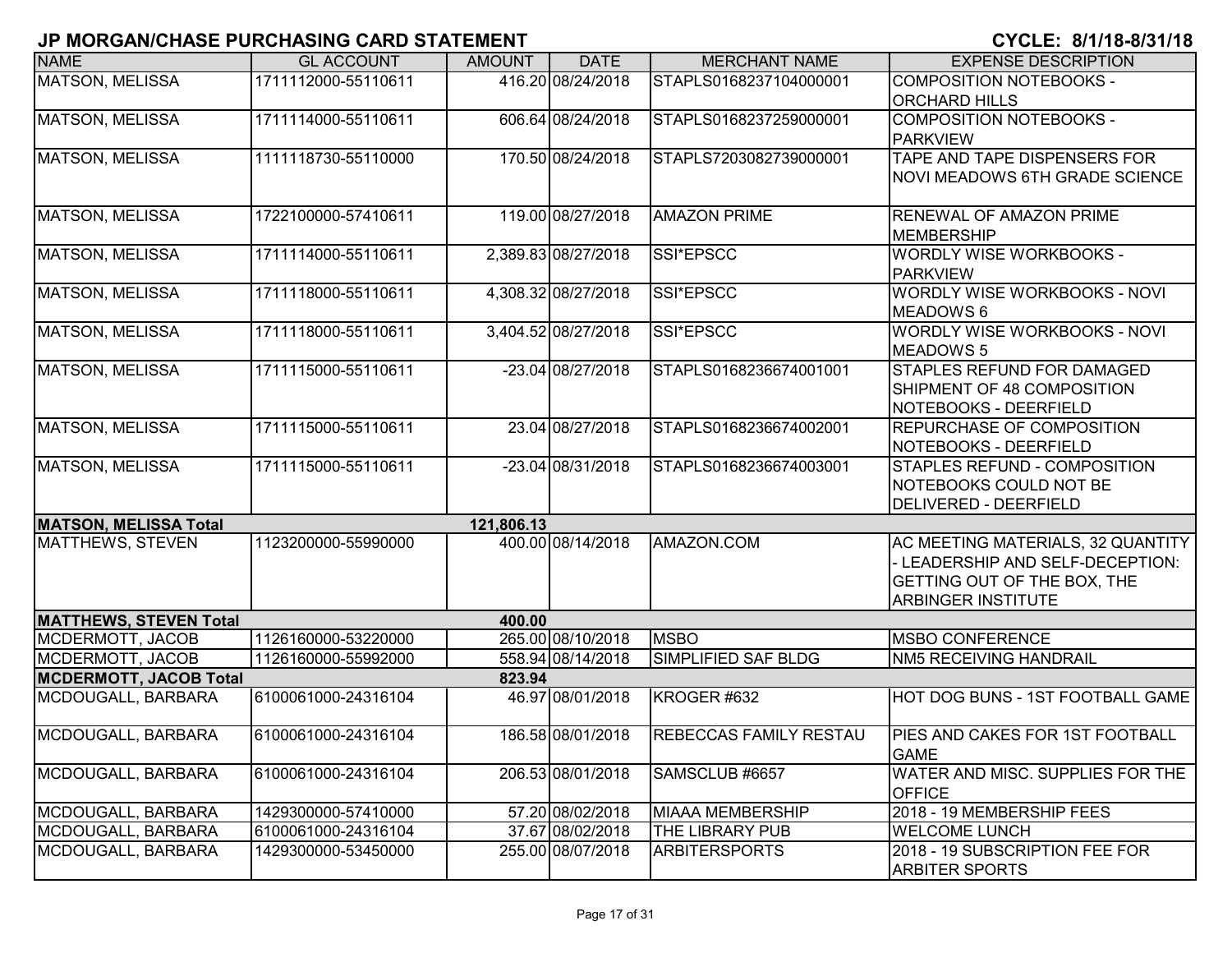# JP MORGAN/CHASE PURCHASING CARD STATEMENT

**CYCLE: 8/1/18-8/31/18**

| NAME | GL ACCOUNT | AMOUNT | DATE | MERCHANT NAME | EXPENSE DESCRIPTION |
|---|---|---|---|---|---|
| MATSON, MELISSA | 1711112000-55110611 | 416.20 | 08/24/2018 | STAPLS0168237104000001 | COMPOSITION NOTEBOOKS - ORCHARD HILLS |
| MATSON, MELISSA | 1711114000-55110611 | 606.64 | 08/24/2018 | STAPLS0168237259000001 | COMPOSITION NOTEBOOKS - PARKVIEW |
| MATSON, MELISSA | 1111118730-55110000 | 170.50 | 08/24/2018 | STAPLS7203082739000001 | TAPE AND TAPE DISPENSERS FOR NOVI MEADOWS 6TH GRADE SCIENCE |
| MATSON, MELISSA | 1722100000-57410611 | 119.00 | 08/27/2018 | AMAZON PRIME | RENEWAL OF AMAZON PRIME MEMBERSHIP |
| MATSON, MELISSA | 1711114000-55110611 | 2,389.83 | 08/27/2018 | SSI*EPSCC | WORDLY WISE WORKBOOKS - PARKVIEW |
| MATSON, MELISSA | 1711118000-55110611 | 4,308.32 | 08/27/2018 | SSI*EPSCC | WORDLY WISE WORKBOOKS - NOVI MEADOWS 6 |
| MATSON, MELISSA | 1711118000-55110611 | 3,404.52 | 08/27/2018 | SSI*EPSCC | WORDLY WISE WORKBOOKS - NOVI MEADOWS 5 |
| MATSON, MELISSA | 1711115000-55110611 | -23.04 | 08/27/2018 | STAPLS0168236674001001 | STAPLES REFUND FOR DAMAGED SHIPMENT OF 48 COMPOSITION NOTEBOOKS - DEERFIELD |
| MATSON, MELISSA | 1711115000-55110611 | 23.04 | 08/27/2018 | STAPLS0168236674002001 | REPURCHASE OF COMPOSITION NOTEBOOKS - DEERFIELD |
| MATSON, MELISSA | 1711115000-55110611 | -23.04 | 08/31/2018 | STAPLS0168236674003001 | STAPLES REFUND - COMPOSITION NOTEBOOKS COULD NOT BE DELIVERED - DEERFIELD |
| **MATSON, MELISSA Total** | | **121,806.13** | | | |
| MATTHEWS, STEVEN | 1123200000-55990000 | 400.00 | 08/14/2018 | AMAZON.COM | AC MEETING MATERIALS, 32 QUANTITY - LEADERSHIP AND SELF-DECEPTION: GETTING OUT OF THE BOX, THE ARBINGER INSTITUTE |
| **MATTHEWS, STEVEN Total** | | **400.00** | | | |
| MCDERMOTT, JACOB | 1126160000-53220000 | 265.00 | 08/10/2018 | MSBO | MSBO CONFERENCE |
| MCDERMOTT, JACOB | 1126160000-55992000 | 558.94 | 08/14/2018 | SIMPLIFIED SAF BLDG | NM5 RECEIVING HANDRAIL |
| **MCDERMOTT, JACOB Total** | | **823.94** | | | |
| MCDOUGALL, BARBARA | 6100061000-24316104 | 46.97 | 08/01/2018 | KROGER #632 | HOT DOG BUNS - 1ST FOOTBALL GAME |
| MCDOUGALL, BARBARA | 6100061000-24316104 | 186.58 | 08/01/2018 | REBECCAS FAMILY RESTAU | PIES AND CAKES FOR 1ST FOOTBALL GAME |
| MCDOUGALL, BARBARA | 6100061000-24316104 | 206.53 | 08/01/2018 | SAMSCLUB #6657 | WATER AND MISC. SUPPLIES FOR THE OFFICE |
| MCDOUGALL, BARBARA | 1429300000-57410000 | 57.20 | 08/02/2018 | MIAAA MEMBERSHIP | 2018 - 19 MEMBERSHIP FEES |
| MCDOUGALL, BARBARA | 6100061000-24316104 | 37.67 | 08/02/2018 | THE LIBRARY PUB | WELCOME LUNCH |
| MCDOUGALL, BARBARA | 1429300000-53450000 | 255.00 | 08/07/2018 | ARBITERSPORTS | 2018 - 19 SUBSCRIPTION FEE FOR ARBITER SPORTS |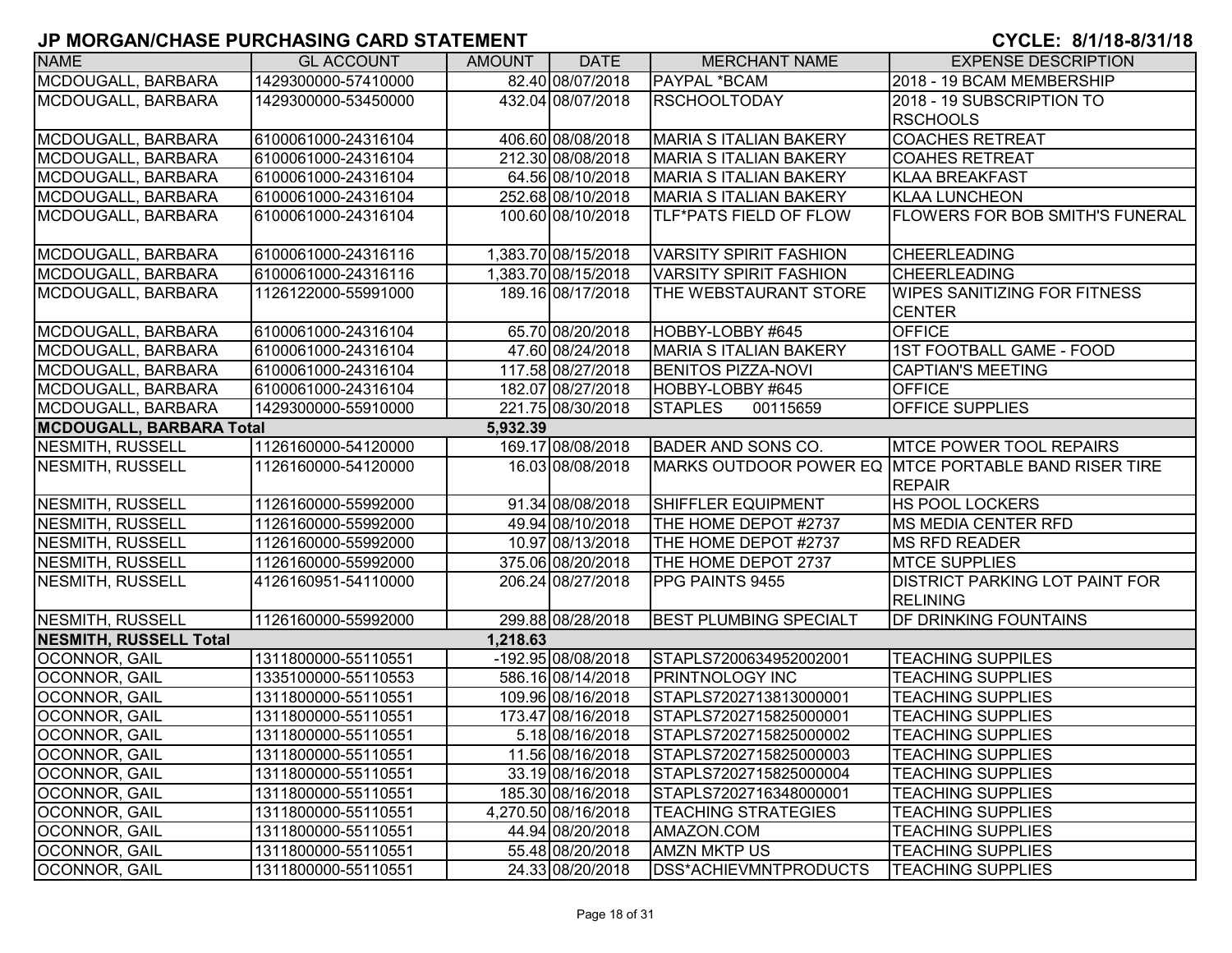# JP MORGAN/CHASE PURCHASING CARD STATEMENT

**CYCLE: 8/1/18-8/31/18**

| NAME | GL ACCOUNT | AMOUNT | DATE | MERCHANT NAME | EXPENSE DESCRIPTION |
|---|---|---|---|---|---|
| MCDOUGALL, BARBARA | 1429300000-57410000 | 82.40 | 08/07/2018 | PAYPAL *BCAM | 2018 - 19 BCAM MEMBERSHIP |
| MCDOUGALL, BARBARA | 1429300000-53450000 | 432.04 | 08/07/2018 | RSCHOOLTODAY | 2018 - 19 SUBSCRIPTION TO RSCHOOLS |
| MCDOUGALL, BARBARA | 6100061000-24316104 | 406.60 | 08/08/2018 | MARIA S ITALIAN BAKERY | COACHES RETREAT |
| MCDOUGALL, BARBARA | 6100061000-24316104 | 212.30 | 08/08/2018 | MARIA S ITALIAN BAKERY | COAHES RETREAT |
| MCDOUGALL, BARBARA | 6100061000-24316104 | 64.56 | 08/10/2018 | MARIA S ITALIAN BAKERY | KLAA BREAKFAST |
| MCDOUGALL, BARBARA | 6100061000-24316104 | 252.68 | 08/10/2018 | MARIA S ITALIAN BAKERY | KLAA LUNCHEON |
| MCDOUGALL, BARBARA | 6100061000-24316104 | 100.60 | 08/10/2018 | TLF*PATS FIELD OF FLOW | FLOWERS FOR BOB SMITH'S FUNERAL |
| MCDOUGALL, BARBARA | 6100061000-24316116 | 1,383.70 | 08/15/2018 | VARSITY SPIRIT FASHION | CHEERLEADING |
| MCDOUGALL, BARBARA | 6100061000-24316116 | 1,383.70 | 08/15/2018 | VARSITY SPIRIT FASHION | CHEERLEADING |
| MCDOUGALL, BARBARA | 1126122000-55991000 | 189.16 | 08/17/2018 | THE WEBSTAURANT STORE | WIPES SANITIZING FOR FITNESS CENTER |
| MCDOUGALL, BARBARA | 6100061000-24316104 | 65.70 | 08/20/2018 | HOBBY-LOBBY #645 | OFFICE |
| MCDOUGALL, BARBARA | 6100061000-24316104 | 47.60 | 08/24/2018 | MARIA S ITALIAN BAKERY | 1ST FOOTBALL GAME - FOOD |
| MCDOUGALL, BARBARA | 6100061000-24316104 | 117.58 | 08/27/2018 | BENITOS PIZZA-NOVI | CAPTIAN'S MEETING |
| MCDOUGALL, BARBARA | 6100061000-24316104 | 182.07 | 08/27/2018 | HOBBY-LOBBY #645 | OFFICE |
| MCDOUGALL, BARBARA | 1429300000-55910000 | 221.75 | 08/30/2018 | STAPLES 00115659 | OFFICE SUPPLIES |
| **MCDOUGALL, BARBARA Total** | | **5,932.39** | | | |
| NESMITH, RUSSELL | 1126160000-54120000 | 169.17 | 08/08/2018 | BADER AND SONS CO. | MTCE POWER TOOL REPAIRS |
| NESMITH, RUSSELL | 1126160000-54120000 | 16.03 | 08/08/2018 | MARKS OUTDOOR POWER EQ | MTCE PORTABLE BAND RISER TIRE REPAIR |
| NESMITH, RUSSELL | 1126160000-55992000 | 91.34 | 08/08/2018 | SHIFFLER EQUIPMENT | HS POOL LOCKERS |
| NESMITH, RUSSELL | 1126160000-55992000 | 49.94 | 08/10/2018 | THE HOME DEPOT #2737 | MS MEDIA CENTER RFD |
| NESMITH, RUSSELL | 1126160000-55992000 | 10.97 | 08/13/2018 | THE HOME DEPOT #2737 | MS RFD READER |
| NESMITH, RUSSELL | 1126160000-55992000 | 375.06 | 08/20/2018 | THE HOME DEPOT 2737 | MTCE SUPPLIES |
| NESMITH, RUSSELL | 4126160951-54110000 | 206.24 | 08/27/2018 | PPG PAINTS 9455 | DISTRICT PARKING LOT PAINT FOR RELINING |
| NESMITH, RUSSELL | 1126160000-55992000 | 299.88 | 08/28/2018 | BEST PLUMBING SPECIALT | DF DRINKING FOUNTAINS |
| **NESMITH, RUSSELL Total** | | **1,218.63** | | | |
| OCONNOR, GAIL | 1311800000-55110551 | -192.95 | 08/08/2018 | STAPLS7200634952002001 | TEACHING SUPPILES |
| OCONNOR, GAIL | 1335100000-55110553 | 586.16 | 08/14/2018 | PRINTNOLOGY INC | TEACHING SUPPLIES |
| OCONNOR, GAIL | 1311800000-55110551 | 109.96 | 08/16/2018 | STAPLS7202713813000001 | TEACHING SUPPLIES |
| OCONNOR, GAIL | 1311800000-55110551 | 173.47 | 08/16/2018 | STAPLS7202715825000001 | TEACHING SUPPLIES |
| OCONNOR, GAIL | 1311800000-55110551 | 5.18 | 08/16/2018 | STAPLS7202715825000002 | TEACHING SUPPLIES |
| OCONNOR, GAIL | 1311800000-55110551 | 11.56 | 08/16/2018 | STAPLS7202715825000003 | TEACHING SUPPLIES |
| OCONNOR, GAIL | 1311800000-55110551 | 33.19 | 08/16/2018 | STAPLS7202715825000004 | TEACHING SUPPLIES |
| OCONNOR, GAIL | 1311800000-55110551 | 185.30 | 08/16/2018 | STAPLS7202716348000001 | TEACHING SUPPLIES |
| OCONNOR, GAIL | 1311800000-55110551 | 4,270.50 | 08/16/2018 | TEACHING STRATEGIES | TEACHING SUPPLIES |
| OCONNOR, GAIL | 1311800000-55110551 | 44.94 | 08/20/2018 | AMAZON.COM | TEACHING SUPPLIES |
| OCONNOR, GAIL | 1311800000-55110551 | 55.48 | 08/20/2018 | AMZN MKTP US | TEACHING SUPPLIES |
| OCONNOR, GAIL | 1311800000-55110551 | 24.33 | 08/20/2018 | DSS*ACHIEVMNTPRODUCTS | TEACHING SUPPLIES |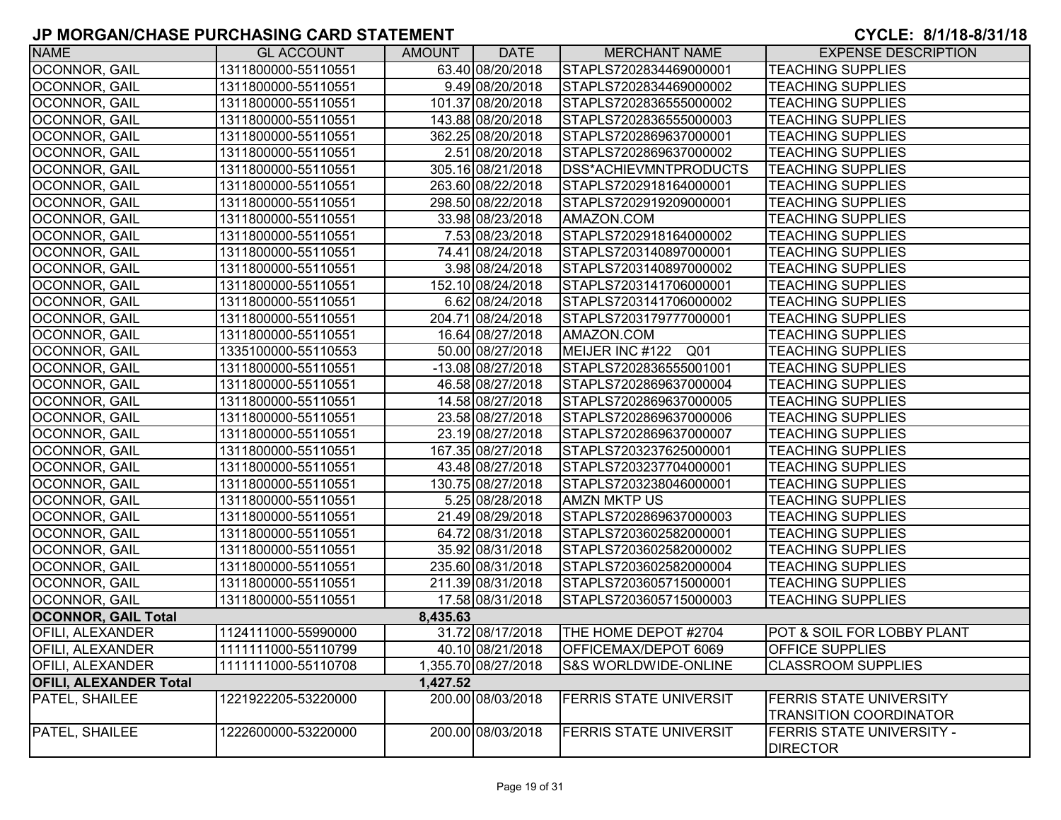## JP MORGAN/CHASE PURCHASING CARD STATEMENT

**CYCLE: 8/1/18-8/31/18**

| NAME | GL ACCOUNT | AMOUNT | DATE | MERCHANT NAME | EXPENSE DESCRIPTION |
|---|---|---|---|---|---|
| OCONNOR, GAIL | 1311800000-55110551 | 63.40 | 08/20/2018 | STAPLS7202834469000001 | TEACHING SUPPLIES |
| OCONNOR, GAIL | 1311800000-55110551 | 9.49 | 08/20/2018 | STAPLS7202834469000002 | TEACHING SUPPLIES |
| OCONNOR, GAIL | 1311800000-55110551 | 101.37 | 08/20/2018 | STAPLS7202836555000002 | TEACHING SUPPLIES |
| OCONNOR, GAIL | 1311800000-55110551 | 143.88 | 08/20/2018 | STAPLS7202836555000003 | TEACHING SUPPLIES |
| OCONNOR, GAIL | 1311800000-55110551 | 362.25 | 08/20/2018 | STAPLS7202869637000001 | TEACHING SUPPLIES |
| OCONNOR, GAIL | 1311800000-55110551 | 2.51 | 08/20/2018 | STAPLS7202869637000002 | TEACHING SUPPLIES |
| OCONNOR, GAIL | 1311800000-55110551 | 305.16 | 08/21/2018 | DSS*ACHIEVMNTPRODUCTS | TEACHING SUPPLIES |
| OCONNOR, GAIL | 1311800000-55110551 | 263.60 | 08/22/2018 | STAPLS7202918164000001 | TEACHING SUPPLIES |
| OCONNOR, GAIL | 1311800000-55110551 | 298.50 | 08/22/2018 | STAPLS7202919209000001 | TEACHING SUPPLIES |
| OCONNOR, GAIL | 1311800000-55110551 | 33.98 | 08/23/2018 | AMAZON.COM | TEACHING SUPPLIES |
| OCONNOR, GAIL | 1311800000-55110551 | 7.53 | 08/23/2018 | STAPLS7202918164000002 | TEACHING SUPPLIES |
| OCONNOR, GAIL | 1311800000-55110551 | 74.41 | 08/24/2018 | STAPLS7203140897000001 | TEACHING SUPPLIES |
| OCONNOR, GAIL | 1311800000-55110551 | 3.98 | 08/24/2018 | STAPLS7203140897000002 | TEACHING SUPPLIES |
| OCONNOR, GAIL | 1311800000-55110551 | 152.10 | 08/24/2018 | STAPLS7203141706000001 | TEACHING SUPPLIES |
| OCONNOR, GAIL | 1311800000-55110551 | 6.62 | 08/24/2018 | STAPLS7203141706000002 | TEACHING SUPPLIES |
| OCONNOR, GAIL | 1311800000-55110551 | 204.71 | 08/24/2018 | STAPLS7203179777000001 | TEACHING SUPPLIES |
| OCONNOR, GAIL | 1311800000-55110551 | 16.64 | 08/27/2018 | AMAZON.COM | TEACHING SUPPLIES |
| OCONNOR, GAIL | 1335100000-55110553 | 50.00 | 08/27/2018 | MEIJER INC #122 Q01 | TEACHING SUPPLIES |
| OCONNOR, GAIL | 1311800000-55110551 | -13.08 | 08/27/2018 | STAPLS7202836555001001 | TEACHING SUPPLIES |
| OCONNOR, GAIL | 1311800000-55110551 | 46.58 | 08/27/2018 | STAPLS7202869637000004 | TEACHING SUPPLIES |
| OCONNOR, GAIL | 1311800000-55110551 | 14.58 | 08/27/2018 | STAPLS7202869637000005 | TEACHING SUPPLIES |
| OCONNOR, GAIL | 1311800000-55110551 | 23.58 | 08/27/2018 | STAPLS7202869637000006 | TEACHING SUPPLIES |
| OCONNOR, GAIL | 1311800000-55110551 | 23.19 | 08/27/2018 | STAPLS7202869637000007 | TEACHING SUPPLIES |
| OCONNOR, GAIL | 1311800000-55110551 | 167.35 | 08/27/2018 | STAPLS7203237625000001 | TEACHING SUPPLIES |
| OCONNOR, GAIL | 1311800000-55110551 | 43.48 | 08/27/2018 | STAPLS7203237704000001 | TEACHING SUPPLIES |
| OCONNOR, GAIL | 1311800000-55110551 | 130.75 | 08/27/2018 | STAPLS7203238046000001 | TEACHING SUPPLIES |
| OCONNOR, GAIL | 1311800000-55110551 | 5.25 | 08/28/2018 | AMZN MKTP US | TEACHING SUPPLIES |
| OCONNOR, GAIL | 1311800000-55110551 | 21.49 | 08/29/2018 | STAPLS7202869637000003 | TEACHING SUPPLIES |
| OCONNOR, GAIL | 1311800000-55110551 | 64.72 | 08/31/2018 | STAPLS7203602582000001 | TEACHING SUPPLIES |
| OCONNOR, GAIL | 1311800000-55110551 | 35.92 | 08/31/2018 | STAPLS7203602582000002 | TEACHING SUPPLIES |
| OCONNOR, GAIL | 1311800000-55110551 | 235.60 | 08/31/2018 | STAPLS7203602582000004 | TEACHING SUPPLIES |
| OCONNOR, GAIL | 1311800000-55110551 | 211.39 | 08/31/2018 | STAPLS7203605715000001 | TEACHING SUPPLIES |
| OCONNOR, GAIL | 1311800000-55110551 | 17.58 | 08/31/2018 | STAPLS7203605715000003 | TEACHING SUPPLIES |
| **OCONNOR, GAIL Total** | | **8,435.63** | | | |
| OFILI, ALEXANDER | 1124111000-55990000 | 31.72 | 08/17/2018 | THE HOME DEPOT #2704 | POT & SOIL FOR LOBBY PLANT |
| OFILI, ALEXANDER | 1111111000-55110799 | 40.10 | 08/21/2018 | OFFICEMAX/DEPOT 6069 | OFFICE SUPPLIES |
| OFILI, ALEXANDER | 1111111000-55110708 | 1,355.70 | 08/27/2018 | S&S WORLDWIDE-ONLINE | CLASSROOM SUPPLIES |
| **OFILI, ALEXANDER Total** | | **1,427.52** | | | |
| PATEL, SHAILEE | 1221922205-53220000 | 200.00 | 08/03/2018 | FERRIS STATE UNIVERSIT | FERRIS STATE UNIVERSITY TRANSITION COORDINATOR |
| PATEL, SHAILEE | 1222600000-53220000 | 200.00 | 08/03/2018 | FERRIS STATE UNIVERSIT | FERRIS STATE UNIVERSITY - DIRECTOR |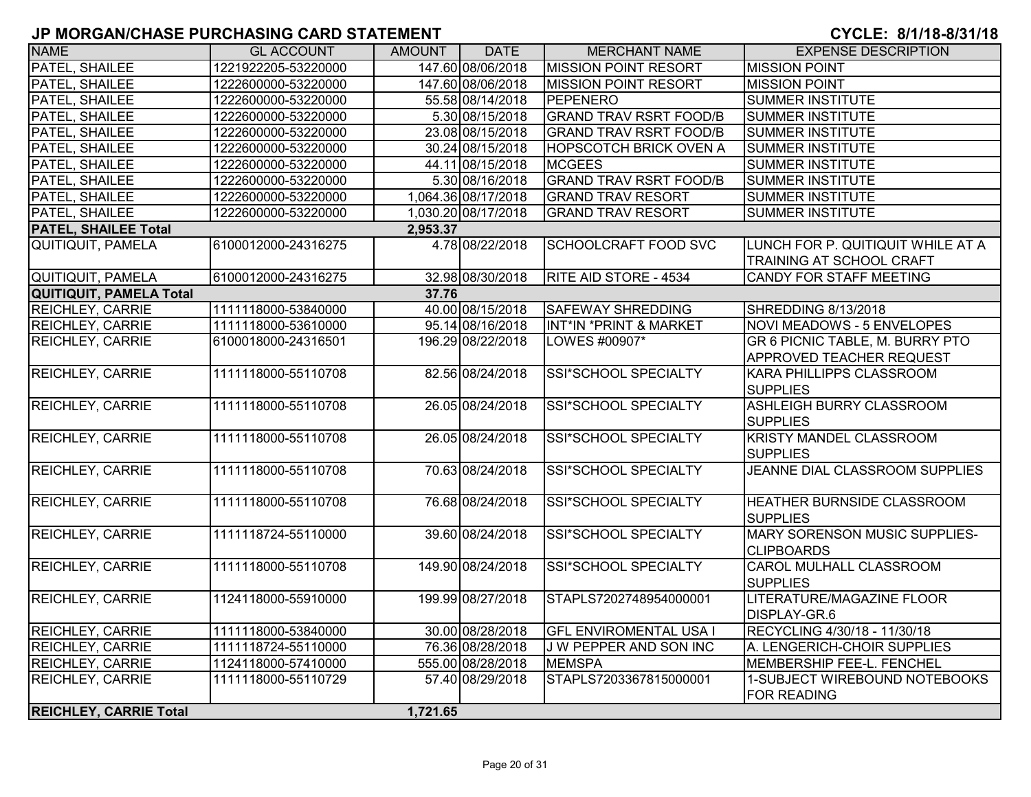# JP MORGAN/CHASE PURCHASING CARD STATEMENT

**CYCLE: 8/1/18-8/31/18**

| NAME | GL ACCOUNT | AMOUNT | DATE | MERCHANT NAME | EXPENSE DESCRIPTION |
|---|---|---|---|---|---|
| PATEL, SHAILEE | 1221922205-53220000 | 147.60 | 08/06/2018 | MISSION POINT RESORT | MISSION POINT |
| PATEL, SHAILEE | 1222600000-53220000 | 147.60 | 08/06/2018 | MISSION POINT RESORT | MISSION POINT |
| PATEL, SHAILEE | 1222600000-53220000 | 55.58 | 08/14/2018 | PEPENERO | SUMMER INSTITUTE |
| PATEL, SHAILEE | 1222600000-53220000 | 5.30 | 08/15/2018 | GRAND TRAV RSRT FOOD/B | SUMMER INSTITUTE |
| PATEL, SHAILEE | 1222600000-53220000 | 23.08 | 08/15/2018 | GRAND TRAV RSRT FOOD/B | SUMMER INSTITUTE |
| PATEL, SHAILEE | 1222600000-53220000 | 30.24 | 08/15/2018 | HOPSCOTCH BRICK OVEN A | SUMMER INSTITUTE |
| PATEL, SHAILEE | 1222600000-53220000 | 44.11 | 08/15/2018 | MCGEES | SUMMER INSTITUTE |
| PATEL, SHAILEE | 1222600000-53220000 | 5.30 | 08/16/2018 | GRAND TRAV RSRT FOOD/B | SUMMER INSTITUTE |
| PATEL, SHAILEE | 1222600000-53220000 | 1,064.36 | 08/17/2018 | GRAND TRAV RESORT | SUMMER INSTITUTE |
| PATEL, SHAILEE | 1222600000-53220000 | 1,030.20 | 08/17/2018 | GRAND TRAV RESORT | SUMMER INSTITUTE |
| **PATEL, SHAILEE Total** | | **2,953.37** | | | |
| QUITIQUIT, PAMELA | 6100012000-24316275 | 4.78 | 08/22/2018 | SCHOOLCRAFT FOOD SVC | LUNCH FOR P. QUITIQUIT WHILE AT A TRAINING AT SCHOOL CRAFT |
| QUITIQUIT, PAMELA | 6100012000-24316275 | 32.98 | 08/30/2018 | RITE AID STORE - 4534 | CANDY FOR STAFF MEETING |
| **QUITIQUIT, PAMELA Total** | | **37.76** | | | |
| REICHLEY, CARRIE | 1111118000-53840000 | 40.00 | 08/15/2018 | SAFEWAY SHREDDING | SHREDDING 8/13/2018 |
| REICHLEY, CARRIE | 1111118000-53610000 | 95.14 | 08/16/2018 | INT*IN *PRINT & MARKET | NOVI MEADOWS - 5 ENVELOPES |
| REICHLEY, CARRIE | 6100018000-24316501 | 196.29 | 08/22/2018 | LOWES #00907* | GR 6 PICNIC TABLE, M. BURRY PTO APPROVED TEACHER REQUEST |
| REICHLEY, CARRIE | 1111118000-55110708 | 82.56 | 08/24/2018 | SSI*SCHOOL SPECIALTY | KARA PHILLIPPS CLASSROOM SUPPLIES |
| REICHLEY, CARRIE | 1111118000-55110708 | 26.05 | 08/24/2018 | SSI*SCHOOL SPECIALTY | ASHLEIGH BURRY CLASSROOM SUPPLIES |
| REICHLEY, CARRIE | 1111118000-55110708 | 26.05 | 08/24/2018 | SSI*SCHOOL SPECIALTY | KRISTY MANDEL CLASSROOM SUPPLIES |
| REICHLEY, CARRIE | 1111118000-55110708 | 70.63 | 08/24/2018 | SSI*SCHOOL SPECIALTY | JEANNE DIAL CLASSROOM SUPPLIES |
| REICHLEY, CARRIE | 1111118000-55110708 | 76.68 | 08/24/2018 | SSI*SCHOOL SPECIALTY | HEATHER BURNSIDE CLASSROOM SUPPLIES |
| REICHLEY, CARRIE | 1111118724-55110000 | 39.60 | 08/24/2018 | SSI*SCHOOL SPECIALTY | MARY SORENSON MUSIC SUPPLIES-CLIPBOARDS |
| REICHLEY, CARRIE | 1111118000-55110708 | 149.90 | 08/24/2018 | SSI*SCHOOL SPECIALTY | CAROL MULHALL CLASSROOM SUPPLIES |
| REICHLEY, CARRIE | 1124118000-55910000 | 199.99 | 08/27/2018 | STAPLS7202748954000001 | LITERATURE/MAGAZINE FLOOR DISPLAY-GR.6 |
| REICHLEY, CARRIE | 1111118000-53840000 | 30.00 | 08/28/2018 | GFL ENVIROMENTAL USA I | RECYCLING 4/30/18 - 11/30/18 |
| REICHLEY, CARRIE | 1111118724-55110000 | 76.36 | 08/28/2018 | J W PEPPER AND SON INC | A. LENGERICH-CHOIR SUPPLIES |
| REICHLEY, CARRIE | 1124118000-57410000 | 555.00 | 08/28/2018 | MEMSPA | MEMBERSHIP FEE-L. FENCHEL |
| REICHLEY, CARRIE | 1111118000-55110729 | 57.40 | 08/29/2018 | STAPLS7203367815000001 | 1-SUBJECT WIREBOUND NOTEBOOKS FOR READING |
| **REICHLEY, CARRIE Total** | | **1,721.65** | | | |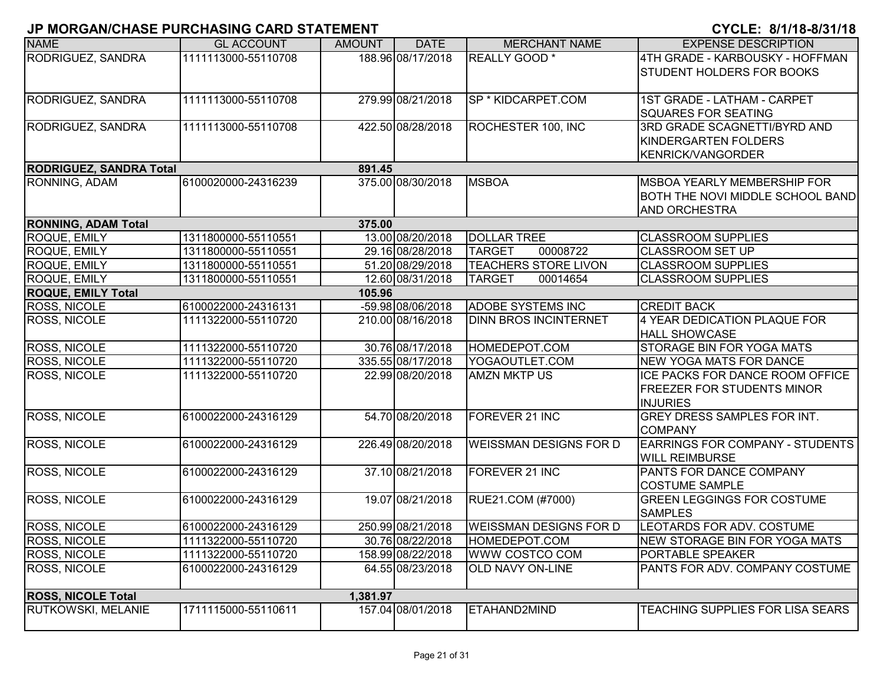# JP MORGAN/CHASE PURCHASING CARD STATEMENT

**CYCLE: 8/1/18-8/31/18**

| NAME | GL ACCOUNT | AMOUNT | DATE | MERCHANT NAME | EXPENSE DESCRIPTION |
|---|---|---|---|---|---|
| RODRIGUEZ, SANDRA | 1111113000-55110708 | 188.96 | 08/17/2018 | REALLY GOOD * | 4TH GRADE - KARBOUSKY - HOFFMAN STUDENT HOLDERS FOR BOOKS |
| RODRIGUEZ, SANDRA | 1111113000-55110708 | 279.99 | 08/21/2018 | SP * KIDCARPET.COM | 1ST GRADE - LATHAM - CARPET SQUARES FOR SEATING |
| RODRIGUEZ, SANDRA | 1111113000-55110708 | 422.50 | 08/28/2018 | ROCHESTER 100, INC | 3RD GRADE SCAGNETTI/BYRD AND KINDERGARTEN FOLDERS KENRICK/VANGORDER |
| **RODRIGUEZ, SANDRA Total** | | **891.45** | | | |
| RONNING, ADAM | 6100020000-24316239 | 375.00 | 08/30/2018 | MSBOA | MSBOA YEARLY MEMBERSHIP FOR BOTH THE NOVI MIDDLE SCHOOL BAND AND ORCHESTRA |
| **RONNING, ADAM Total** | | **375.00** | | | |
| ROQUE, EMILY | 1311800000-55110551 | 13.00 | 08/20/2018 | DOLLAR TREE | CLASSROOM SUPPLIES |
| ROQUE, EMILY | 1311800000-55110551 | 29.16 | 08/28/2018 | TARGET 00008722 | CLASSROOM SET UP |
| ROQUE, EMILY | 1311800000-55110551 | 51.20 | 08/29/2018 | TEACHERS STORE LIVON | CLASSROOM SUPPLIES |
| ROQUE, EMILY | 1311800000-55110551 | 12.60 | 08/31/2018 | TARGET 00014654 | CLASSROOM SUPPLIES |
| **ROQUE, EMILY Total** | | **105.96** | | | |
| ROSS, NICOLE | 6100022000-24316131 | -59.98 | 08/06/2018 | ADOBE SYSTEMS INC | CREDIT BACK |
| ROSS, NICOLE | 1111322000-55110720 | 210.00 | 08/16/2018 | DINN BROS INCINTERNET | 4 YEAR DEDICATION PLAQUE FOR HALL SHOWCASE |
| ROSS, NICOLE | 1111322000-55110720 | 30.76 | 08/17/2018 | HOMEDEPOT.COM | STORAGE BIN FOR YOGA MATS |
| ROSS, NICOLE | 1111322000-55110720 | 335.55 | 08/17/2018 | YOGAOUTLET.COM | NEW YOGA MATS FOR DANCE |
| ROSS, NICOLE | 1111322000-55110720 | 22.99 | 08/20/2018 | AMZN MKTP US | ICE PACKS FOR DANCE ROOM OFFICE FREEZER FOR STUDENTS MINOR INJURIES |
| ROSS, NICOLE | 6100022000-24316129 | 54.70 | 08/20/2018 | FOREVER 21 INC | GREY DRESS SAMPLES FOR INT. COMPANY |
| ROSS, NICOLE | 6100022000-24316129 | 226.49 | 08/20/2018 | WEISSMAN DESIGNS FOR D | EARRINGS FOR COMPANY - STUDENTS WILL REIMBURSE |
| ROSS, NICOLE | 6100022000-24316129 | 37.10 | 08/21/2018 | FOREVER 21 INC | PANTS FOR DANCE COMPANY COSTUME SAMPLE |
| ROSS, NICOLE | 6100022000-24316129 | 19.07 | 08/21/2018 | RUE21.COM (#7000) | GREEN LEGGINGS FOR COSTUME SAMPLES |
| ROSS, NICOLE | 6100022000-24316129 | 250.99 | 08/21/2018 | WEISSMAN DESIGNS FOR D | LEOTARDS FOR ADV. COSTUME |
| ROSS, NICOLE | 1111322000-55110720 | 30.76 | 08/22/2018 | HOMEDEPOT.COM | NEW STORAGE BIN FOR YOGA MATS |
| ROSS, NICOLE | 1111322000-55110720 | 158.99 | 08/22/2018 | WWW COSTCO COM | PORTABLE SPEAKER |
| ROSS, NICOLE | 6100022000-24316129 | 64.55 | 08/23/2018 | OLD NAVY ON-LINE | PANTS FOR ADV. COMPANY COSTUME |
| **ROSS, NICOLE Total** | | **1,381.97** | | | |
| RUTKOWSKI, MELANIE | 1711115000-55110611 | 157.04 | 08/01/2018 | ETAHAND2MIND | TEACHING SUPPLIES FOR LISA SEARS |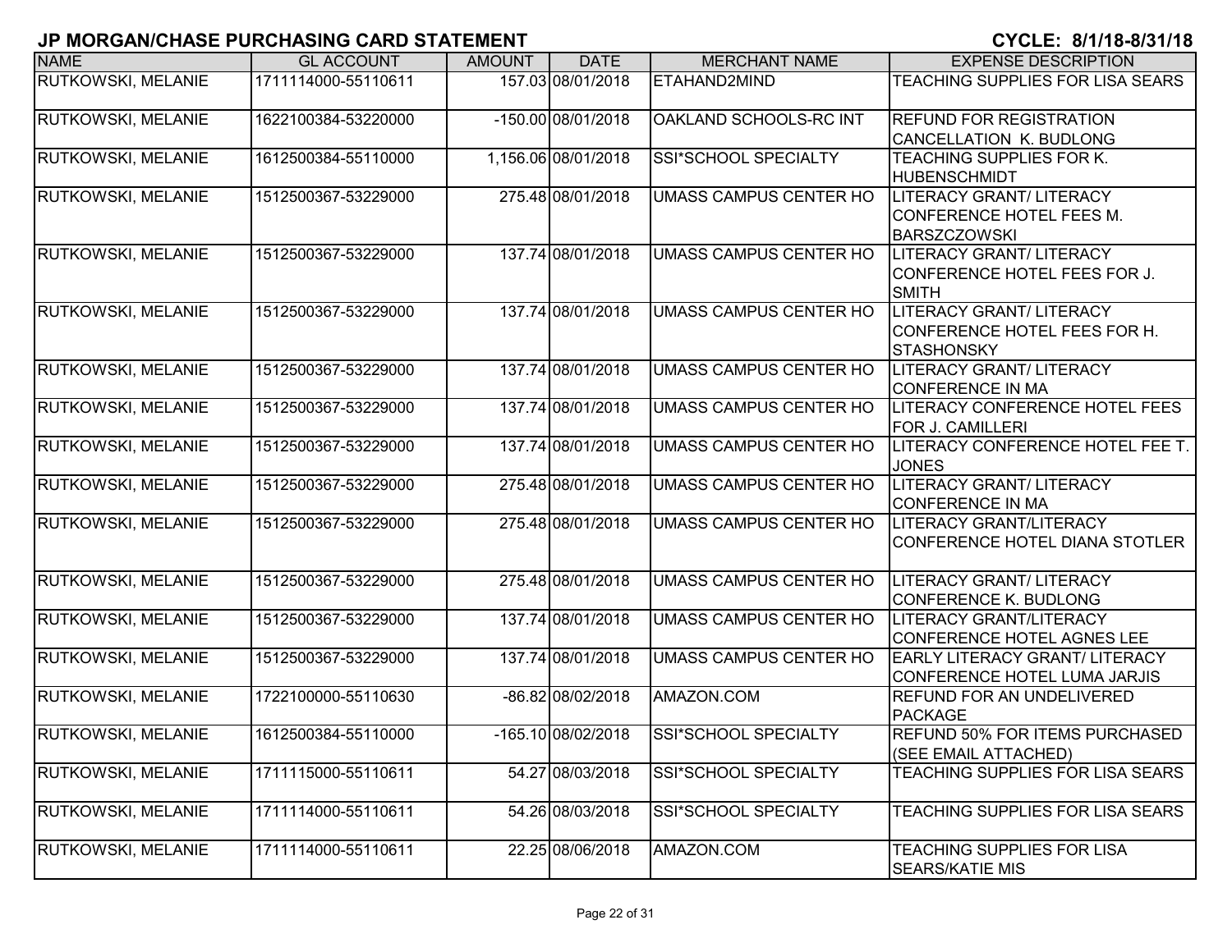# JP MORGAN/CHASE PURCHASING CARD STATEMENT

**CYCLE: 8/1/18-8/31/18**

| NAME | GL ACCOUNT | AMOUNT | DATE | MERCHANT NAME | EXPENSE DESCRIPTION |
|---|---|---|---|---|---|
| RUTKOWSKI, MELANIE | 1711114000-55110611 | 157.03 | 08/01/2018 | ETAHAND2MIND | TEACHING SUPPLIES FOR LISA SEARS |
| RUTKOWSKI, MELANIE | 1622100384-53220000 | -150.00 | 08/01/2018 | OAKLAND SCHOOLS-RC INT | REFUND FOR REGISTRATION CANCELLATION K. BUDLONG |
| RUTKOWSKI, MELANIE | 1612500384-55110000 | 1,156.06 | 08/01/2018 | SSI*SCHOOL SPECIALTY | TEACHING SUPPLIES FOR K. HUBENSCHMIDT |
| RUTKOWSKI, MELANIE | 1512500367-53229000 | 275.48 | 08/01/2018 | UMASS CAMPUS CENTER HO | LITERACY GRANT/ LITERACY CONFERENCE HOTEL FEES M. BARSZCZOWSKI |
| RUTKOWSKI, MELANIE | 1512500367-53229000 | 137.74 | 08/01/2018 | UMASS CAMPUS CENTER HO | LITERACY GRANT/ LITERACY CONFERENCE HOTEL FEES FOR J. SMITH |
| RUTKOWSKI, MELANIE | 1512500367-53229000 | 137.74 | 08/01/2018 | UMASS CAMPUS CENTER HO | LITERACY GRANT/ LITERACY CONFERENCE HOTEL FEES FOR H. STASHONSKY |
| RUTKOWSKI, MELANIE | 1512500367-53229000 | 137.74 | 08/01/2018 | UMASS CAMPUS CENTER HO | LITERACY GRANT/ LITERACY CONFERENCE IN MA |
| RUTKOWSKI, MELANIE | 1512500367-53229000 | 137.74 | 08/01/2018 | UMASS CAMPUS CENTER HO | LITERACY CONFERENCE HOTEL FEES FOR J. CAMILLERI |
| RUTKOWSKI, MELANIE | 1512500367-53229000 | 137.74 | 08/01/2018 | UMASS CAMPUS CENTER HO | LITERACY CONFERENCE HOTEL FEE T. JONES |
| RUTKOWSKI, MELANIE | 1512500367-53229000 | 275.48 | 08/01/2018 | UMASS CAMPUS CENTER HO | LITERACY GRANT/ LITERACY CONFERENCE IN MA |
| RUTKOWSKI, MELANIE | 1512500367-53229000 | 275.48 | 08/01/2018 | UMASS CAMPUS CENTER HO | LITERACY GRANT/LITERACY CONFERENCE HOTEL DIANA STOTLER |
| RUTKOWSKI, MELANIE | 1512500367-53229000 | 275.48 | 08/01/2018 | UMASS CAMPUS CENTER HO | LITERACY GRANT/ LITERACY CONFERENCE K. BUDLONG |
| RUTKOWSKI, MELANIE | 1512500367-53229000 | 137.74 | 08/01/2018 | UMASS CAMPUS CENTER HO | LITERACY GRANT/LITERACY CONFERENCE HOTEL AGNES LEE |
| RUTKOWSKI, MELANIE | 1512500367-53229000 | 137.74 | 08/01/2018 | UMASS CAMPUS CENTER HO | EARLY LITERACY GRANT/ LITERACY CONFERENCE HOTEL LUMA JARJIS |
| RUTKOWSKI, MELANIE | 1722100000-55110630 | -86.82 | 08/02/2018 | AMAZON.COM | REFUND FOR AN UNDELIVERED PACKAGE |
| RUTKOWSKI, MELANIE | 1612500384-55110000 | -165.10 | 08/02/2018 | SSI*SCHOOL SPECIALTY | REFUND 50% FOR ITEMS PURCHASED (SEE EMAIL ATTACHED) |
| RUTKOWSKI, MELANIE | 1711115000-55110611 | 54.27 | 08/03/2018 | SSI*SCHOOL SPECIALTY | TEACHING SUPPLIES FOR LISA SEARS |
| RUTKOWSKI, MELANIE | 1711114000-55110611 | 54.26 | 08/03/2018 | SSI*SCHOOL SPECIALTY | TEACHING SUPPLIES FOR LISA SEARS |
| RUTKOWSKI, MELANIE | 1711114000-55110611 | 22.25 | 08/06/2018 | AMAZON.COM | TEACHING SUPPLIES FOR LISA SEARS/KATIE MIS |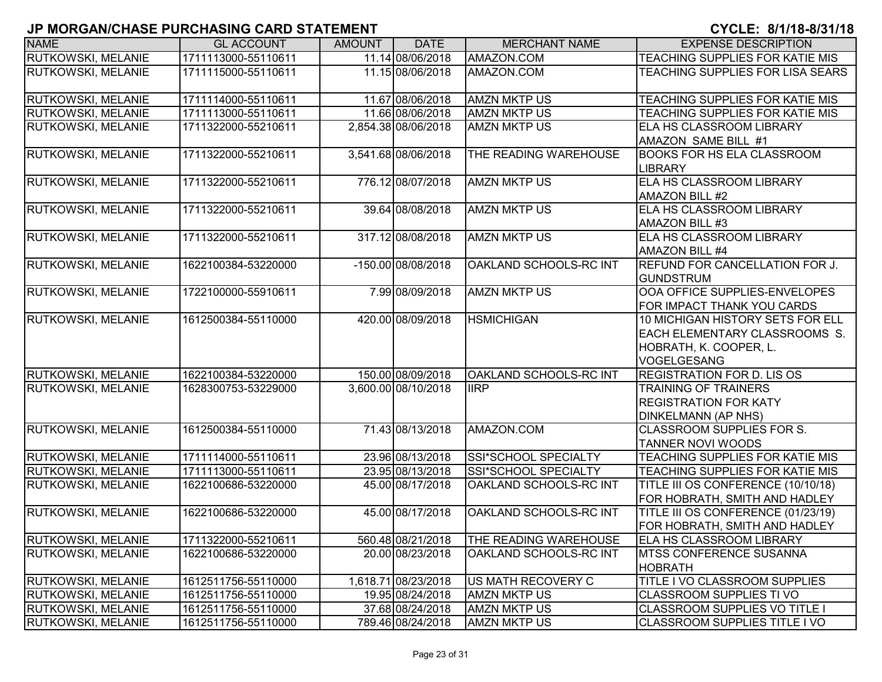# JP MORGAN/CHASE PURCHASING CARD STATEMENT

**CYCLE: 8/1/18-8/31/18**

| NAME | GL ACCOUNT | AMOUNT | DATE | MERCHANT NAME | EXPENSE DESCRIPTION |
|---|---|---|---|---|---|
| RUTKOWSKI, MELANIE | 1711113000-55110611 | 11.14 | 08/06/2018 | AMAZON.COM | TEACHING SUPPLIES FOR KATIE MIS |
| RUTKOWSKI, MELANIE | 1711115000-55110611 | 11.15 | 08/06/2018 | AMAZON.COM | TEACHING SUPPLIES FOR LISA SEARS |
| RUTKOWSKI, MELANIE | 1711114000-55110611 | 11.67 | 08/06/2018 | AMZN MKTP US | TEACHING SUPPLIES FOR KATIE MIS |
| RUTKOWSKI, MELANIE | 1711113000-55110611 | 11.66 | 08/06/2018 | AMZN MKTP US | TEACHING SUPPLIES FOR KATIE MIS |
| RUTKOWSKI, MELANIE | 1711322000-55210611 | 2,854.38 | 08/06/2018 | AMZN MKTP US | ELA HS CLASSROOM LIBRARY AMAZON SAME BILL #1 |
| RUTKOWSKI, MELANIE | 1711322000-55210611 | 3,541.68 | 08/06/2018 | THE READING WAREHOUSE | BOOKS FOR HS ELA CLASSROOM LIBRARY |
| RUTKOWSKI, MELANIE | 1711322000-55210611 | 776.12 | 08/07/2018 | AMZN MKTP US | ELA HS CLASSROOM LIBRARY AMAZON BILL #2 |
| RUTKOWSKI, MELANIE | 1711322000-55210611 | 39.64 | 08/08/2018 | AMZN MKTP US | ELA HS CLASSROOM LIBRARY AMAZON BILL #3 |
| RUTKOWSKI, MELANIE | 1711322000-55210611 | 317.12 | 08/08/2018 | AMZN MKTP US | ELA HS CLASSROOM LIBRARY AMAZON BILL #4 |
| RUTKOWSKI, MELANIE | 1622100384-53220000 | -150.00 | 08/08/2018 | OAKLAND SCHOOLS-RC INT | REFUND FOR CANCELLATION FOR J. GUNDSTRUM |
| RUTKOWSKI, MELANIE | 1722100000-55910611 | 7.99 | 08/09/2018 | AMZN MKTP US | OOA OFFICE SUPPLIES-ENVELOPES FOR IMPACT THANK YOU CARDS |
| RUTKOWSKI, MELANIE | 1612500384-55110000 | 420.00 | 08/09/2018 | HSMICHIGAN | 10 MICHIGAN HISTORY SETS FOR ELL EACH ELEMENTARY CLASSROOMS S. HOBRATH, K. COOPER, L. VOGELGESANG |
| RUTKOWSKI, MELANIE | 1622100384-53220000 | 150.00 | 08/09/2018 | OAKLAND SCHOOLS-RC INT | REGISTRATION FOR D. LIS OS |
| RUTKOWSKI, MELANIE | 1628300753-53229000 | 3,600.00 | 08/10/2018 | IIRP | TRAINING OF TRAINERS REGISTRATION FOR KATY DINKELMANN (AP NHS) |
| RUTKOWSKI, MELANIE | 1612500384-55110000 | 71.43 | 08/13/2018 | AMAZON.COM | CLASSROOM SUPPLIES FOR S. TANNER NOVI WOODS |
| RUTKOWSKI, MELANIE | 1711114000-55110611 | 23.96 | 08/13/2018 | SSI*SCHOOL SPECIALTY | TEACHING SUPPLIES FOR KATIE MIS |
| RUTKOWSKI, MELANIE | 1711113000-55110611 | 23.95 | 08/13/2018 | SSI*SCHOOL SPECIALTY | TEACHING SUPPLIES FOR KATIE MIS |
| RUTKOWSKI, MELANIE | 1622100686-53220000 | 45.00 | 08/17/2018 | OAKLAND SCHOOLS-RC INT | TITLE III OS CONFERENCE (10/10/18) FOR HOBRATH, SMITH AND HADLEY |
| RUTKOWSKI, MELANIE | 1622100686-53220000 | 45.00 | 08/17/2018 | OAKLAND SCHOOLS-RC INT | TITLE III OS CONFERENCE (01/23/19) FOR HOBRATH, SMITH AND HADLEY |
| RUTKOWSKI, MELANIE | 1711322000-55210611 | 560.48 | 08/21/2018 | THE READING WAREHOUSE | ELA HS CLASSROOM LIBRARY |
| RUTKOWSKI, MELANIE | 1622100686-53220000 | 20.00 | 08/23/2018 | OAKLAND SCHOOLS-RC INT | MTSS CONFERENCE SUSANNA HOBRATH |
| RUTKOWSKI, MELANIE | 1612511756-55110000 | 1,618.71 | 08/23/2018 | US MATH RECOVERY C | TITLE I VO CLASSROOM SUPPLIES |
| RUTKOWSKI, MELANIE | 1612511756-55110000 | 19.95 | 08/24/2018 | AMZN MKTP US | CLASSROOM SUPPLIES TI VO |
| RUTKOWSKI, MELANIE | 1612511756-55110000 | 37.68 | 08/24/2018 | AMZN MKTP US | CLASSROOM SUPPLIES VO TITLE I |
| RUTKOWSKI, MELANIE | 1612511756-55110000 | 789.46 | 08/24/2018 | AMZN MKTP US | CLASSROOM SUPPLIES TITLE I VO |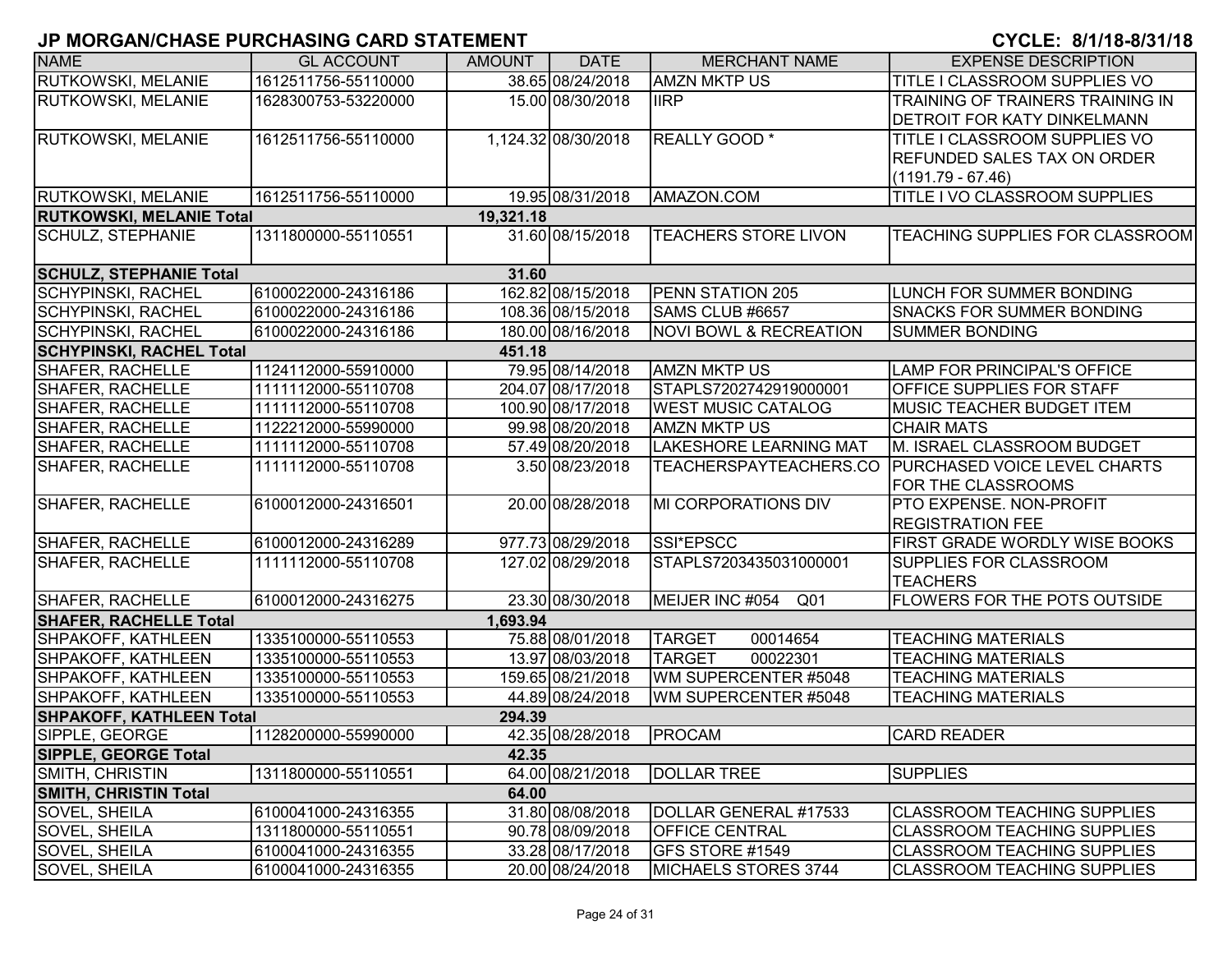# JP MORGAN/CHASE PURCHASING CARD STATEMENT

**CYCLE: 8/1/18-8/31/18**

| NAME | GL ACCOUNT | AMOUNT | DATE | MERCHANT NAME | EXPENSE DESCRIPTION |
|---|---|---|---|---|---|
| RUTKOWSKI, MELANIE | 1612511756-55110000 | 38.65 | 08/24/2018 | AMZN MKTP US | TITLE I CLASSROOM SUPPLIES VO |
| RUTKOWSKI, MELANIE | 1628300753-53220000 | 15.00 | 08/30/2018 | IIRP | TRAINING OF TRAINERS TRAINING IN DETROIT FOR KATY DINKELMANN |
| RUTKOWSKI, MELANIE | 1612511756-55110000 | 1,124.32 | 08/30/2018 | REALLY GOOD * | TITLE I CLASSROOM SUPPLIES VO REFUNDED SALES TAX ON ORDER (1191.79 - 67.46) |
| RUTKOWSKI, MELANIE | 1612511756-55110000 | 19.95 | 08/31/2018 | AMAZON.COM | TITLE I VO CLASSROOM SUPPLIES |
| **RUTKOWSKI, MELANIE Total** | | **19,321.18** | | | |
| SCHULZ, STEPHANIE | 1311800000-55110551 | 31.60 | 08/15/2018 | TEACHERS STORE LIVON | TEACHING SUPPLIES FOR CLASSROOM |
| **SCHULZ, STEPHANIE Total** | | **31.60** | | | |
| SCHYPINSKI, RACHEL | 6100022000-24316186 | 162.82 | 08/15/2018 | PENN STATION 205 | LUNCH FOR SUMMER BONDING |
| SCHYPINSKI, RACHEL | 6100022000-24316186 | 108.36 | 08/15/2018 | SAMS CLUB #6657 | SNACKS FOR SUMMER BONDING |
| SCHYPINSKI, RACHEL | 6100022000-24316186 | 180.00 | 08/16/2018 | NOVI BOWL & RECREATION | SUMMER BONDING |
| **SCHYPINSKI, RACHEL Total** | | **451.18** | | | |
| SHAFER, RACHELLE | 1124112000-55910000 | 79.95 | 08/14/2018 | AMZN MKTP US | LAMP FOR PRINCIPAL'S OFFICE |
| SHAFER, RACHELLE | 1111112000-55110708 | 204.07 | 08/17/2018 | STAPLS7202742919000001 | OFFICE SUPPLIES FOR STAFF |
| SHAFER, RACHELLE | 1111112000-55110708 | 100.90 | 08/17/2018 | WEST MUSIC CATALOG | MUSIC TEACHER BUDGET ITEM |
| SHAFER, RACHELLE | 1122212000-55990000 | 99.98 | 08/20/2018 | AMZN MKTP US | CHAIR MATS |
| SHAFER, RACHELLE | 1111112000-55110708 | 57.49 | 08/20/2018 | LAKESHORE LEARNING MAT | M. ISRAEL CLASSROOM BUDGET |
| SHAFER, RACHELLE | 1111112000-55110708 | 3.50 | 08/23/2018 | TEACHERSPAYTEACHERS.CO | PURCHASED VOICE LEVEL CHARTS FOR THE CLASSROOMS |
| SHAFER, RACHELLE | 6100012000-24316501 | 20.00 | 08/28/2018 | MI CORPORATIONS DIV | PTO EXPENSE. NON-PROFIT REGISTRATION FEE |
| SHAFER, RACHELLE | 6100012000-24316289 | 977.73 | 08/29/2018 | SSI*EPSCC | FIRST GRADE WORDLY WISE BOOKS |
| SHAFER, RACHELLE | 1111112000-55110708 | 127.02 | 08/29/2018 | STAPLS7203435031000001 | SUPPLIES FOR CLASSROOM TEACHERS |
| SHAFER, RACHELLE | 6100012000-24316275 | 23.30 | 08/30/2018 | MEIJER INC #054 Q01 | FLOWERS FOR THE POTS OUTSIDE |
| **SHAFER, RACHELLE Total** | | **1,693.94** | | | |
| SHPAKOFF, KATHLEEN | 1335100000-55110553 | 75.88 | 08/01/2018 | TARGET 00014654 | TEACHING MATERIALS |
| SHPAKOFF, KATHLEEN | 1335100000-55110553 | 13.97 | 08/03/2018 | TARGET 00022301 | TEACHING MATERIALS |
| SHPAKOFF, KATHLEEN | 1335100000-55110553 | 159.65 | 08/21/2018 | WM SUPERCENTER #5048 | TEACHING MATERIALS |
| SHPAKOFF, KATHLEEN | 1335100000-55110553 | 44.89 | 08/24/2018 | WM SUPERCENTER #5048 | TEACHING MATERIALS |
| **SHPAKOFF, KATHLEEN Total** | | **294.39** | | | |
| SIPPLE, GEORGE | 1128200000-55990000 | 42.35 | 08/28/2018 | PROCAM | CARD READER |
| **SIPPLE, GEORGE Total** | | **42.35** | | | |
| SMITH, CHRISTIN | 1311800000-55110551 | 64.00 | 08/21/2018 | DOLLAR TREE | SUPPLIES |
| **SMITH, CHRISTIN Total** | | **64.00** | | | |
| SOVEL, SHEILA | 6100041000-24316355 | 31.80 | 08/08/2018 | DOLLAR GENERAL #17533 | CLASSROOM TEACHING SUPPLIES |
| SOVEL, SHEILA | 1311800000-55110551 | 90.78 | 08/09/2018 | OFFICE CENTRAL | CLASSROOM TEACHING SUPPLIES |
| SOVEL, SHEILA | 6100041000-24316355 | 33.28 | 08/17/2018 | GFS STORE #1549 | CLASSROOM TEACHING SUPPLIES |
| SOVEL, SHEILA | 6100041000-24316355 | 20.00 | 08/24/2018 | MICHAELS STORES 3744 | CLASSROOM TEACHING SUPPLIES |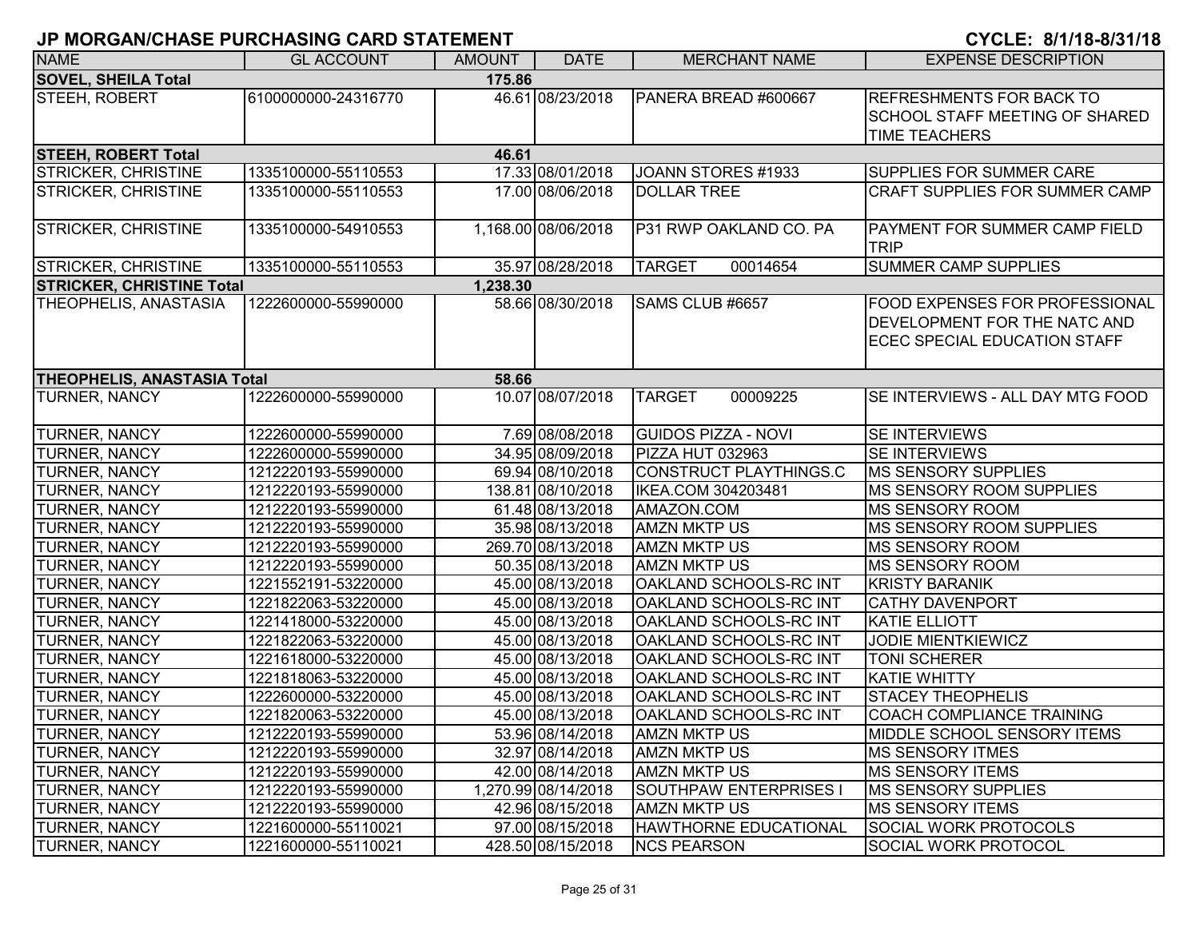# JP MORGAN/CHASE PURCHASING CARD STATEMENT

**CYCLE: 8/1/18-8/31/18**

| NAME | GL ACCOUNT | AMOUNT | DATE | MERCHANT NAME | EXPENSE DESCRIPTION |
|---|---|---|---|---|---|
| **SOVEL, SHEILA Total** | | **175.86** | | | |
| STEEH, ROBERT | 6100000000-24316770 | 46.61 | 08/23/2018 | PANERA BREAD #600667 | REFRESHMENTS FOR BACK TO SCHOOL STAFF MEETING OF SHARED TIME TEACHERS |
| **STEEH, ROBERT Total** | | **46.61** | | | |
| STRICKER, CHRISTINE | 1335100000-55110553 | 17.33 | 08/01/2018 | JOANN STORES #1933 | SUPPLIES FOR SUMMER CARE |
| STRICKER, CHRISTINE | 1335100000-55110553 | 17.00 | 08/06/2018 | DOLLAR TREE | CRAFT SUPPLIES FOR SUMMER CAMP |
| STRICKER, CHRISTINE | 1335100000-54910553 | 1,168.00 | 08/06/2018 | P31 RWP OAKLAND CO. PA | PAYMENT FOR SUMMER CAMP FIELD TRIP |
| STRICKER, CHRISTINE | 1335100000-55110553 | 35.97 | 08/28/2018 | TARGET 00014654 | SUMMER CAMP SUPPLIES |
| **STRICKER, CHRISTINE Total** | | **1,238.30** | | | |
| THEOPHELIS, ANASTASIA | 1222600000-55990000 | 58.66 | 08/30/2018 | SAMS CLUB #6657 | FOOD EXPENSES FOR PROFESSIONAL DEVELOPMENT FOR THE NATC AND ECEC SPECIAL EDUCATION STAFF |
| **THEOPHELIS, ANASTASIA Total** | | **58.66** | | | |
| TURNER, NANCY | 1222600000-55990000 | 10.07 | 08/07/2018 | TARGET 00009225 | SE INTERVIEWS - ALL DAY MTG FOOD |
| TURNER, NANCY | 1222600000-55990000 | 7.69 | 08/08/2018 | GUIDOS PIZZA - NOVI | SE INTERVIEWS |
| TURNER, NANCY | 1222600000-55990000 | 34.95 | 08/09/2018 | PIZZA HUT 032963 | SE INTERVIEWS |
| TURNER, NANCY | 1212220193-55990000 | 69.94 | 08/10/2018 | CONSTRUCT PLAYTHINGS.C | MS SENSORY SUPPLIES |
| TURNER, NANCY | 1212220193-55990000 | 138.81 | 08/10/2018 | IKEA.COM 304203481 | MS SENSORY ROOM SUPPLIES |
| TURNER, NANCY | 1212220193-55990000 | 61.48 | 08/13/2018 | AMAZON.COM | MS SENSORY ROOM |
| TURNER, NANCY | 1212220193-55990000 | 35.98 | 08/13/2018 | AMZN MKTP US | MS SENSORY ROOM SUPPLIES |
| TURNER, NANCY | 1212220193-55990000 | 269.70 | 08/13/2018 | AMZN MKTP US | MS SENSORY ROOM |
| TURNER, NANCY | 1212220193-55990000 | 50.35 | 08/13/2018 | AMZN MKTP US | MS SENSORY ROOM |
| TURNER, NANCY | 1221552191-53220000 | 45.00 | 08/13/2018 | OAKLAND SCHOOLS-RC INT | KRISTY BARANIK |
| TURNER, NANCY | 1221822063-53220000 | 45.00 | 08/13/2018 | OAKLAND SCHOOLS-RC INT | CATHY DAVENPORT |
| TURNER, NANCY | 1221418000-53220000 | 45.00 | 08/13/2018 | OAKLAND SCHOOLS-RC INT | KATIE ELLIOTT |
| TURNER, NANCY | 1221822063-53220000 | 45.00 | 08/13/2018 | OAKLAND SCHOOLS-RC INT | JODIE MIENTKIEWICZ |
| TURNER, NANCY | 1221618000-53220000 | 45.00 | 08/13/2018 | OAKLAND SCHOOLS-RC INT | TONI SCHERER |
| TURNER, NANCY | 1221818063-53220000 | 45.00 | 08/13/2018 | OAKLAND SCHOOLS-RC INT | KATIE WHITTY |
| TURNER, NANCY | 1222600000-53220000 | 45.00 | 08/13/2018 | OAKLAND SCHOOLS-RC INT | STACEY THEOPHELIS |
| TURNER, NANCY | 1221820063-53220000 | 45.00 | 08/13/2018 | OAKLAND SCHOOLS-RC INT | COACH COMPLIANCE TRAINING |
| TURNER, NANCY | 1212220193-55990000 | 53.96 | 08/14/2018 | AMZN MKTP US | MIDDLE SCHOOL SENSORY ITEMS |
| TURNER, NANCY | 1212220193-55990000 | 32.97 | 08/14/2018 | AMZN MKTP US | MS SENSORY ITMES |
| TURNER, NANCY | 1212220193-55990000 | 42.00 | 08/14/2018 | AMZN MKTP US | MS SENSORY ITEMS |
| TURNER, NANCY | 1212220193-55990000 | 1,270.99 | 08/14/2018 | SOUTHPAW ENTERPRISES I | MS SENSORY SUPPLIES |
| TURNER, NANCY | 1212220193-55990000 | 42.96 | 08/15/2018 | AMZN MKTP US | MS SENSORY ITEMS |
| TURNER, NANCY | 1221600000-55110021 | 97.00 | 08/15/2018 | HAWTHORNE EDUCATIONAL | SOCIAL WORK PROTOCOLS |
| TURNER, NANCY | 1221600000-55110021 | 428.50 | 08/15/2018 | NCS PEARSON | SOCIAL WORK PROTOCOL |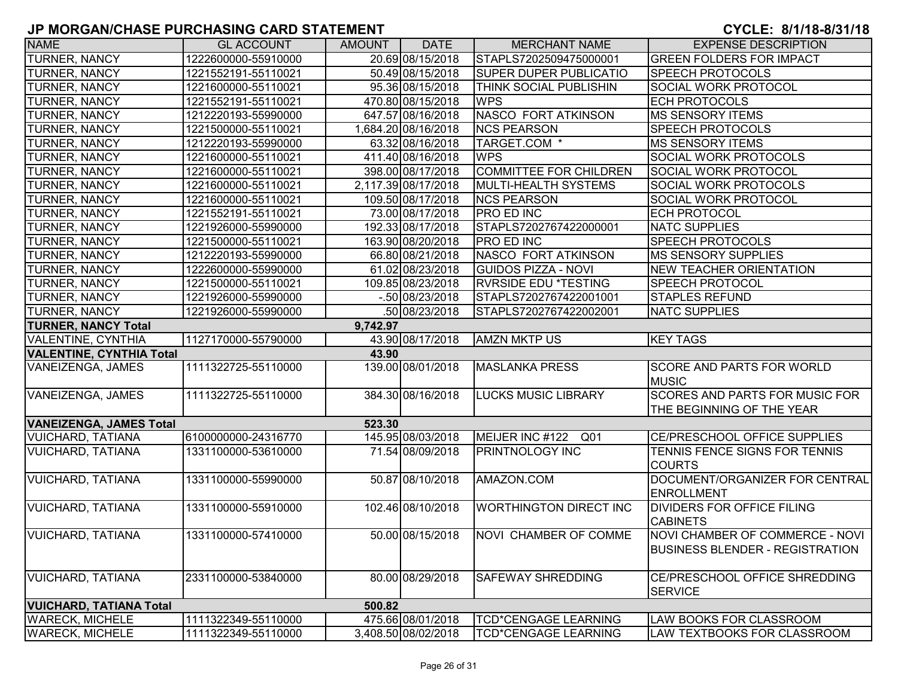## JP MORGAN/CHASE PURCHASING CARD STATEMENT

**CYCLE: 8/1/18-8/31/18**

| NAME | GL ACCOUNT | AMOUNT | DATE | MERCHANT NAME | EXPENSE DESCRIPTION |
|---|---|---|---|---|---|
| TURNER, NANCY | 1222600000-55910000 | 20.69 | 08/15/2018 | STAPLS7202509475000001 | GREEN FOLDERS FOR IMPACT |
| TURNER, NANCY | 1221552191-55110021 | 50.49 | 08/15/2018 | SUPER DUPER PUBLICATIO | SPEECH PROTOCOLS |
| TURNER, NANCY | 1221600000-55110021 | 95.36 | 08/15/2018 | THINK SOCIAL PUBLISHIN | SOCIAL WORK PROTOCOL |
| TURNER, NANCY | 1221552191-55110021 | 470.80 | 08/15/2018 | WPS | ECH PROTOCOLS |
| TURNER, NANCY | 1212220193-55990000 | 647.57 | 08/16/2018 | NASCO FORT ATKINSON | MS SENSORY ITEMS |
| TURNER, NANCY | 1221500000-55110021 | 1,684.20 | 08/16/2018 | NCS PEARSON | SPEECH PROTOCOLS |
| TURNER, NANCY | 1212220193-55990000 | 63.32 | 08/16/2018 | TARGET.COM * | MS SENSORY ITEMS |
| TURNER, NANCY | 1221600000-55110021 | 411.40 | 08/16/2018 | WPS | SOCIAL WORK PROTOCOLS |
| TURNER, NANCY | 1221600000-55110021 | 398.00 | 08/17/2018 | COMMITTEE FOR CHILDREN | SOCIAL WORK PROTOCOL |
| TURNER, NANCY | 1221600000-55110021 | 2,117.39 | 08/17/2018 | MULTI-HEALTH SYSTEMS | SOCIAL WORK PROTOCOLS |
| TURNER, NANCY | 1221600000-55110021 | 109.50 | 08/17/2018 | NCS PEARSON | SOCIAL WORK PROTOCOL |
| TURNER, NANCY | 1221552191-55110021 | 73.00 | 08/17/2018 | PRO ED INC | ECH PROTOCOL |
| TURNER, NANCY | 1221926000-55990000 | 192.33 | 08/17/2018 | STAPLS7202767422000001 | NATC SUPPLIES |
| TURNER, NANCY | 1221500000-55110021 | 163.90 | 08/20/2018 | PRO ED INC | SPEECH PROTOCOLS |
| TURNER, NANCY | 1212220193-55990000 | 66.80 | 08/21/2018 | NASCO FORT ATKINSON | MS SENSORY SUPPLIES |
| TURNER, NANCY | 1222600000-55990000 | 61.02 | 08/23/2018 | GUIDOS PIZZA - NOVI | NEW TEACHER ORIENTATION |
| TURNER, NANCY | 1221500000-55110021 | 109.85 | 08/23/2018 | RVRSIDE EDU *TESTING | SPEECH PROTOCOL |
| TURNER, NANCY | 1221926000-55990000 | -.50 | 08/23/2018 | STAPLS7202767422001001 | STAPLES REFUND |
| TURNER, NANCY | 1221926000-55990000 | .50 | 08/23/2018 | STAPLS7202767422002001 | NATC SUPPLIES |
| **TURNER, NANCY Total** | | **9,742.97** | | | |
| VALENTINE, CYNTHIA | 1127170000-55790000 | 43.90 | 08/17/2018 | AMZN MKTP US | KEY TAGS |
| **VALENTINE, CYNTHIA Total** | | **43.90** | | | |
| VANEIZENGA, JAMES | 1111322725-55110000 | 139.00 | 08/01/2018 | MASLANKA PRESS | SCORE AND PARTS FOR WORLD MUSIC |
| VANEIZENGA, JAMES | 1111322725-55110000 | 384.30 | 08/16/2018 | LUCKS MUSIC LIBRARY | SCORES AND PARTS FOR MUSIC FOR THE BEGINNING OF THE YEAR |
| **VANEIZENGA, JAMES Total** | | **523.30** | | | |
| VUICHARD, TATIANA | 6100000000-24316770 | 145.95 | 08/03/2018 | MEIJER INC #122 Q01 | CE/PRESCHOOL OFFICE SUPPLIES |
| VUICHARD, TATIANA | 1331100000-53610000 | 71.54 | 08/09/2018 | PRINTNOLOGY INC | TENNIS FENCE SIGNS FOR TENNIS COURTS |
| VUICHARD, TATIANA | 1331100000-55990000 | 50.87 | 08/10/2018 | AMAZON.COM | DOCUMENT/ORGANIZER FOR CENTRAL ENROLLMENT |
| VUICHARD, TATIANA | 1331100000-55910000 | 102.46 | 08/10/2018 | WORTHINGTON DIRECT INC | DIVIDERS FOR OFFICE FILING CABINETS |
| VUICHARD, TATIANA | 1331100000-57410000 | 50.00 | 08/15/2018 | NOVI CHAMBER OF COMME | NOVI CHAMBER OF COMMERCE - NOVI BUSINESS BLENDER - REGISTRATION |
| VUICHARD, TATIANA | 2331100000-53840000 | 80.00 | 08/29/2018 | SAFEWAY SHREDDING | CE/PRESCHOOL OFFICE SHREDDING SERVICE |
| **VUICHARD, TATIANA Total** | | **500.82** | | | |
| WARECK, MICHELE | 1111322349-55110000 | 475.66 | 08/01/2018 | TCD*CENGAGE LEARNING | LAW BOOKS FOR CLASSROOM |
| WARECK, MICHELE | 1111322349-55110000 | 3,408.50 | 08/02/2018 | TCD*CENGAGE LEARNING | LAW TEXTBOOKS FOR CLASSROOM |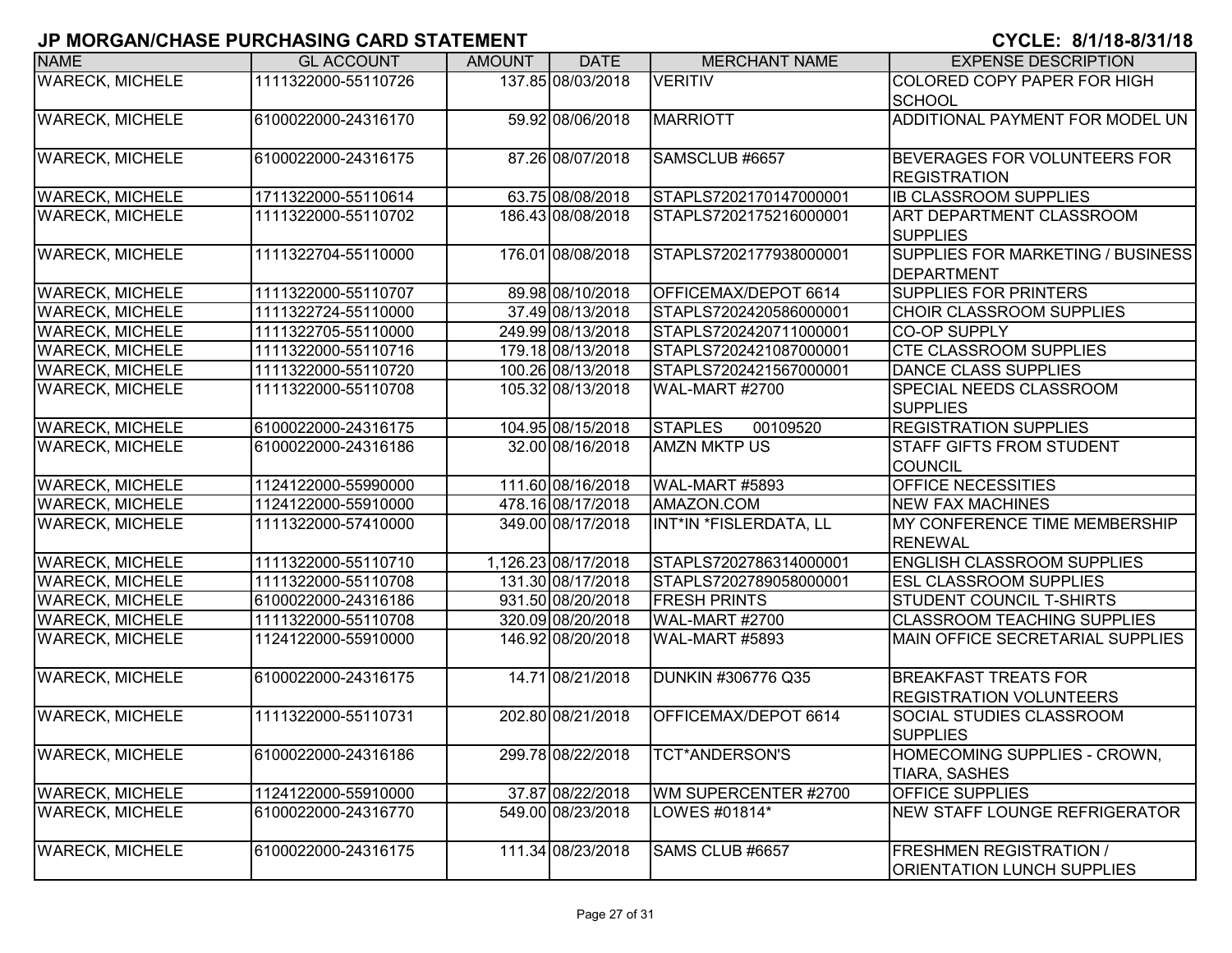## JP MORGAN/CHASE PURCHASING CARD STATEMENT

**CYCLE: 8/1/18-8/31/18**

| NAME | GL ACCOUNT | AMOUNT | DATE | MERCHANT NAME | EXPENSE DESCRIPTION |
|---|---|---|---|---|---|
| WARECK, MICHELE | 1111322000-55110726 | 137.85 | 08/03/2018 | VERITIV | COLORED COPY PAPER FOR HIGH SCHOOL |
| WARECK, MICHELE | 6100022000-24316170 | 59.92 | 08/06/2018 | MARRIOTT | ADDITIONAL PAYMENT FOR MODEL UN |
| WARECK, MICHELE | 6100022000-24316175 | 87.26 | 08/07/2018 | SAMSCLUB #6657 | BEVERAGES FOR VOLUNTEERS FOR REGISTRATION |
| WARECK, MICHELE | 1711322000-55110614 | 63.75 | 08/08/2018 | STAPLS7202170147000001 | IB CLASSROOM SUPPLIES |
| WARECK, MICHELE | 1111322000-55110702 | 186.43 | 08/08/2018 | STAPLS7202175216000001 | ART DEPARTMENT CLASSROOM SUPPLIES |
| WARECK, MICHELE | 1111322704-55110000 | 176.01 | 08/08/2018 | STAPLS7202177938000001 | SUPPLIES FOR MARKETING / BUSINESS DEPARTMENT |
| WARECK, MICHELE | 1111322000-55110707 | 89.98 | 08/10/2018 | OFFICEMAX/DEPOT 6614 | SUPPLIES FOR PRINTERS |
| WARECK, MICHELE | 1111322724-55110000 | 37.49 | 08/13/2018 | STAPLS7202420586000001 | CHOIR CLASSROOM SUPPLIES |
| WARECK, MICHELE | 1111322705-55110000 | 249.99 | 08/13/2018 | STAPLS7202420711000001 | CO-OP SUPPLY |
| WARECK, MICHELE | 1111322000-55110716 | 179.18 | 08/13/2018 | STAPLS7202421087000001 | CTE CLASSROOM SUPPLIES |
| WARECK, MICHELE | 1111322000-55110720 | 100.26 | 08/13/2018 | STAPLS7202421567000001 | DANCE CLASS SUPPLIES |
| WARECK, MICHELE | 1111322000-55110708 | 105.32 | 08/13/2018 | WAL-MART #2700 | SPECIAL NEEDS CLASSROOM SUPPLIES |
| WARECK, MICHELE | 6100022000-24316175 | 104.95 | 08/15/2018 | STAPLES 00109520 | REGISTRATION SUPPLIES |
| WARECK, MICHELE | 6100022000-24316186 | 32.00 | 08/16/2018 | AMZN MKTP US | STAFF GIFTS FROM STUDENT COUNCIL |
| WARECK, MICHELE | 1124122000-55990000 | 111.60 | 08/16/2018 | WAL-MART #5893 | OFFICE NECESSITIES |
| WARECK, MICHELE | 1124122000-55910000 | 478.16 | 08/17/2018 | AMAZON.COM | NEW FAX MACHINES |
| WARECK, MICHELE | 1111322000-57410000 | 349.00 | 08/17/2018 | INT*IN *FISLERDATA, LL | MY CONFERENCE TIME MEMBERSHIP RENEWAL |
| WARECK, MICHELE | 1111322000-55110710 | 1,126.23 | 08/17/2018 | STAPLS7202786314000001 | ENGLISH CLASSROOM SUPPLIES |
| WARECK, MICHELE | 1111322000-55110708 | 131.30 | 08/17/2018 | STAPLS7202789058000001 | ESL CLASSROOM SUPPLIES |
| WARECK, MICHELE | 6100022000-24316186 | 931.50 | 08/20/2018 | FRESH PRINTS | STUDENT COUNCIL T-SHIRTS |
| WARECK, MICHELE | 1111322000-55110708 | 320.09 | 08/20/2018 | WAL-MART #2700 | CLASSROOM TEACHING SUPPLIES |
| WARECK, MICHELE | 1124122000-55910000 | 146.92 | 08/20/2018 | WAL-MART #5893 | MAIN OFFICE SECRETARIAL SUPPLIES |
| WARECK, MICHELE | 6100022000-24316175 | 14.71 | 08/21/2018 | DUNKIN #306776 Q35 | BREAKFAST TREATS FOR REGISTRATION VOLUNTEERS |
| WARECK, MICHELE | 1111322000-55110731 | 202.80 | 08/21/2018 | OFFICEMAX/DEPOT 6614 | SOCIAL STUDIES CLASSROOM SUPPLIES |
| WARECK, MICHELE | 6100022000-24316186 | 299.78 | 08/22/2018 | TCT*ANDERSON'S | HOMECOMING SUPPLIES - CROWN, TIARA, SASHES |
| WARECK, MICHELE | 1124122000-55910000 | 37.87 | 08/22/2018 | WM SUPERCENTER #2700 | OFFICE SUPPLIES |
| WARECK, MICHELE | 6100022000-24316770 | 549.00 | 08/23/2018 | LOWES #01814* | NEW STAFF LOUNGE REFRIGERATOR |
| WARECK, MICHELE | 6100022000-24316175 | 111.34 | 08/23/2018 | SAMS CLUB #6657 | FRESHMEN REGISTRATION / ORIENTATION LUNCH SUPPLIES |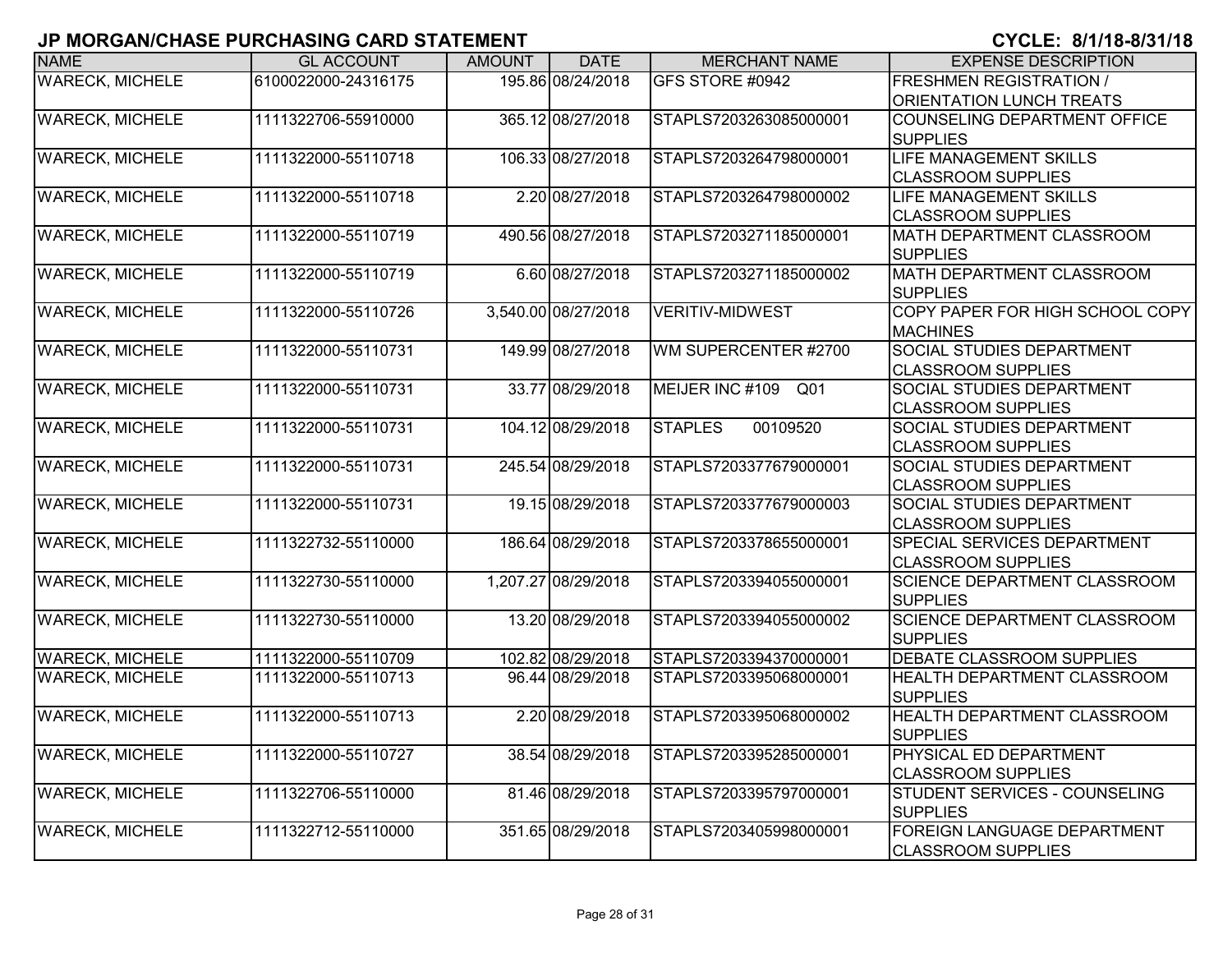# JP MORGAN/CHASE PURCHASING CARD STATEMENT

**CYCLE: 8/1/18-8/31/18**

| NAME | GL ACCOUNT | AMOUNT | DATE | MERCHANT NAME | EXPENSE DESCRIPTION |
|---|---|---|---|---|---|
| WARECK, MICHELE | 6100022000-24316175 | 195.86 | 08/24/2018 | GFS STORE #0942 | FRESHMEN REGISTRATION / ORIENTATION LUNCH TREATS |
| WARECK, MICHELE | 1111322706-55910000 | 365.12 | 08/27/2018 | STAPLS7203263085000001 | COUNSELING DEPARTMENT OFFICE SUPPLIES |
| WARECK, MICHELE | 1111322000-55110718 | 106.33 | 08/27/2018 | STAPLS7203264798000001 | LIFE MANAGEMENT SKILLS CLASSROOM SUPPLIES |
| WARECK, MICHELE | 1111322000-55110718 | 2.20 | 08/27/2018 | STAPLS7203264798000002 | LIFE MANAGEMENT SKILLS CLASSROOM SUPPLIES |
| WARECK, MICHELE | 1111322000-55110719 | 490.56 | 08/27/2018 | STAPLS7203271185000001 | MATH DEPARTMENT CLASSROOM SUPPLIES |
| WARECK, MICHELE | 1111322000-55110719 | 6.60 | 08/27/2018 | STAPLS7203271185000002 | MATH DEPARTMENT CLASSROOM SUPPLIES |
| WARECK, MICHELE | 1111322000-55110726 | 3,540.00 | 08/27/2018 | VERITIV-MIDWEST | COPY PAPER FOR HIGH SCHOOL COPY MACHINES |
| WARECK, MICHELE | 1111322000-55110731 | 149.99 | 08/27/2018 | WM SUPERCENTER #2700 | SOCIAL STUDIES DEPARTMENT CLASSROOM SUPPLIES |
| WARECK, MICHELE | 1111322000-55110731 | 33.77 | 08/29/2018 | MEIJER INC #109 Q01 | SOCIAL STUDIES DEPARTMENT CLASSROOM SUPPLIES |
| WARECK, MICHELE | 1111322000-55110731 | 104.12 | 08/29/2018 | STAPLES 00109520 | SOCIAL STUDIES DEPARTMENT CLASSROOM SUPPLIES |
| WARECK, MICHELE | 1111322000-55110731 | 245.54 | 08/29/2018 | STAPLS7203377679000001 | SOCIAL STUDIES DEPARTMENT CLASSROOM SUPPLIES |
| WARECK, MICHELE | 1111322000-55110731 | 19.15 | 08/29/2018 | STAPLS7203377679000003 | SOCIAL STUDIES DEPARTMENT CLASSROOM SUPPLIES |
| WARECK, MICHELE | 1111322732-55110000 | 186.64 | 08/29/2018 | STAPLS7203378655000001 | SPECIAL SERVICES DEPARTMENT CLASSROOM SUPPLIES |
| WARECK, MICHELE | 1111322730-55110000 | 1,207.27 | 08/29/2018 | STAPLS7203394055000001 | SCIENCE DEPARTMENT CLASSROOM SUPPLIES |
| WARECK, MICHELE | 1111322730-55110000 | 13.20 | 08/29/2018 | STAPLS7203394055000002 | SCIENCE DEPARTMENT CLASSROOM SUPPLIES |
| WARECK, MICHELE | 1111322000-55110709 | 102.82 | 08/29/2018 | STAPLS7203394370000001 | DEBATE CLASSROOM SUPPLIES |
| WARECK, MICHELE | 1111322000-55110713 | 96.44 | 08/29/2018 | STAPLS7203395068000001 | HEALTH DEPARTMENT CLASSROOM SUPPLIES |
| WARECK, MICHELE | 1111322000-55110713 | 2.20 | 08/29/2018 | STAPLS7203395068000002 | HEALTH DEPARTMENT CLASSROOM SUPPLIES |
| WARECK, MICHELE | 1111322000-55110727 | 38.54 | 08/29/2018 | STAPLS7203395285000001 | PHYSICAL ED DEPARTMENT CLASSROOM SUPPLIES |
| WARECK, MICHELE | 1111322706-55110000 | 81.46 | 08/29/2018 | STAPLS7203395797000001 | STUDENT SERVICES - COUNSELING SUPPLIES |
| WARECK, MICHELE | 1111322712-55110000 | 351.65 | 08/29/2018 | STAPLS7203405998000001 | FOREIGN LANGUAGE DEPARTMENT CLASSROOM SUPPLIES |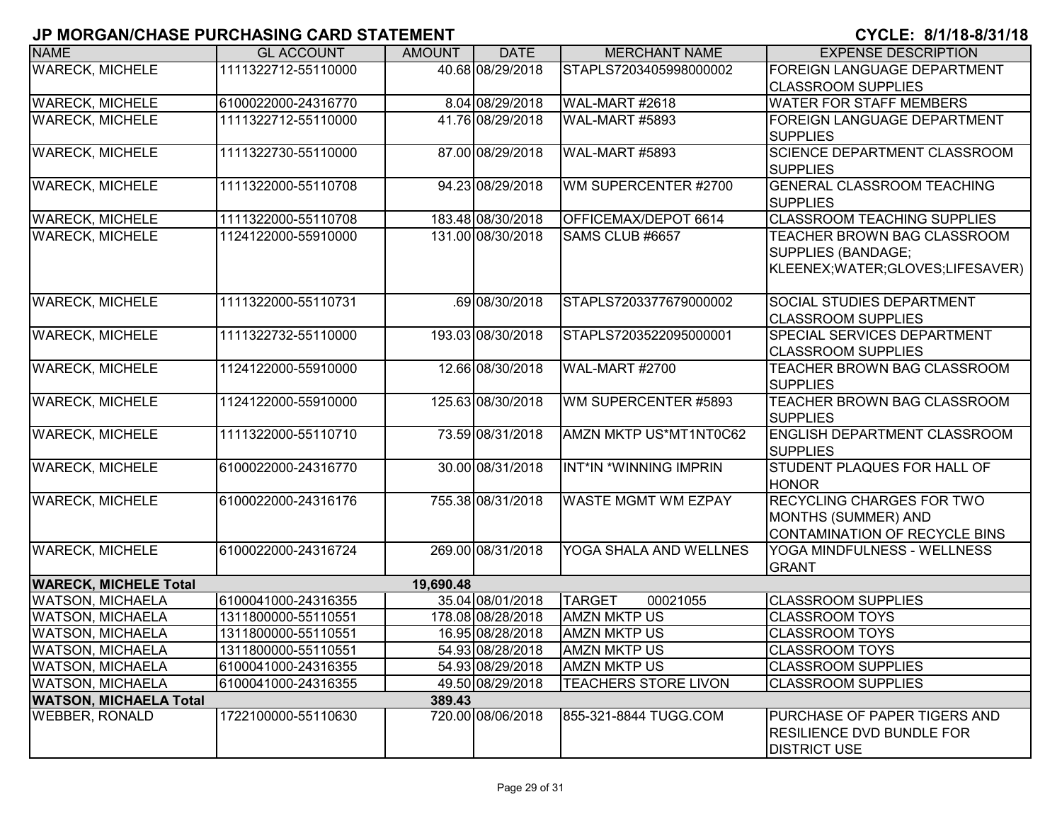# JP MORGAN/CHASE PURCHASING CARD STATEMENT

**CYCLE: 8/1/18-8/31/18**

| NAME | GL ACCOUNT | AMOUNT | DATE | MERCHANT NAME | EXPENSE DESCRIPTION |
|---|---|---|---|---|---|
| WARECK, MICHELE | 1111322712-55110000 | 40.68 | 08/29/2018 | STAPLS7203405998000002 | FOREIGN LANGUAGE DEPARTMENT CLASSROOM SUPPLIES |
| WARECK, MICHELE | 6100022000-24316770 | 8.04 | 08/29/2018 | WAL-MART #2618 | WATER FOR STAFF MEMBERS |
| WARECK, MICHELE | 1111322712-55110000 | 41.76 | 08/29/2018 | WAL-MART #5893 | FOREIGN LANGUAGE DEPARTMENT SUPPLIES |
| WARECK, MICHELE | 1111322730-55110000 | 87.00 | 08/29/2018 | WAL-MART #5893 | SCIENCE DEPARTMENT CLASSROOM SUPPLIES |
| WARECK, MICHELE | 1111322000-55110708 | 94.23 | 08/29/2018 | WM SUPERCENTER #2700 | GENERAL CLASSROOM TEACHING SUPPLIES |
| WARECK, MICHELE | 1111322000-55110708 | 183.48 | 08/30/2018 | OFFICEMAX/DEPOT 6614 | CLASSROOM TEACHING SUPPLIES |
| WARECK, MICHELE | 1124122000-55910000 | 131.00 | 08/30/2018 | SAMS CLUB #6657 | TEACHER BROWN BAG CLASSROOM SUPPLIES (BANDAGE; KLEENEX;WATER;GLOVES;LIFESAVER) |
| WARECK, MICHELE | 1111322000-55110731 | .69 | 08/30/2018 | STAPLS7203377679000002 | SOCIAL STUDIES DEPARTMENT CLASSROOM SUPPLIES |
| WARECK, MICHELE | 1111322732-55110000 | 193.03 | 08/30/2018 | STAPLS7203522095000001 | SPECIAL SERVICES DEPARTMENT CLASSROOM SUPPLIES |
| WARECK, MICHELE | 1124122000-55910000 | 12.66 | 08/30/2018 | WAL-MART #2700 | TEACHER BROWN BAG CLASSROOM SUPPLIES |
| WARECK, MICHELE | 1124122000-55910000 | 125.63 | 08/30/2018 | WM SUPERCENTER #5893 | TEACHER BROWN BAG CLASSROOM SUPPLIES |
| WARECK, MICHELE | 1111322000-55110710 | 73.59 | 08/31/2018 | AMZN MKTP US*MT1NT0C62 | ENGLISH DEPARTMENT CLASSROOM SUPPLIES |
| WARECK, MICHELE | 6100022000-24316770 | 30.00 | 08/31/2018 | INT*IN *WINNING IMPRIN | STUDENT PLAQUES FOR HALL OF HONOR |
| WARECK, MICHELE | 6100022000-24316176 | 755.38 | 08/31/2018 | WASTE MGMT WM EZPAY | RECYCLING CHARGES FOR TWO MONTHS (SUMMER) AND CONTAMINATION OF RECYCLE BINS |
| WARECK, MICHELE | 6100022000-24316724 | 269.00 | 08/31/2018 | YOGA SHALA AND WELLNES | YOGA MINDFULNESS - WELLNESS GRANT |
| **WARECK, MICHELE Total** | | **19,690.48** | | | |
| WATSON, MICHAELA | 6100041000-24316355 | 35.04 | 08/01/2018 | TARGET 00021055 | CLASSROOM SUPPLIES |
| WATSON, MICHAELA | 1311800000-55110551 | 178.08 | 08/28/2018 | AMZN MKTP US | CLASSROOM TOYS |
| WATSON, MICHAELA | 1311800000-55110551 | 16.95 | 08/28/2018 | AMZN MKTP US | CLASSROOM TOYS |
| WATSON, MICHAELA | 1311800000-55110551 | 54.93 | 08/28/2018 | AMZN MKTP US | CLASSROOM TOYS |
| WATSON, MICHAELA | 6100041000-24316355 | 54.93 | 08/29/2018 | AMZN MKTP US | CLASSROOM SUPPLIES |
| WATSON, MICHAELA | 6100041000-24316355 | 49.50 | 08/29/2018 | TEACHERS STORE LIVON | CLASSROOM SUPPLIES |
| **WATSON, MICHAELA Total** | | **389.43** | | | |
| WEBBER, RONALD | 1722100000-55110630 | 720.00 | 08/06/2018 | 855-321-8844 TUGG.COM | PURCHASE OF PAPER TIGERS AND RESILIENCE DVD BUNDLE FOR DISTRICT USE |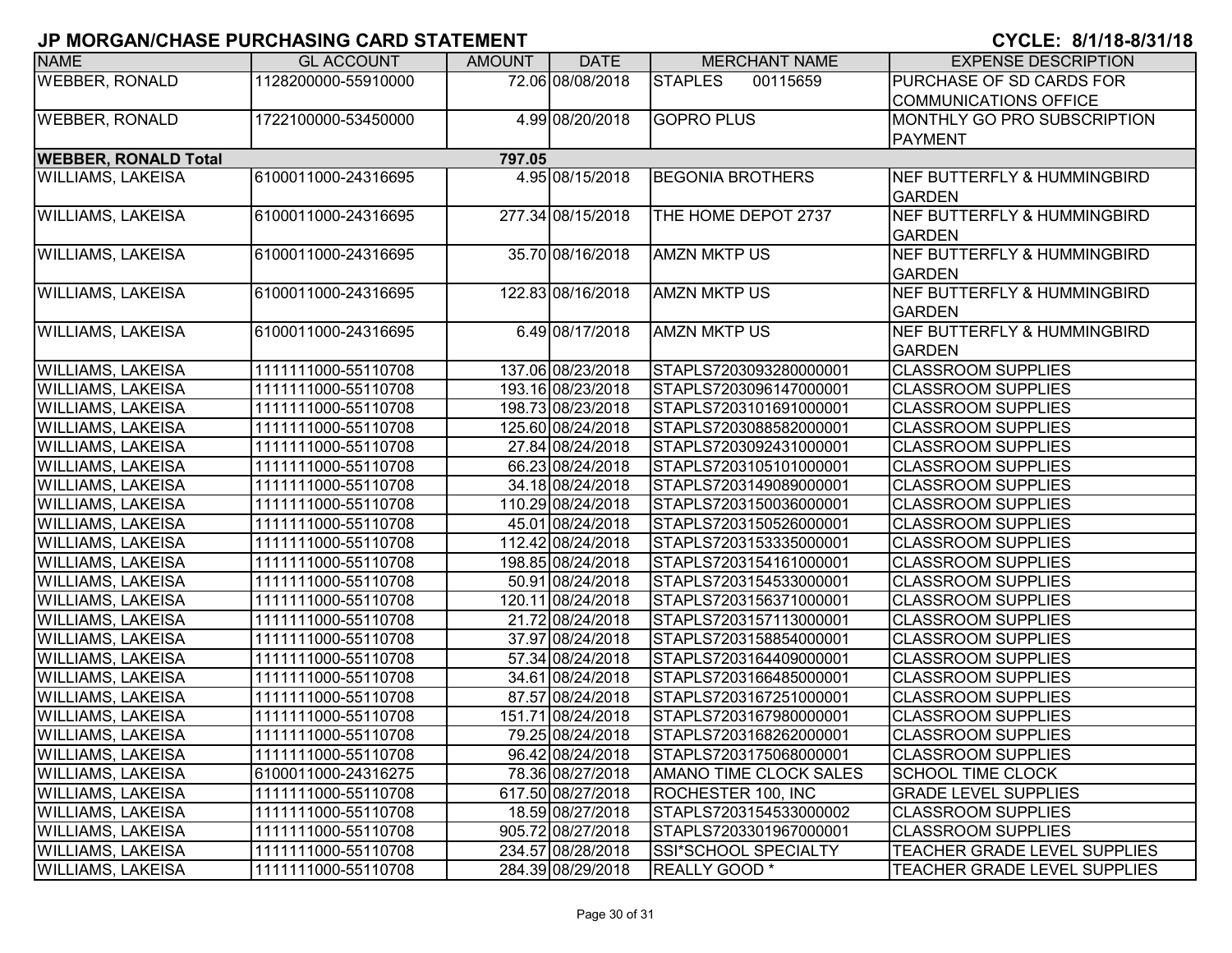# JP MORGAN/CHASE PURCHASING CARD STATEMENT

**CYCLE: 8/1/18-8/31/18**

| NAME | GL ACCOUNT | AMOUNT | DATE | MERCHANT NAME | EXPENSE DESCRIPTION |
|---|---|---|---|---|---|
| WEBBER, RONALD | 1128200000-55910000 | 72.06 | 08/08/2018 | STAPLES 00115659 | PURCHASE OF SD CARDS FOR COMMUNICATIONS OFFICE |
| WEBBER, RONALD | 1722100000-53450000 | 4.99 | 08/20/2018 | GOPRO PLUS | MONTHLY GO PRO SUBSCRIPTION PAYMENT |
| **WEBBER, RONALD Total** | | **797.05** | | | |
| WILLIAMS, LAKEISA | 6100011000-24316695 | 4.95 | 08/15/2018 | BEGONIA BROTHERS | NEF BUTTERFLY & HUMMINGBIRD GARDEN |
| WILLIAMS, LAKEISA | 6100011000-24316695 | 277.34 | 08/15/2018 | THE HOME DEPOT 2737 | NEF BUTTERFLY & HUMMINGBIRD GARDEN |
| WILLIAMS, LAKEISA | 6100011000-24316695 | 35.70 | 08/16/2018 | AMZN MKTP US | NEF BUTTERFLY & HUMMINGBIRD GARDEN |
| WILLIAMS, LAKEISA | 6100011000-24316695 | 122.83 | 08/16/2018 | AMZN MKTP US | NEF BUTTERFLY & HUMMINGBIRD GARDEN |
| WILLIAMS, LAKEISA | 6100011000-24316695 | 6.49 | 08/17/2018 | AMZN MKTP US | NEF BUTTERFLY & HUMMINGBIRD GARDEN |
| WILLIAMS, LAKEISA | 1111111000-55110708 | 137.06 | 08/23/2018 | STAPLS7203093280000001 | CLASSROOM SUPPLIES |
| WILLIAMS, LAKEISA | 1111111000-55110708 | 193.16 | 08/23/2018 | STAPLS7203096147000001 | CLASSROOM SUPPLIES |
| WILLIAMS, LAKEISA | 1111111000-55110708 | 198.73 | 08/23/2018 | STAPLS7203101691000001 | CLASSROOM SUPPLIES |
| WILLIAMS, LAKEISA | 1111111000-55110708 | 125.60 | 08/24/2018 | STAPLS7203088582000001 | CLASSROOM SUPPLIES |
| WILLIAMS, LAKEISA | 1111111000-55110708 | 27.84 | 08/24/2018 | STAPLS7203092431000001 | CLASSROOM SUPPLIES |
| WILLIAMS, LAKEISA | 1111111000-55110708 | 66.23 | 08/24/2018 | STAPLS7203105101000001 | CLASSROOM SUPPLIES |
| WILLIAMS, LAKEISA | 1111111000-55110708 | 34.18 | 08/24/2018 | STAPLS7203149089000001 | CLASSROOM SUPPLIES |
| WILLIAMS, LAKEISA | 1111111000-55110708 | 110.29 | 08/24/2018 | STAPLS7203150036000001 | CLASSROOM SUPPLIES |
| WILLIAMS, LAKEISA | 1111111000-55110708 | 45.01 | 08/24/2018 | STAPLS7203150526000001 | CLASSROOM SUPPLIES |
| WILLIAMS, LAKEISA | 1111111000-55110708 | 112.42 | 08/24/2018 | STAPLS7203153335000001 | CLASSROOM SUPPLIES |
| WILLIAMS, LAKEISA | 1111111000-55110708 | 198.85 | 08/24/2018 | STAPLS7203154161000001 | CLASSROOM SUPPLIES |
| WILLIAMS, LAKEISA | 1111111000-55110708 | 50.91 | 08/24/2018 | STAPLS7203154533000001 | CLASSROOM SUPPLIES |
| WILLIAMS, LAKEISA | 1111111000-55110708 | 120.11 | 08/24/2018 | STAPLS7203156371000001 | CLASSROOM SUPPLIES |
| WILLIAMS, LAKEISA | 1111111000-55110708 | 21.72 | 08/24/2018 | STAPLS7203157113000001 | CLASSROOM SUPPLIES |
| WILLIAMS, LAKEISA | 1111111000-55110708 | 37.97 | 08/24/2018 | STAPLS7203158854000001 | CLASSROOM SUPPLIES |
| WILLIAMS, LAKEISA | 1111111000-55110708 | 57.34 | 08/24/2018 | STAPLS7203164409000001 | CLASSROOM SUPPLIES |
| WILLIAMS, LAKEISA | 1111111000-55110708 | 34.61 | 08/24/2018 | STAPLS7203166485000001 | CLASSROOM SUPPLIES |
| WILLIAMS, LAKEISA | 1111111000-55110708 | 87.57 | 08/24/2018 | STAPLS7203167251000001 | CLASSROOM SUPPLIES |
| WILLIAMS, LAKEISA | 1111111000-55110708 | 151.71 | 08/24/2018 | STAPLS7203167980000001 | CLASSROOM SUPPLIES |
| WILLIAMS, LAKEISA | 1111111000-55110708 | 79.25 | 08/24/2018 | STAPLS7203168262000001 | CLASSROOM SUPPLIES |
| WILLIAMS, LAKEISA | 1111111000-55110708 | 96.42 | 08/24/2018 | STAPLS7203175068000001 | CLASSROOM SUPPLIES |
| WILLIAMS, LAKEISA | 6100011000-24316275 | 78.36 | 08/27/2018 | AMANO TIME CLOCK SALES | SCHOOL TIME CLOCK |
| WILLIAMS, LAKEISA | 1111111000-55110708 | 617.50 | 08/27/2018 | ROCHESTER 100, INC | GRADE LEVEL SUPPLIES |
| WILLIAMS, LAKEISA | 1111111000-55110708 | 18.59 | 08/27/2018 | STAPLS7203154533000002 | CLASSROOM SUPPLIES |
| WILLIAMS, LAKEISA | 1111111000-55110708 | 905.72 | 08/27/2018 | STAPLS7203301967000001 | CLASSROOM SUPPLIES |
| WILLIAMS, LAKEISA | 1111111000-55110708 | 234.57 | 08/28/2018 | SSI*SCHOOL SPECIALTY | TEACHER GRADE LEVEL SUPPLIES |
| WILLIAMS, LAKEISA | 1111111000-55110708 | 284.39 | 08/29/2018 | REALLY GOOD * | TEACHER GRADE LEVEL SUPPLIES |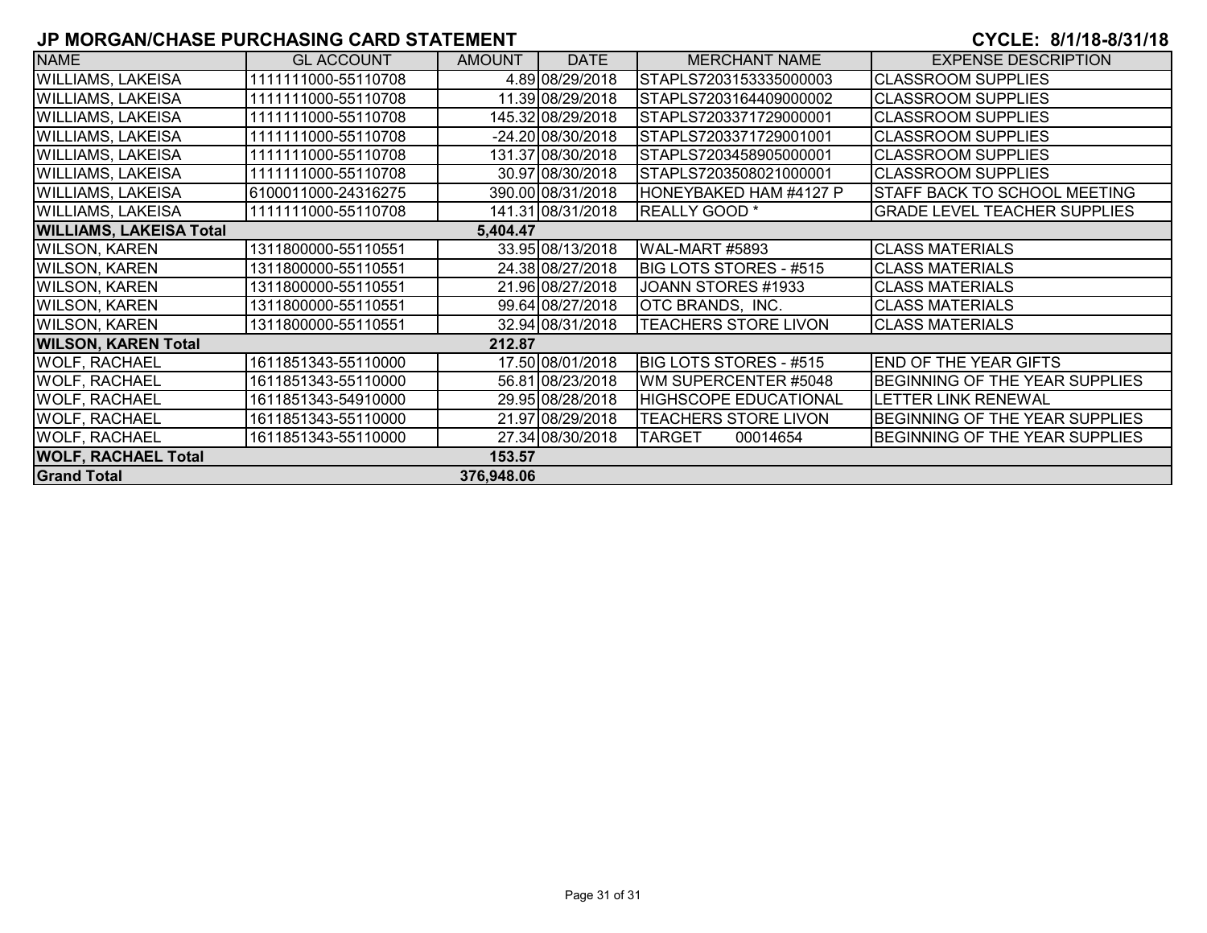## JP MORGAN/CHASE PURCHASING CARD STATEMENT

**CYCLE: 8/1/18-8/31/18**

| NAME | GL ACCOUNT | AMOUNT | DATE | MERCHANT NAME | EXPENSE DESCRIPTION |
|---|---|---|---|---|---|
| WILLIAMS, LAKEISA | 1111111000-55110708 | 4.89 | 08/29/2018 | STAPLS7203153335000003 | CLASSROOM SUPPLIES |
| WILLIAMS, LAKEISA | 1111111000-55110708 | 11.39 | 08/29/2018 | STAPLS7203164409000002 | CLASSROOM SUPPLIES |
| WILLIAMS, LAKEISA | 1111111000-55110708 | 145.32 | 08/29/2018 | STAPLS7203371729000001 | CLASSROOM SUPPLIES |
| WILLIAMS, LAKEISA | 1111111000-55110708 | -24.20 | 08/30/2018 | STAPLS7203371729001001 | CLASSROOM SUPPLIES |
| WILLIAMS, LAKEISA | 1111111000-55110708 | 131.37 | 08/30/2018 | STAPLS7203458905000001 | CLASSROOM SUPPLIES |
| WILLIAMS, LAKEISA | 1111111000-55110708 | 30.97 | 08/30/2018 | STAPLS7203508021000001 | CLASSROOM SUPPLIES |
| WILLIAMS, LAKEISA | 6100011000-24316275 | 390.00 | 08/31/2018 | HONEYBAKED HAM #4127 P | STAFF BACK TO SCHOOL MEETING |
| WILLIAMS, LAKEISA | 1111111000-55110708 | 141.31 | 08/31/2018 | REALLY GOOD * | GRADE LEVEL TEACHER SUPPLIES |
| **WILLIAMS, LAKEISA Total** | | **5,404.47** | | | |
| WILSON, KAREN | 1311800000-55110551 | 33.95 | 08/13/2018 | WAL-MART #5893 | CLASS MATERIALS |
| WILSON, KAREN | 1311800000-55110551 | 24.38 | 08/27/2018 | BIG LOTS STORES - #515 | CLASS MATERIALS |
| WILSON, KAREN | 1311800000-55110551 | 21.96 | 08/27/2018 | JOANN STORES #1933 | CLASS MATERIALS |
| WILSON, KAREN | 1311800000-55110551 | 99.64 | 08/27/2018 | OTC BRANDS, INC. | CLASS MATERIALS |
| WILSON, KAREN | 1311800000-55110551 | 32.94 | 08/31/2018 | TEACHERS STORE LIVON | CLASS MATERIALS |
| **WILSON, KAREN Total** | | **212.87** | | | |
| WOLF, RACHAEL | 1611851343-55110000 | 17.50 | 08/01/2018 | BIG LOTS STORES - #515 | END OF THE YEAR GIFTS |
| WOLF, RACHAEL | 1611851343-55110000 | 56.81 | 08/23/2018 | WM SUPERCENTER #5048 | BEGINNING OF THE YEAR SUPPLIES |
| WOLF, RACHAEL | 1611851343-54910000 | 29.95 | 08/28/2018 | HIGHSCOPE EDUCATIONAL | LETTER LINK RENEWAL |
| WOLF, RACHAEL | 1611851343-55110000 | 21.97 | 08/29/2018 | TEACHERS STORE LIVON | BEGINNING OF THE YEAR SUPPLIES |
| WOLF, RACHAEL | 1611851343-55110000 | 27.34 | 08/30/2018 | TARGET 00014654 | BEGINNING OF THE YEAR SUPPLIES |
| **WOLF, RACHAEL Total** | | **153.57** | | | |
| **Grand Total** | | **376,948.06** | | | |